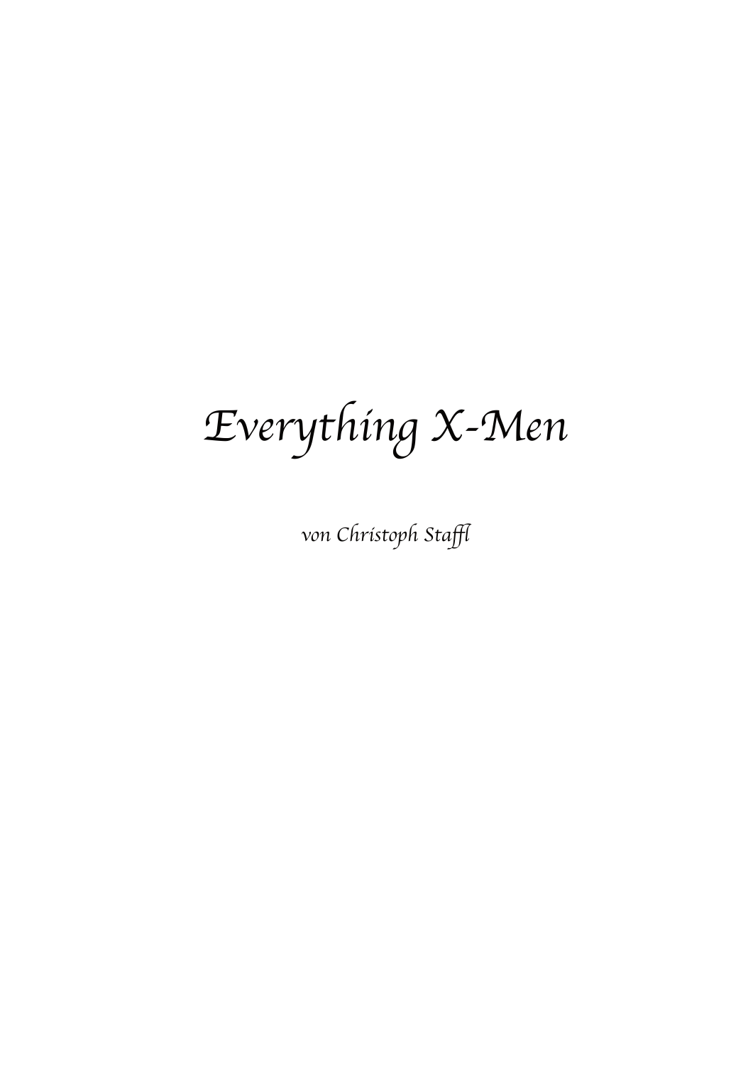# *Everything X-Men*

*von Christoph Staffl*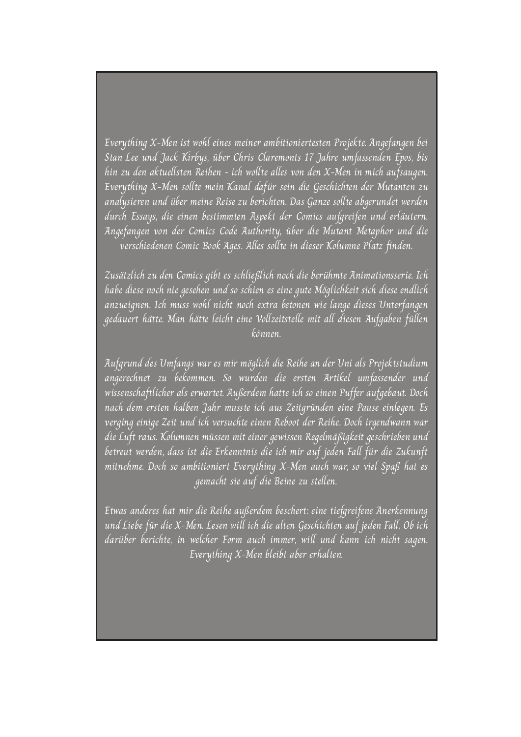*Everything X-Men ist wohl eines meiner ambitioniertesten Projekte. Angefangen bei Stan Lee und Jack Kirbys, über Chris Claremonts 17 Jahre umfassenden Epos, bis hin zu den aktuellsten Reihen - ich wollte alles von den X-Men in mich aufsaugen. Everything X-Men sollte mein Kanal dafür sein die Geschichten der Mutanten zu analysieren und über meine Reise zu berichten. Das Ganze sollte abgerundet werden durch Essays, die einen bestimmten Aspekt der Comics aufgreifen und erläutern. Angefangen von der Comics Code Authority, über die Mutant Metaphor und die verschiedenen Comic Book Ages. Alles sollte in dieser Kolumne Platz finden.*

*Zusätzlich zu den Comics gibt es schließlich noch die berühmte Animationsserie. Ich habe diese noch nie gesehen und so schien es eine gute Möglichkeit sich diese endlich anzueignen. Ich muss wohl nicht noch extra betonen wie lange dieses Unterfangen gedauert hätte. Man hätte leicht eine Vollzeitstelle mit all diesen Aufgaben füllen können.*

*Aufgrund des Umfangs war es mir möglich die Reihe an der Uni als Projektstudium angerechnet zu bekommen. So wurden die ersten Artikel umfassender und wissenschaftlicher als erwartet. Außerdem hatte ich so einen Puffer aufgebaut. Doch nach dem ersten halben Jahr musste ich aus Zeitgründen eine Pause einlegen. Es verging einige Zeit und ich versuchte einen Reboot der Reihe. Doch irgendwann war die Luft raus. Kolumnen müssen mit einer gewissen Regelmäßigkeit geschrieben und betreut werden, dass ist die Erkenntnis die ich mir auf jeden Fall für die Zukunft mitnehme. Doch so ambitioniert Everything X-Men auch war, so viel Spaß hat es gemacht sie auf die Beine zu stellen.*

*Etwas anderes hat mir die Reihe außerdem beschert: eine tiefgreifene Anerkennung und Liebe für die X-Men. Lesen will ich die alten Geschichten auf jeden Fall. Ob ich darüber berichte, in welcher Form auch immer, will und kann ich nicht sagen. Everything X-Men bleibt aber erhalten.*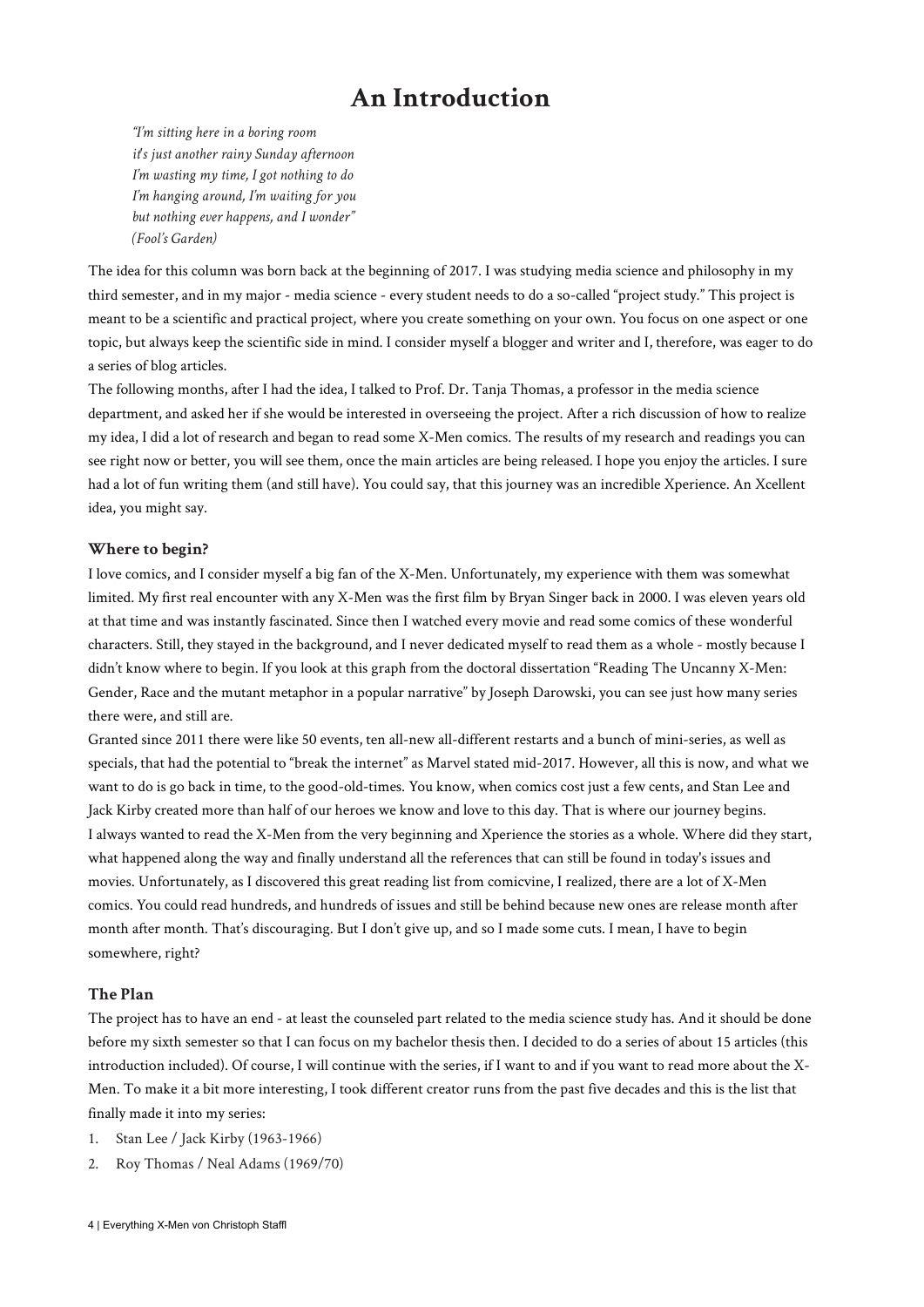# An Introduction

*"I'm sitting here in a boring room*
*it's just another rainy Sunday afternoon*
*I'm wasting my time, I got nothing to do*
*I'm hanging around, I'm waiting for you*
*but nothing ever happens, and I wonder"*
*(Fool's Garden)*

The idea for this column was born back at the beginning of 2017. I was studying media science and philosophy in my third semester, and in my major - media science - every student needs to do a so-called "project study." This project is meant to be a scientific and practical project, where you create something on your own. You focus on one aspect or one topic, but always keep the scientific side in mind. I consider myself a blogger and writer and I, therefore, was eager to do a series of blog articles.

The following months, after I had the idea, I talked to Prof. Dr. Tanja Thomas, a professor in the media science department, and asked her if she would be interested in overseeing the project. After a rich discussion of how to realize my idea, I did a lot of research and began to read some X-Men comics. The results of my research and readings you can see right now or better, you will see them, once the main articles are being released. I hope you enjoy the articles. I sure had a lot of fun writing them (and still have). You could say, that this journey was an incredible Xperience. An Xcellent idea, you might say.

### Where to begin?

I love comics, and I consider myself a big fan of the X-Men. Unfortunately, my experience with them was somewhat limited. My first real encounter with any X-Men was the first film by Bryan Singer back in 2000. I was eleven years old at that time and was instantly fascinated. Since then I watched every movie and read some comics of these wonderful characters. Still, they stayed in the background, and I never dedicated myself to read them as a whole - mostly because I didn't know where to begin. If you look at this graph from the doctoral dissertation "Reading The Uncanny X-Men: Gender, Race and the mutant metaphor in a popular narrative" by Joseph Darowski, you can see just how many series there were, and still are.

Granted since 2011 there were like 50 events, ten all-new all-different restarts and a bunch of mini-series, as well as specials, that had the potential to "break the internet" as Marvel stated mid-2017. However, all this is now, and what we want to do is go back in time, to the good-old-times. You know, when comics cost just a few cents, and Stan Lee and Jack Kirby created more than half of our heroes we know and love to this day. That is where our journey begins.

I always wanted to read the X-Men from the very beginning and Xperience the stories as a whole. Where did they start, what happened along the way and finally understand all the references that can still be found in today's issues and movies. Unfortunately, as I discovered this great reading list from comicvine, I realized, there are a lot of X-Men comics. You could read hundreds, and hundreds of issues and still be behind because new ones are release month after month after month. That's discouraging. But I don't give up, and so I made some cuts. I mean, I have to begin somewhere, right?

### The Plan

The project has to have an end - at least the counseled part related to the media science study has. And it should be done before my sixth semester so that I can focus on my bachelor thesis then. I decided to do a series of about 15 articles (this introduction included). Of course, I will continue with the series, if I want to and if you want to read more about the X-Men. To make it a bit more interesting, I took different creator runs from the past five decades and this is the list that finally made it into my series:

1. Stan Lee / Jack Kirby (1963-1966)
2. Roy Thomas / Neal Adams (1969/70)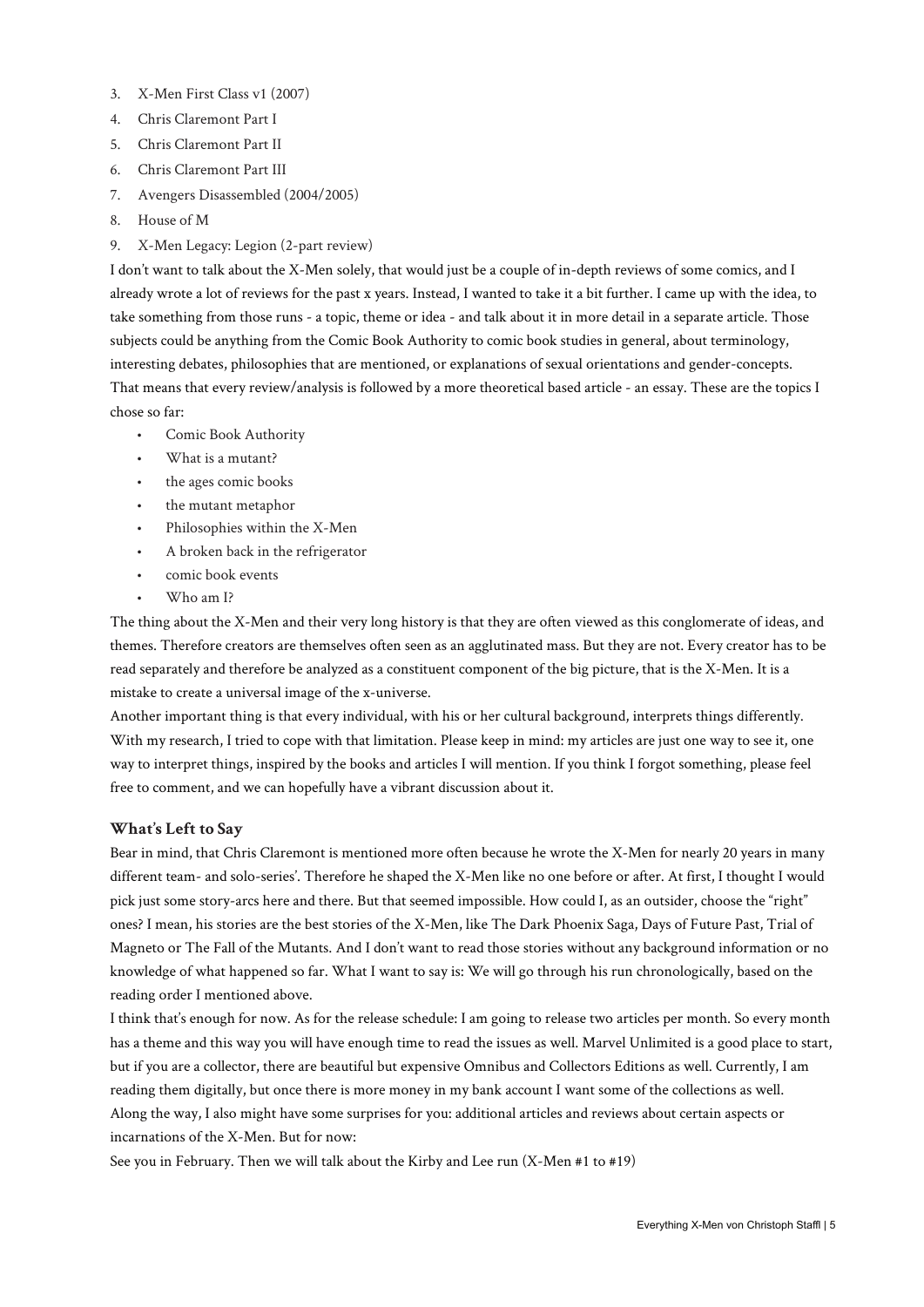3. X-Men First Class v1 (2007)
4. Chris Claremont Part I
5. Chris Claremont Part II
6. Chris Claremont Part III
7. Avengers Disassembled (2004/2005)
8. House of M
9. X-Men Legacy: Legion (2-part review)

I don't want to talk about the X-Men solely, that would just be a couple of in-depth reviews of some comics, and I already wrote a lot of reviews for the past x years. Instead, I wanted to take it a bit further. I came up with the idea, to take something from those runs - a topic, theme or idea - and talk about it in more detail in a separate article. Those subjects could be anything from the Comic Book Authority to comic book studies in general, about terminology, interesting debates, philosophies that are mentioned, or explanations of sexual orientations and gender-concepts. That means that every review/analysis is followed by a more theoretical based article - an essay. These are the topics I chose so far:

- Comic Book Authority
- What is a mutant?
- the ages comic books
- the mutant metaphor
- Philosophies within the X-Men
- A broken back in the refrigerator
- comic book events
- Who am I?

The thing about the X-Men and their very long history is that they are often viewed as this conglomerate of ideas, and themes. Therefore creators are themselves often seen as an agglutinated mass. But they are not. Every creator has to be read separately and therefore be analyzed as a constituent component of the big picture, that is the X-Men. It is a mistake to create a universal image of the x-universe.

Another important thing is that every individual, with his or her cultural background, interprets things differently. With my research, I tried to cope with that limitation. Please keep in mind: my articles are just one way to see it, one way to interpret things, inspired by the books and articles I will mention. If you think I forgot something, please feel free to comment, and we can hopefully have a vibrant discussion about it.

### What's Left to Say

Bear in mind, that Chris Claremont is mentioned more often because he wrote the X-Men for nearly 20 years in many different team- and solo-series'. Therefore he shaped the X-Men like no one before or after. At first, I thought I would pick just some story-arcs here and there. But that seemed impossible. How could I, as an outsider, choose the "right" ones? I mean, his stories are the best stories of the X-Men, like The Dark Phoenix Saga, Days of Future Past, Trial of Magneto or The Fall of the Mutants. And I don't want to read those stories without any background information or no knowledge of what happened so far. What I want to say is: We will go through his run chronologically, based on the reading order I mentioned above.

I think that's enough for now. As for the release schedule: I am going to release two articles per month. So every month has a theme and this way you will have enough time to read the issues as well. Marvel Unlimited is a good place to start, but if you are a collector, there are beautiful but expensive Omnibus and Collectors Editions as well. Currently, I am reading them digitally, but once there is more money in my bank account I want some of the collections as well.

Along the way, I also might have some surprises for you: additional articles and reviews about certain aspects or incarnations of the X-Men. But for now:

See you in February. Then we will talk about the Kirby and Lee run (X-Men #1 to #19)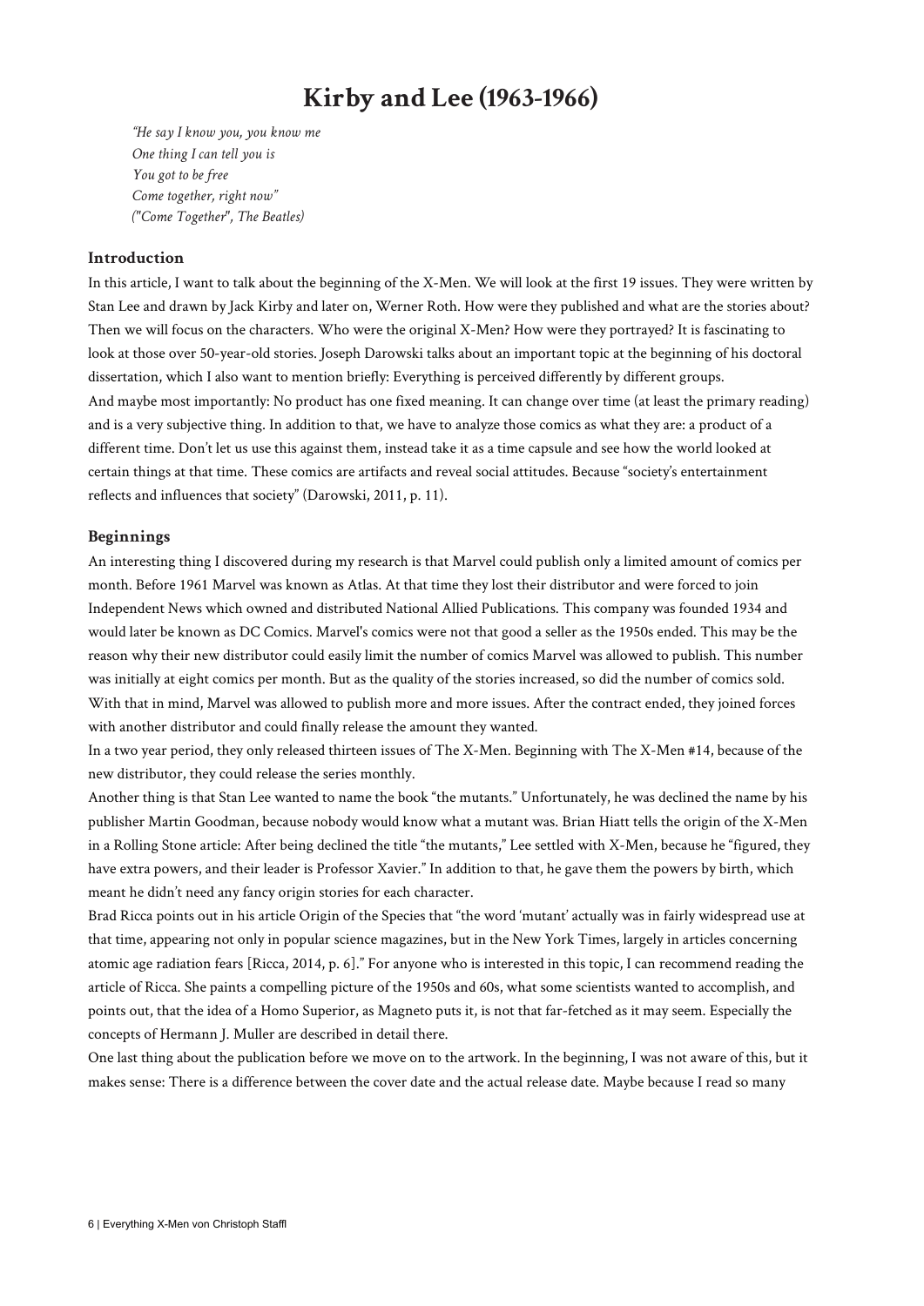# Kirby and Lee (1963-1966)

*"He say I know you, you know me*
*One thing I can tell you is*
*You got to be free*
*Come together, right now"*
*("Come Together", The Beatles)*

### Introduction

In this article, I want to talk about the beginning of the X-Men. We will look at the first 19 issues. They were written by Stan Lee and drawn by Jack Kirby and later on, Werner Roth. How were they published and what are the stories about? Then we will focus on the characters. Who were the original X-Men? How were they portrayed? It is fascinating to look at those over 50-year-old stories. Joseph Darowski talks about an important topic at the beginning of his doctoral dissertation, which I also want to mention briefly: Everything is perceived differently by different groups.
And maybe most importantly: No product has one fixed meaning. It can change over time (at least the primary reading) and is a very subjective thing. In addition to that, we have to analyze those comics as what they are: a product of a different time. Don't let us use this against them, instead take it as a time capsule and see how the world looked at certain things at that time. These comics are artifacts and reveal social attitudes. Because "society's entertainment reflects and influences that society" (Darowski, 2011, p. 11).

### Beginnings

An interesting thing I discovered during my research is that Marvel could publish only a limited amount of comics per month. Before 1961 Marvel was known as Atlas. At that time they lost their distributor and were forced to join Independent News which owned and distributed National Allied Publications. This company was founded 1934 and would later be known as DC Comics. Marvel's comics were not that good a seller as the 1950s ended. This may be the reason why their new distributor could easily limit the number of comics Marvel was allowed to publish. This number was initially at eight comics per month. But as the quality of the stories increased, so did the number of comics sold. With that in mind, Marvel was allowed to publish more and more issues. After the contract ended, they joined forces with another distributor and could finally release the amount they wanted.
In a two year period, they only released thirteen issues of The X-Men. Beginning with The X-Men #14, because of the new distributor, they could release the series monthly.
Another thing is that Stan Lee wanted to name the book "the mutants." Unfortunately, he was declined the name by his publisher Martin Goodman, because nobody would know what a mutant was. Brian Hiatt tells the origin of the X-Men in a Rolling Stone article: After being declined the title "the mutants," Lee settled with X-Men, because he "figured, they have extra powers, and their leader is Professor Xavier." In addition to that, he gave them the powers by birth, which meant he didn't need any fancy origin stories for each character.
Brad Ricca points out in his article Origin of the Species that "the word 'mutant' actually was in fairly widespread use at that time, appearing not only in popular science magazines, but in the New York Times, largely in articles concerning atomic age radiation fears [Ricca, 2014, p. 6]." For anyone who is interested in this topic, I can recommend reading the article of Ricca. She paints a compelling picture of the 1950s and 60s, what some scientists wanted to accomplish, and points out, that the idea of a Homo Superior, as Magneto puts it, is not that far-fetched as it may seem. Especially the concepts of Hermann J. Muller are described in detail there.
One last thing about the publication before we move on to the artwork. In the beginning, I was not aware of this, but it makes sense: There is a difference between the cover date and the actual release date. Maybe because I read so many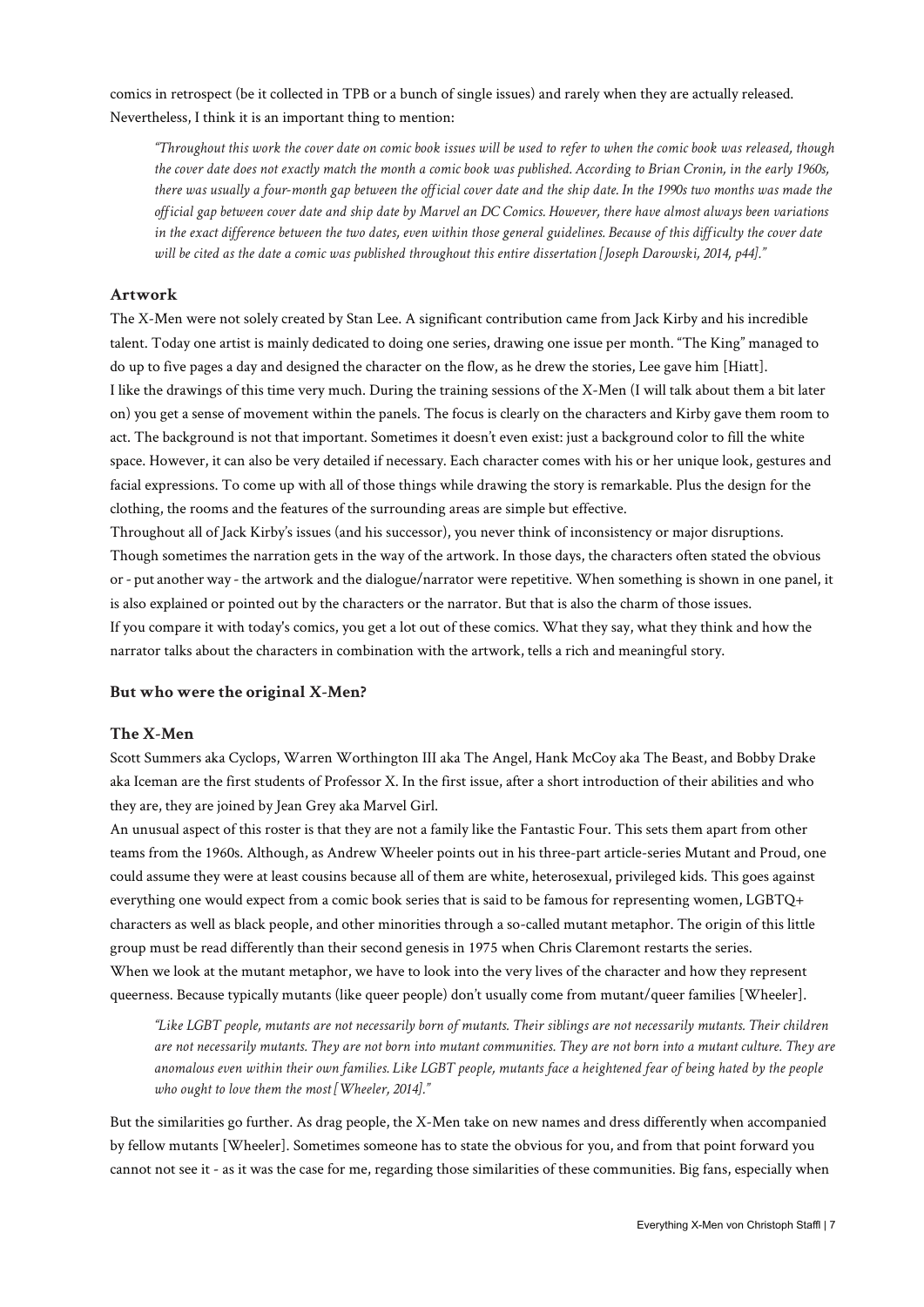comics in retrospect (be it collected in TPB or a bunch of single issues) and rarely when they are actually released. Nevertheless, I think it is an important thing to mention:

> *"Throughout this work the cover date on comic book issues will be used to refer to when the comic book was released, though the cover date does not exactly match the month a comic book was published. According to Brian Cronin, in the early 1960s, there was usually a four-month gap between the official cover date and the ship date. In the 1990s two months was made the official gap between cover date and ship date by Marvel an DC Comics. However, there have almost always been variations in the exact difference between the two dates, even within those general guidelines. Because of this difficulty the cover date will be cited as the date a comic was published throughout this entire dissertation [Joseph Darowski, 2014, p44]."*

### Artwork

The X-Men were not solely created by Stan Lee. A significant contribution came from Jack Kirby and his incredible talent. Today one artist is mainly dedicated to doing one series, drawing one issue per month. "The King" managed to do up to five pages a day and designed the character on the flow, as he drew the stories, Lee gave him [Hiatt].
I like the drawings of this time very much. During the training sessions of the X-Men (I will talk about them a bit later on) you get a sense of movement within the panels. The focus is clearly on the characters and Kirby gave them room to act. The background is not that important. Sometimes it doesn't even exist: just a background color to fill the white space. However, it can also be very detailed if necessary. Each character comes with his or her unique look, gestures and facial expressions. To come up with all of those things while drawing the story is remarkable. Plus the design for the clothing, the rooms and the features of the surrounding areas are simple but effective.
Throughout all of Jack Kirby's issues (and his successor), you never think of inconsistency or major disruptions. Though sometimes the narration gets in the way of the artwork. In those days, the characters often stated the obvious or - put another way - the artwork and the dialogue/narrator were repetitive. When something is shown in one panel, it is also explained or pointed out by the characters or the narrator. But that is also the charm of those issues.
If you compare it with today's comics, you get a lot out of these comics. What they say, what they think and how the narrator talks about the characters in combination with the artwork, tells a rich and meaningful story.

### But who were the original X-Men?

### The X-Men

Scott Summers aka Cyclops, Warren Worthington III aka The Angel, Hank McCoy aka The Beast, and Bobby Drake aka Iceman are the first students of Professor X. In the first issue, after a short introduction of their abilities and who they are, they are joined by Jean Grey aka Marvel Girl.
An unusual aspect of this roster is that they are not a family like the Fantastic Four. This sets them apart from other teams from the 1960s. Although, as Andrew Wheeler points out in his three-part article-series Mutant and Proud, one could assume they were at least cousins because all of them are white, heterosexual, privileged kids. This goes against everything one would expect from a comic book series that is said to be famous for representing women, LGBTQ+ characters as well as black people, and other minorities through a so-called mutant metaphor. The origin of this little group must be read differently than their second genesis in 1975 when Chris Claremont restarts the series.
When we look at the mutant metaphor, we have to look into the very lives of the character and how they represent queerness. Because typically mutants (like queer people) don't usually come from mutant/queer families [Wheeler].

> *"Like LGBT people, mutants are not necessarily born of mutants. Their siblings are not necessarily mutants. Their children are not necessarily mutants. They are not born into mutant communities. They are not born into a mutant culture. They are anomalous even within their own families. Like LGBT people, mutants face a heightened fear of being hated by the people who ought to love them the most [Wheeler, 2014]."*

But the similarities go further. As drag people, the X-Men take on new names and dress differently when accompanied by fellow mutants [Wheeler]. Sometimes someone has to state the obvious for you, and from that point forward you cannot not see it - as it was the case for me, regarding those similarities of these communities. Big fans, especially when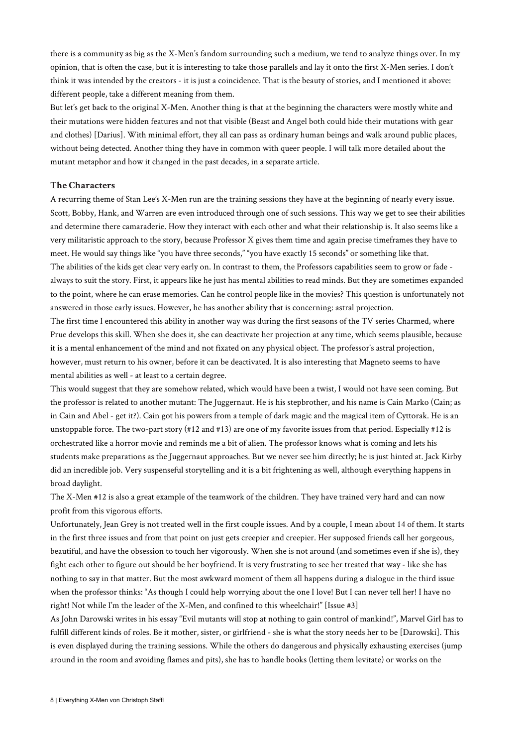there is a community as big as the X-Men's fandom surrounding such a medium, we tend to analyze things over. In my opinion, that is often the case, but it is interesting to take those parallels and lay it onto the first X-Men series. I don't think it was intended by the creators - it is just a coincidence. That is the beauty of stories, and I mentioned it above: different people, take a different meaning from them.

But let's get back to the original X-Men. Another thing is that at the beginning the characters were mostly white and their mutations were hidden features and not that visible (Beast and Angel both could hide their mutations with gear and clothes) [Darius]. With minimal effort, they all can pass as ordinary human beings and walk around public places, without being detected. Another thing they have in common with queer people. I will talk more detailed about the mutant metaphor and how it changed in the past decades, in a separate article.

### The Characters

A recurring theme of Stan Lee's X-Men run are the training sessions they have at the beginning of nearly every issue. Scott, Bobby, Hank, and Warren are even introduced through one of such sessions. This way we get to see their abilities and determine there camaraderie. How they interact with each other and what their relationship is. It also seems like a very militaristic approach to the story, because Professor X gives them time and again precise timeframes they have to meet. He would say things like "you have three seconds," "you have exactly 15 seconds" or something like that.

The abilities of the kids get clear very early on. In contrast to them, the Professors capabilities seem to grow or fade - always to suit the story. First, it appears like he just has mental abilities to read minds. But they are sometimes expanded to the point, where he can erase memories. Can he control people like in the movies? This question is unfortunately not answered in those early issues. However, he has another ability that is concerning: astral projection.

The first time I encountered this ability in another way was during the first seasons of the TV series Charmed, where Prue develops this skill. When she does it, she can deactivate her projection at any time, which seems plausible, because it is a mental enhancement of the mind and not fixated on any physical object. The professor's astral projection, however, must return to his owner, before it can be deactivated. It is also interesting that Magneto seems to have mental abilities as well - at least to a certain degree.

This would suggest that they are somehow related, which would have been a twist, I would not have seen coming. But the professor is related to another mutant: The Juggernaut. He is his stepbrother, and his name is Cain Marko (Cain; as in Cain and Abel - get it?). Cain got his powers from a temple of dark magic and the magical item of Cyttorak. He is an unstoppable force. The two-part story (#12 and #13) are one of my favorite issues from that period. Especially #12 is orchestrated like a horror movie and reminds me a bit of alien. The professor knows what is coming and lets his students make preparations as the Juggernaut approaches. But we never see him directly; he is just hinted at. Jack Kirby did an incredible job. Very suspenseful storytelling and it is a bit frightening as well, although everything happens in broad daylight.

The X-Men #12 is also a great example of the teamwork of the children. They have trained very hard and can now profit from this vigorous efforts.

Unfortunately, Jean Grey is not treated well in the first couple issues. And by a couple, I mean about 14 of them. It starts in the first three issues and from that point on just gets creepier and creepier. Her supposed friends call her gorgeous, beautiful, and have the obsession to touch her vigorously. When she is not around (and sometimes even if she is), they fight each other to figure out should be her boyfriend. It is very frustrating to see her treated that way - like she has nothing to say in that matter. But the most awkward moment of them all happens during a dialogue in the third issue when the professor thinks: "As though I could help worrying about the one I love! But I can never tell her! I have no right! Not while I'm the leader of the X-Men, and confined to this wheelchair!" [Issue #3]

As John Darowski writes in his essay "Evil mutants will stop at nothing to gain control of mankind!", Marvel Girl has to fulfill different kinds of roles. Be it mother, sister, or girlfriend - she is what the story needs her to be [Darowski]. This is even displayed during the training sessions. While the others do dangerous and physically exhausting exercises (jump around in the room and avoiding flames and pits), she has to handle books (letting them levitate) or works on the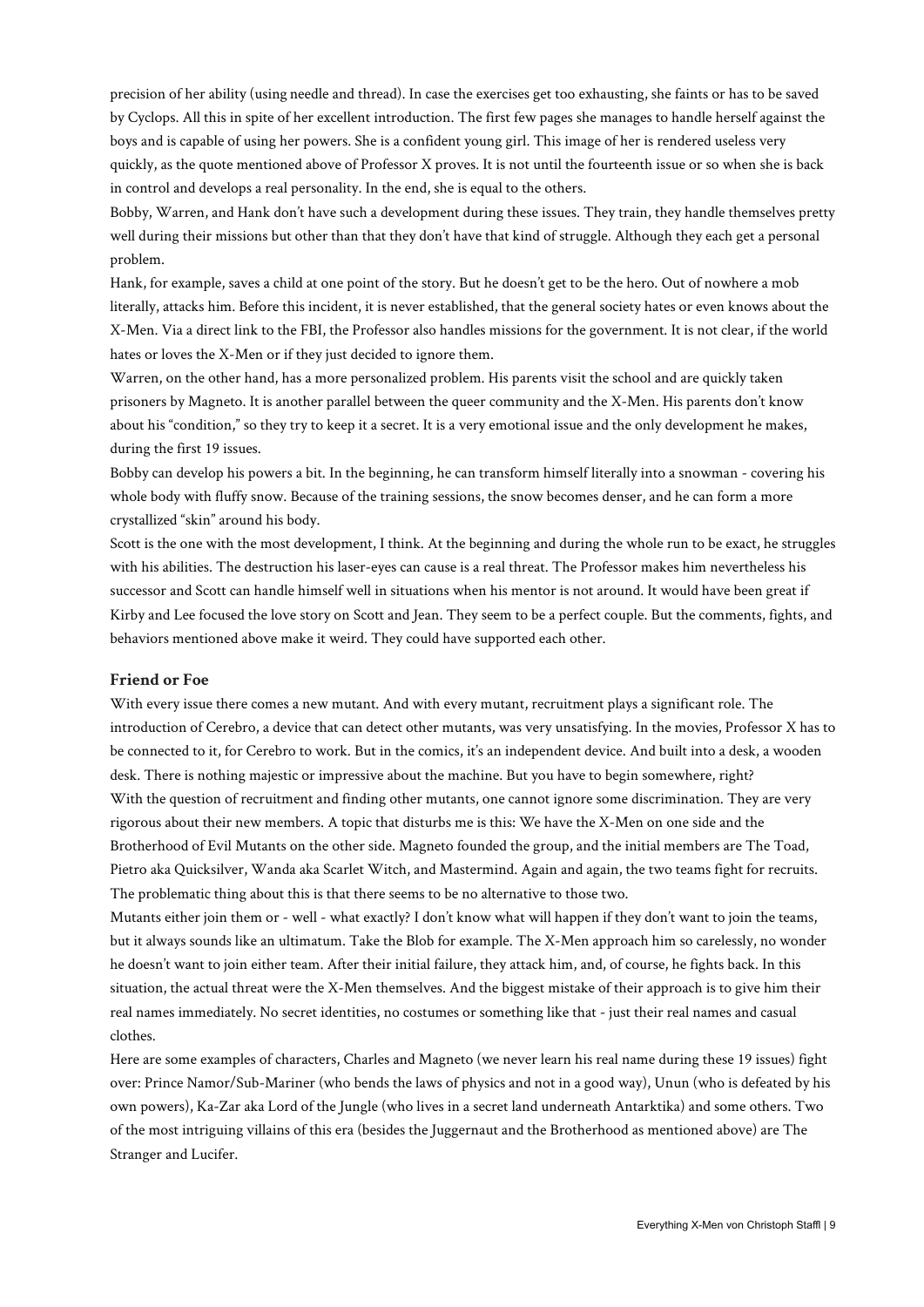precision of her ability (using needle and thread). In case the exercises get too exhausting, she faints or has to be saved by Cyclops. All this in spite of her excellent introduction. The first few pages she manages to handle herself against the boys and is capable of using her powers. She is a confident young girl. This image of her is rendered useless very quickly, as the quote mentioned above of Professor X proves. It is not until the fourteenth issue or so when she is back in control and develops a real personality. In the end, she is equal to the others.

Bobby, Warren, and Hank don't have such a development during these issues. They train, they handle themselves pretty well during their missions but other than that they don't have that kind of struggle. Although they each get a personal problem.

Hank, for example, saves a child at one point of the story. But he doesn't get to be the hero. Out of nowhere a mob literally, attacks him. Before this incident, it is never established, that the general society hates or even knows about the X-Men. Via a direct link to the FBI, the Professor also handles missions for the government. It is not clear, if the world hates or loves the X-Men or if they just decided to ignore them.

Warren, on the other hand, has a more personalized problem. His parents visit the school and are quickly taken prisoners by Magneto. It is another parallel between the queer community and the X-Men. His parents don't know about his "condition," so they try to keep it a secret. It is a very emotional issue and the only development he makes, during the first 19 issues.

Bobby can develop his powers a bit. In the beginning, he can transform himself literally into a snowman - covering his whole body with fluffy snow. Because of the training sessions, the snow becomes denser, and he can form a more crystallized "skin" around his body.

Scott is the one with the most development, I think. At the beginning and during the whole run to be exact, he struggles with his abilities. The destruction his laser-eyes can cause is a real threat. The Professor makes him nevertheless his successor and Scott can handle himself well in situations when his mentor is not around. It would have been great if Kirby and Lee focused the love story on Scott and Jean. They seem to be a perfect couple. But the comments, fights, and behaviors mentioned above make it weird. They could have supported each other.

### Friend or Foe

With every issue there comes a new mutant. And with every mutant, recruitment plays a significant role. The introduction of Cerebro, a device that can detect other mutants, was very unsatisfying. In the movies, Professor X has to be connected to it, for Cerebro to work. But in the comics, it's an independent device. And built into a desk, a wooden desk. There is nothing majestic or impressive about the machine. But you have to begin somewhere, right?

With the question of recruitment and finding other mutants, one cannot ignore some discrimination. They are very rigorous about their new members. A topic that disturbs me is this: We have the X-Men on one side and the Brotherhood of Evil Mutants on the other side. Magneto founded the group, and the initial members are The Toad, Pietro aka Quicksilver, Wanda aka Scarlet Witch, and Mastermind. Again and again, the two teams fight for recruits. The problematic thing about this is that there seems to be no alternative to those two.

Mutants either join them or - well - what exactly? I don't know what will happen if they don't want to join the teams, but it always sounds like an ultimatum. Take the Blob for example. The X-Men approach him so carelessly, no wonder he doesn't want to join either team. After their initial failure, they attack him, and, of course, he fights back. In this situation, the actual threat were the X-Men themselves. And the biggest mistake of their approach is to give him their real names immediately. No secret identities, no costumes or something like that - just their real names and casual clothes.

Here are some examples of characters, Charles and Magneto (we never learn his real name during these 19 issues) fight over: Prince Namor/Sub-Mariner (who bends the laws of physics and not in a good way), Unun (who is defeated by his own powers), Ka-Zar aka Lord of the Jungle (who lives in a secret land underneath Antarktika) and some others. Two of the most intriguing villains of this era (besides the Juggernaut and the Brotherhood as mentioned above) are The Stranger and Lucifer.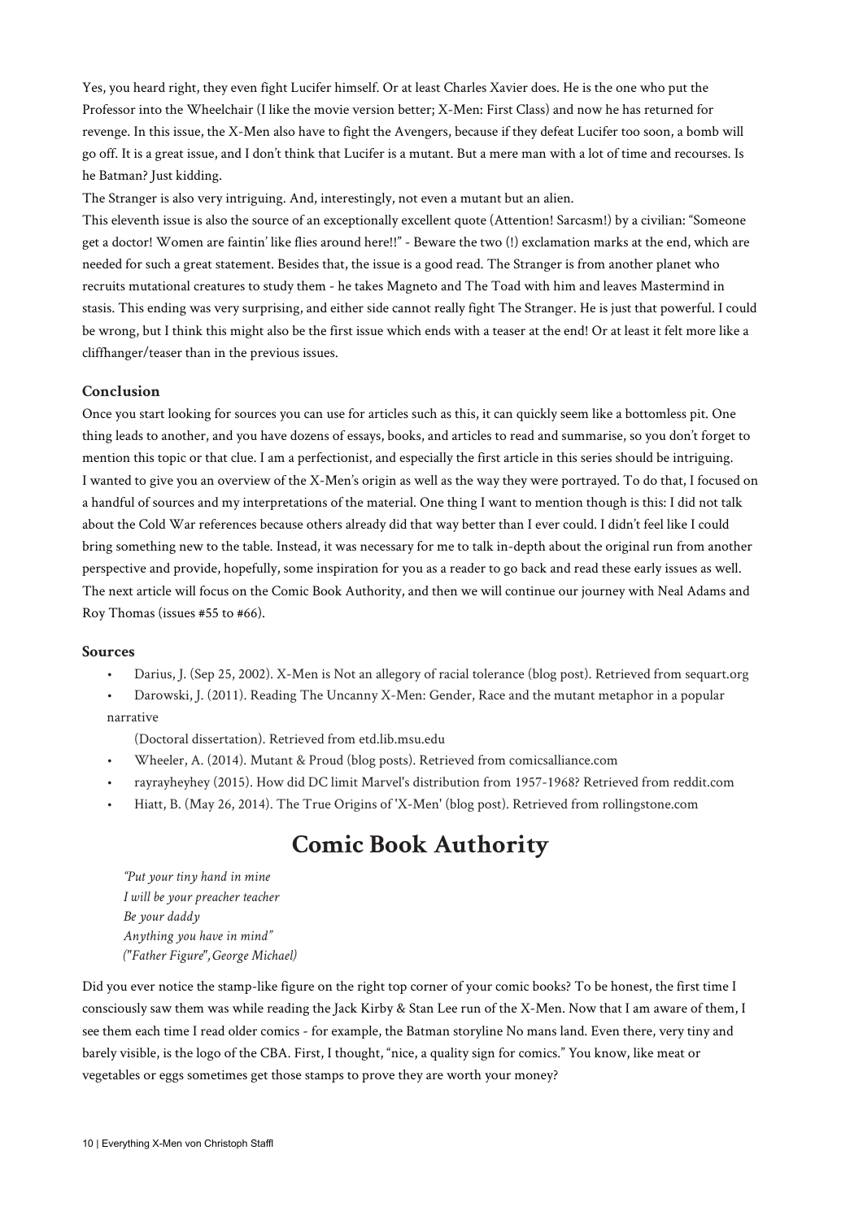Yes, you heard right, they even fight Lucifer himself. Or at least Charles Xavier does. He is the one who put the Professor into the Wheelchair (I like the movie version better; X-Men: First Class) and now he has returned for revenge. In this issue, the X-Men also have to fight the Avengers, because if they defeat Lucifer too soon, a bomb will go off. It is a great issue, and I don't think that Lucifer is a mutant. But a mere man with a lot of time and recourses. Is he Batman? Just kidding.

The Stranger is also very intriguing. And, interestingly, not even a mutant but an alien.

This eleventh issue is also the source of an exceptionally excellent quote (Attention! Sarcasm!) by a civilian: "Someone get a doctor! Women are faintin' like flies around here!!" - Beware the two (!) exclamation marks at the end, which are needed for such a great statement. Besides that, the issue is a good read. The Stranger is from another planet who recruits mutational creatures to study them - he takes Magneto and The Toad with him and leaves Mastermind in stasis. This ending was very surprising, and either side cannot really fight The Stranger. He is just that powerful. I could be wrong, but I think this might also be the first issue which ends with a teaser at the end! Or at least it felt more like a cliffhanger/teaser than in the previous issues.

### Conclusion

Once you start looking for sources you can use for articles such as this, it can quickly seem like a bottomless pit. One thing leads to another, and you have dozens of essays, books, and articles to read and summarise, so you don't forget to mention this topic or that clue. I am a perfectionist, and especially the first article in this series should be intriguing. I wanted to give you an overview of the X-Men's origin as well as the way they were portrayed. To do that, I focused on a handful of sources and my interpretations of the material. One thing I want to mention though is this: I did not talk about the Cold War references because others already did that way better than I ever could. I didn't feel like I could bring something new to the table. Instead, it was necessary for me to talk in-depth about the original run from another perspective and provide, hopefully, some inspiration for you as a reader to go back and read these early issues as well. The next article will focus on the Comic Book Authority, and then we will continue our journey with Neal Adams and Roy Thomas (issues #55 to #66).

### Sources

- Darius, J. (Sep 25, 2002). X-Men is Not an allegory of racial tolerance (blog post). Retrieved from sequart.org
- Darowski, J. (2011). Reading The Uncanny X-Men: Gender, Race and the mutant metaphor in a popular narrative

  (Doctoral dissertation). Retrieved from etd.lib.msu.edu
- Wheeler, A. (2014). Mutant & Proud (blog posts). Retrieved from comicsalliance.com
- rayrayheyhey (2015). How did DC limit Marvel's distribution from 1957-1968? Retrieved from reddit.com
- Hiatt, B. (May 26, 2014). The True Origins of 'X-Men' (blog post). Retrieved from rollingstone.com

## Comic Book Authority

> *"Put your tiny hand in mine*
> *I will be your preacher teacher*
> *Be your daddy*
> *Anything you have in mind"*
> *("Father Figure", George Michael)*

Did you ever notice the stamp-like figure on the right top corner of your comic books? To be honest, the first time I consciously saw them was while reading the Jack Kirby & Stan Lee run of the X-Men. Now that I am aware of them, I see them each time I read older comics - for example, the Batman storyline No mans land. Even there, very tiny and barely visible, is the logo of the CBA. First, I thought, "nice, a quality sign for comics." You know, like meat or vegetables or eggs sometimes get those stamps to prove they are worth your money?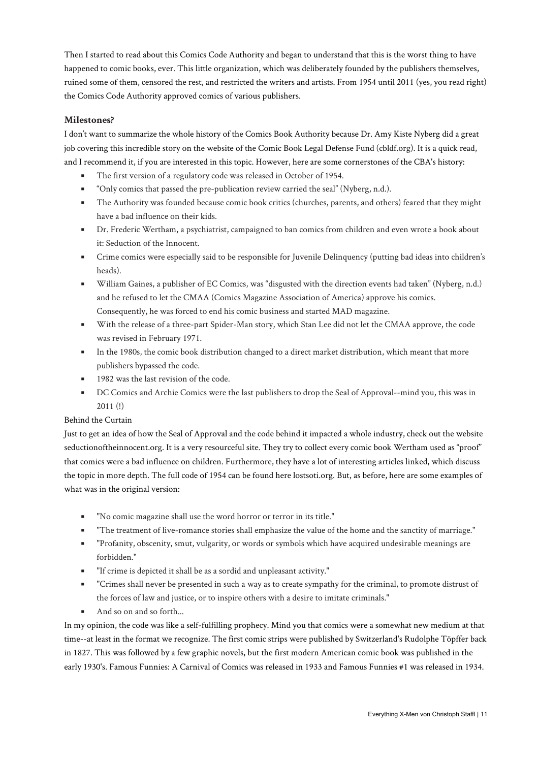Then I started to read about this Comics Code Authority and began to understand that this is the worst thing to have happened to comic books, ever. This little organization, which was deliberately founded by the publishers themselves, ruined some of them, censored the rest, and restricted the writers and artists. From 1954 until 2011 (yes, you read right) the Comics Code Authority approved comics of various publishers.

### Milestones?

I don't want to summarize the whole history of the Comics Book Authority because Dr. Amy Kiste Nyberg did a great job covering this incredible story on the website of the Comic Book Legal Defense Fund (cbldf.org). It is a quick read, and I recommend it, if you are interested in this topic. However, here are some cornerstones of the CBA's history:

- The first version of a regulatory code was released in October of 1954.
- "Only comics that passed the pre-publication review carried the seal" (Nyberg, n.d.).
- The Authority was founded because comic book critics (churches, parents, and others) feared that they might have a bad influence on their kids.
- Dr. Frederic Wertham, a psychiatrist, campaigned to ban comics from children and even wrote a book about it: Seduction of the Innocent.
- Crime comics were especially said to be responsible for Juvenile Delinquency (putting bad ideas into children's heads).
- William Gaines, a publisher of EC Comics, was "disgusted with the direction events had taken" (Nyberg, n.d.) and he refused to let the CMAA (Comics Magazine Association of America) approve his comics. Consequently, he was forced to end his comic business and started MAD magazine.
- With the release of a three-part Spider-Man story, which Stan Lee did not let the CMAA approve, the code was revised in February 1971.
- In the 1980s, the comic book distribution changed to a direct market distribution, which meant that more publishers bypassed the code.
- 1982 was the last revision of the code.
- DC Comics and Archie Comics were the last publishers to drop the Seal of Approval--mind you, this was in 2011 (!)

Behind the Curtain

Just to get an idea of how the Seal of Approval and the code behind it impacted a whole industry, check out the website seductionoftheinnocent.org. It is a very resourceful site. They try to collect every comic book Wertham used as "proof" that comics were a bad influence on children. Furthermore, they have a lot of interesting articles linked, which discuss the topic in more depth. The full code of 1954 can be found here lostsoti.org. But, as before, here are some examples of what was in the original version:

- "No comic magazine shall use the word horror or terror in its title."
- "The treatment of live-romance stories shall emphasize the value of the home and the sanctity of marriage."
- "Profanity, obscenity, smut, vulgarity, or words or symbols which have acquired undesirable meanings are forbidden."
- "If crime is depicted it shall be as a sordid and unpleasant activity."
- "Crimes shall never be presented in such a way as to create sympathy for the criminal, to promote distrust of the forces of law and justice, or to inspire others with a desire to imitate criminals."
- And so on and so forth...

In my opinion, the code was like a self-fulfilling prophecy. Mind you that comics were a somewhat new medium at that time--at least in the format we recognize. The first comic strips were published by Switzerland's Rudolphe Töpffer back in 1827. This was followed by a few graphic novels, but the first modern American comic book was published in the early 1930's. Famous Funnies: A Carnival of Comics was released in 1933 and Famous Funnies #1 was released in 1934.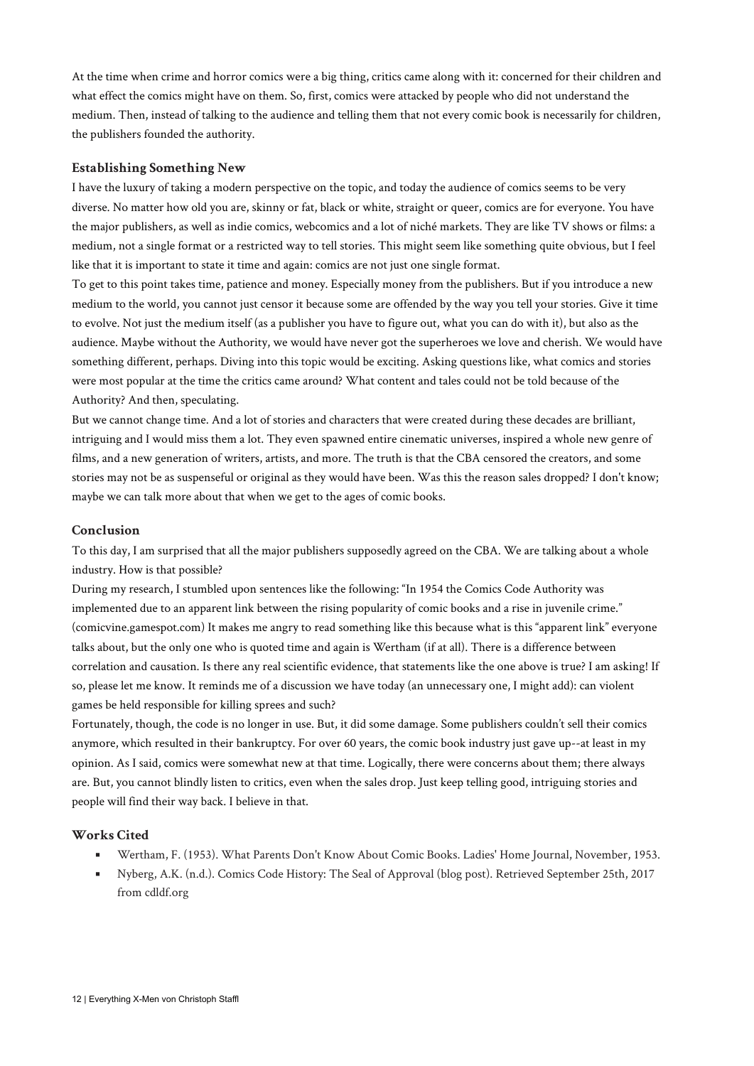At the time when crime and horror comics were a big thing, critics came along with it: concerned for their children and what effect the comics might have on them. So, first, comics were attacked by people who did not understand the medium. Then, instead of talking to the audience and telling them that not every comic book is necessarily for children, the publishers founded the authority.

### Establishing Something New

I have the luxury of taking a modern perspective on the topic, and today the audience of comics seems to be very diverse. No matter how old you are, skinny or fat, black or white, straight or queer, comics are for everyone. You have the major publishers, as well as indie comics, webcomics and a lot of niché markets. They are like TV shows or films: a medium, not a single format or a restricted way to tell stories. This might seem like something quite obvious, but I feel like that it is important to state it time and again: comics are not just one single format.

To get to this point takes time, patience and money. Especially money from the publishers. But if you introduce a new medium to the world, you cannot just censor it because some are offended by the way you tell your stories. Give it time to evolve. Not just the medium itself (as a publisher you have to figure out, what you can do with it), but also as the audience. Maybe without the Authority, we would have never got the superheroes we love and cherish. We would have something different, perhaps. Diving into this topic would be exciting. Asking questions like, what comics and stories were most popular at the time the critics came around? What content and tales could not be told because of the Authority? And then, speculating.

But we cannot change time. And a lot of stories and characters that were created during these decades are brilliant, intriguing and I would miss them a lot. They even spawned entire cinematic universes, inspired a whole new genre of films, and a new generation of writers, artists, and more. The truth is that the CBA censored the creators, and some stories may not be as suspenseful or original as they would have been. Was this the reason sales dropped? I don't know; maybe we can talk more about that when we get to the ages of comic books.

### Conclusion

To this day, I am surprised that all the major publishers supposedly agreed on the CBA. We are talking about a whole industry. How is that possible?

During my research, I stumbled upon sentences like the following: "In 1954 the Comics Code Authority was implemented due to an apparent link between the rising popularity of comic books and a rise in juvenile crime." (comicvine.gamespot.com) It makes me angry to read something like this because what is this "apparent link" everyone talks about, but the only one who is quoted time and again is Wertham (if at all). There is a difference between correlation and causation. Is there any real scientific evidence, that statements like the one above is true? I am asking! If so, please let me know. It reminds me of a discussion we have today (an unnecessary one, I might add): can violent games be held responsible for killing sprees and such?

Fortunately, though, the code is no longer in use. But, it did some damage. Some publishers couldn't sell their comics anymore, which resulted in their bankruptcy. For over 60 years, the comic book industry just gave up--at least in my opinion. As I said, comics were somewhat new at that time. Logically, there were concerns about them; there always are. But, you cannot blindly listen to critics, even when the sales drop. Just keep telling good, intriguing stories and people will find their way back. I believe in that.

### Works Cited

- Wertham, F. (1953). What Parents Don't Know About Comic Books. Ladies' Home Journal, November, 1953.
- Nyberg, A.K. (n.d.). Comics Code History: The Seal of Approval (blog post). Retrieved September 25th, 2017 from cdldf.org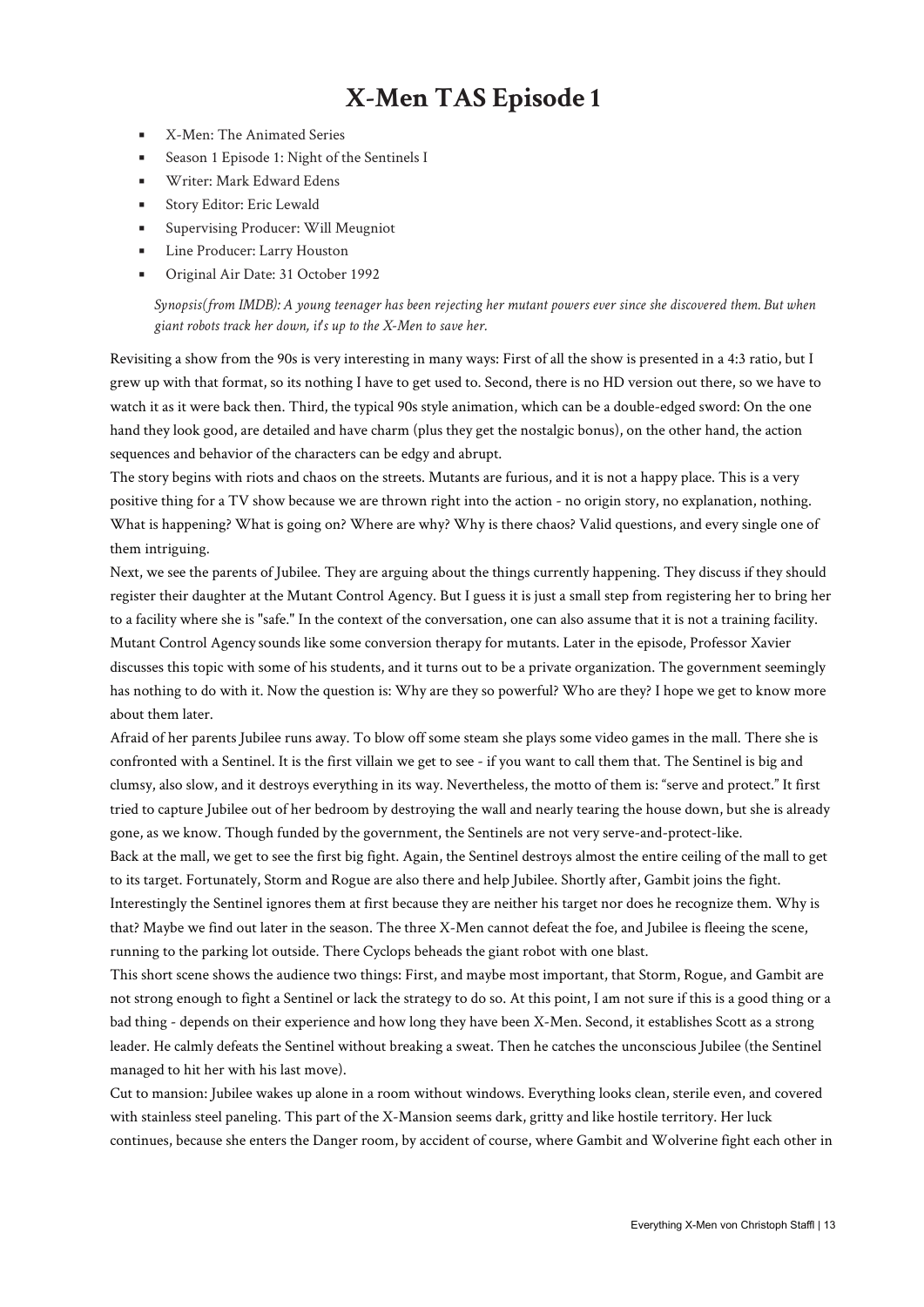# X-Men TAS Episode 1

- X-Men: The Animated Series
- Season 1 Episode 1: Night of the Sentinels I
- Writer: Mark Edward Edens
- Story Editor: Eric Lewald
- Supervising Producer: Will Meugniot
- Line Producer: Larry Houston
- Original Air Date: 31 October 1992

> *Synopsis(from IMDB): A young teenager has been rejecting her mutant powers ever since she discovered them. But when giant robots track her down, it's up to the X-Men to save her.*

Revisiting a show from the 90s is very interesting in many ways: First of all the show is presented in a 4:3 ratio, but I grew up with that format, so its nothing I have to get used to. Second, there is no HD version out there, so we have to watch it as it were back then. Third, the typical 90s style animation, which can be a double-edged sword: On the one hand they look good, are detailed and have charm (plus they get the nostalgic bonus), on the other hand, the action sequences and behavior of the characters can be edgy and abrupt.

The story begins with riots and chaos on the streets. Mutants are furious, and it is not a happy place. This is a very positive thing for a TV show because we are thrown right into the action - no origin story, no explanation, nothing. What is happening? What is going on? Where are why? Why is there chaos? Valid questions, and every single one of them intriguing.

Next, we see the parents of Jubilee. They are arguing about the things currently happening. They discuss if they should register their daughter at the Mutant Control Agency. But I guess it is just a small step from registering her to bring her to a facility where she is "safe." In the context of the conversation, one can also assume that it is not a training facility. Mutant Control Agency sounds like some conversion therapy for mutants. Later in the episode, Professor Xavier discusses this topic with some of his students, and it turns out to be a private organization. The government seemingly has nothing to do with it. Now the question is: Why are they so powerful? Who are they? I hope we get to know more about them later.

Afraid of her parents Jubilee runs away. To blow off some steam she plays some video games in the mall. There she is confronted with a Sentinel. It is the first villain we get to see - if you want to call them that. The Sentinel is big and clumsy, also slow, and it destroys everything in its way. Nevertheless, the motto of them is: "serve and protect." It first tried to capture Jubilee out of her bedroom by destroying the wall and nearly tearing the house down, but she is already gone, as we know. Though funded by the government, the Sentinels are not very serve-and-protect-like.

Back at the mall, we get to see the first big fight. Again, the Sentinel destroys almost the entire ceiling of the mall to get to its target. Fortunately, Storm and Rogue are also there and help Jubilee. Shortly after, Gambit joins the fight. Interestingly the Sentinel ignores them at first because they are neither his target nor does he recognize them. Why is that? Maybe we find out later in the season. The three X-Men cannot defeat the foe, and Jubilee is fleeing the scene, running to the parking lot outside. There Cyclops beheads the giant robot with one blast.

This short scene shows the audience two things: First, and maybe most important, that Storm, Rogue, and Gambit are not strong enough to fight a Sentinel or lack the strategy to do so. At this point, I am not sure if this is a good thing or a bad thing - depends on their experience and how long they have been X-Men. Second, it establishes Scott as a strong leader. He calmly defeats the Sentinel without breaking a sweat. Then he catches the unconscious Jubilee (the Sentinel managed to hit her with his last move).

Cut to mansion: Jubilee wakes up alone in a room without windows. Everything looks clean, sterile even, and covered with stainless steel paneling. This part of the X-Mansion seems dark, gritty and like hostile territory. Her luck continues, because she enters the Danger room, by accident of course, where Gambit and Wolverine fight each other in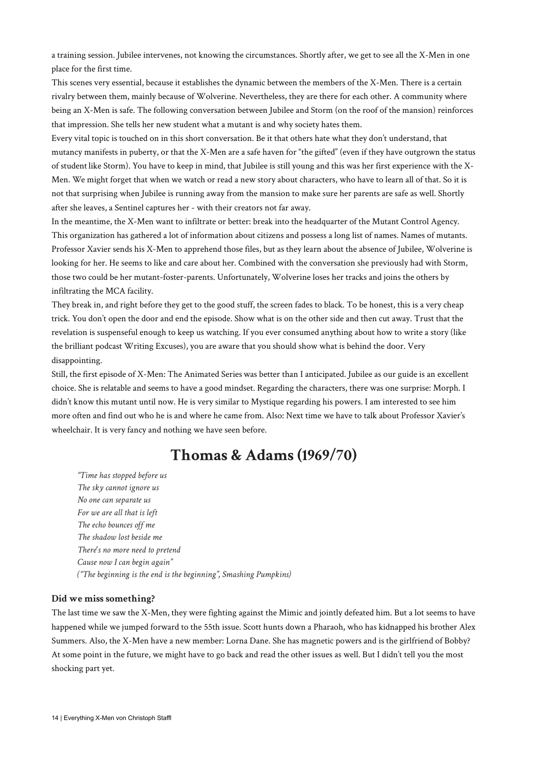a training session. Jubilee intervenes, not knowing the circumstances. Shortly after, we get to see all the X-Men in one place for the first time.

This scenes very essential, because it establishes the dynamic between the members of the X-Men. There is a certain rivalry between them, mainly because of Wolverine. Nevertheless, they are there for each other. A community where being an X-Men is safe. The following conversation between Jubilee and Storm (on the roof of the mansion) reinforces that impression. She tells her new student what a mutant is and why society hates them.

Every vital topic is touched on in this short conversation. Be it that others hate what they don't understand, that mutancy manifests in puberty, or that the X-Men are a safe haven for "the gifted" (even if they have outgrown the status of student like Storm). You have to keep in mind, that Jubilee is still young and this was her first experience with the X-Men. We might forget that when we watch or read a new story about characters, who have to learn all of that. So it is not that surprising when Jubilee is running away from the mansion to make sure her parents are safe as well. Shortly after she leaves, a Sentinel captures her - with their creators not far away.

In the meantime, the X-Men want to infiltrate or better: break into the headquarter of the Mutant Control Agency. This organization has gathered a lot of information about citizens and possess a long list of names. Names of mutants. Professor Xavier sends his X-Men to apprehend those files, but as they learn about the absence of Jubilee, Wolverine is looking for her. He seems to like and care about her. Combined with the conversation she previously had with Storm, those two could be her mutant-foster-parents. Unfortunately, Wolverine loses her tracks and joins the others by infiltrating the MCA facility.

They break in, and right before they get to the good stuff, the screen fades to black. To be honest, this is a very cheap trick. You don't open the door and end the episode. Show what is on the other side and then cut away. Trust that the revelation is suspenseful enough to keep us watching. If you ever consumed anything about how to write a story (like the brilliant podcast Writing Excuses), you are aware that you should show what is behind the door. Very disappointing.

Still, the first episode of X-Men: The Animated Series was better than I anticipated. Jubilee as our guide is an excellent choice. She is relatable and seems to have a good mindset. Regarding the characters, there was one surprise: Morph. I didn't know this mutant until now. He is very similar to Mystique regarding his powers. I am interested to see him more often and find out who he is and where he came from. Also: Next time we have to talk about Professor Xavier's wheelchair. It is very fancy and nothing we have seen before.

# Thomas & Adams (1969/70)

*"Time has stopped before us*
*The sky cannot ignore us*
*No one can separate us*
*For we are all that is left*
*The echo bounces off me*
*The shadow lost beside me*
*There's no more need to pretend*
*Cause now I can begin again"*
*("The beginning is the end is the beginning", Smashing Pumpkins)*

### Did we miss something?

The last time we saw the X-Men, they were fighting against the Mimic and jointly defeated him. But a lot seems to have happened while we jumped forward to the 55th issue. Scott hunts down a Pharaoh, who has kidnapped his brother Alex Summers. Also, the X-Men have a new member: Lorna Dane. She has magnetic powers and is the girlfriend of Bobby? At some point in the future, we might have to go back and read the other issues as well. But I didn't tell you the most shocking part yet.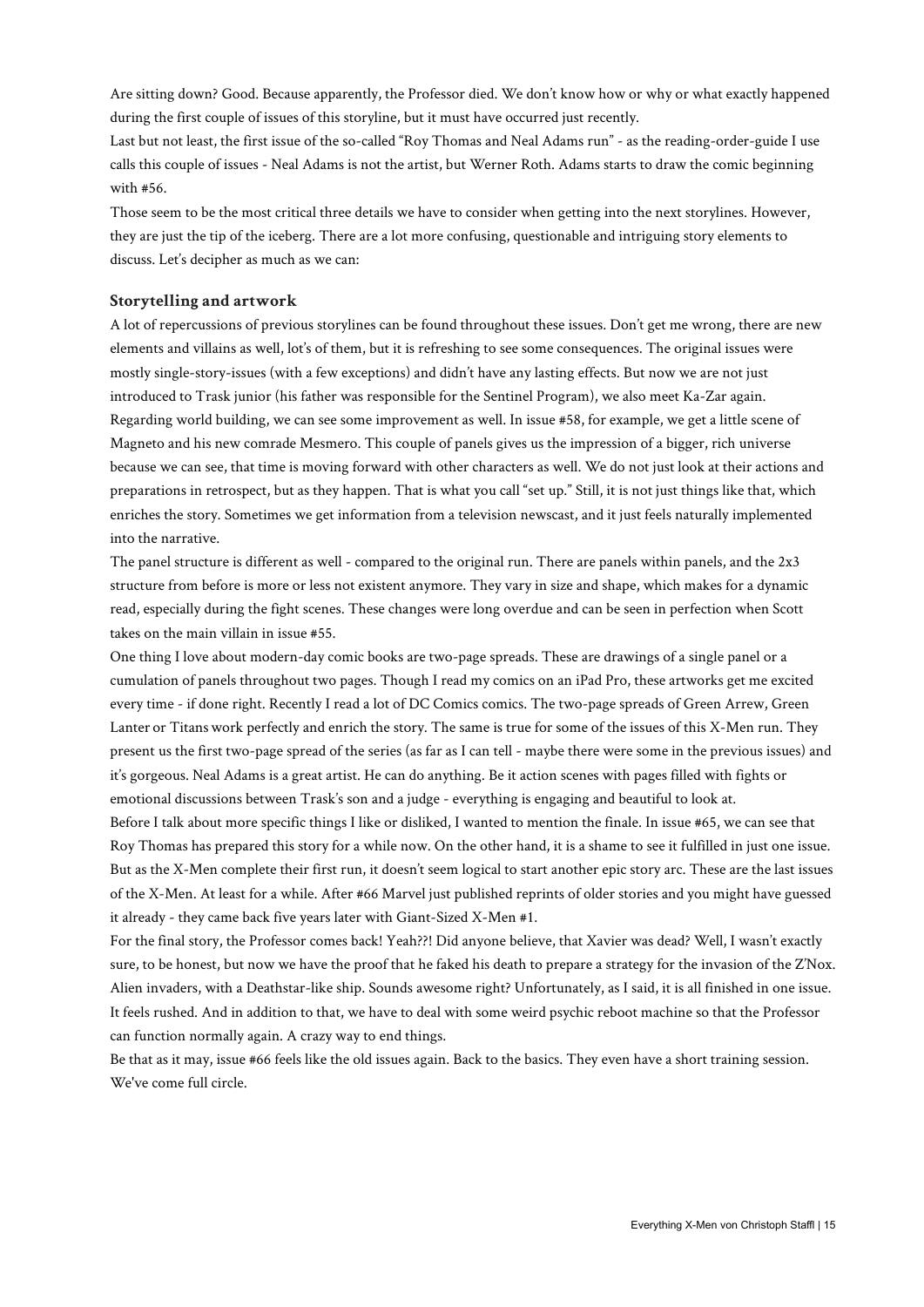Are sitting down? Good. Because apparently, the Professor died. We don't know how or why or what exactly happened during the first couple of issues of this storyline, but it must have occurred just recently.

Last but not least, the first issue of the so-called "Roy Thomas and Neal Adams run" - as the reading-order-guide I use calls this couple of issues - Neal Adams is not the artist, but Werner Roth. Adams starts to draw the comic beginning with #56.

Those seem to be the most critical three details we have to consider when getting into the next storylines. However, they are just the tip of the iceberg. There are a lot more confusing, questionable and intriguing story elements to discuss. Let's decipher as much as we can:

### Storytelling and artwork

A lot of repercussions of previous storylines can be found throughout these issues. Don't get me wrong, there are new elements and villains as well, lot's of them, but it is refreshing to see some consequences. The original issues were mostly single-story-issues (with a few exceptions) and didn't have any lasting effects. But now we are not just introduced to Trask junior (his father was responsible for the Sentinel Program), we also meet Ka-Zar again.

Regarding world building, we can see some improvement as well. In issue #58, for example, we get a little scene of Magneto and his new comrade Mesmero. This couple of panels gives us the impression of a bigger, rich universe because we can see, that time is moving forward with other characters as well. We do not just look at their actions and preparations in retrospect, but as they happen. That is what you call "set up." Still, it is not just things like that, which enriches the story. Sometimes we get information from a television newscast, and it just feels naturally implemented into the narrative.

The panel structure is different as well - compared to the original run. There are panels within panels, and the 2x3 structure from before is more or less not existent anymore. They vary in size and shape, which makes for a dynamic read, especially during the fight scenes. These changes were long overdue and can be seen in perfection when Scott takes on the main villain in issue #55.

One thing I love about modern-day comic books are two-page spreads. These are drawings of a single panel or a cumulation of panels throughout two pages. Though I read my comics on an iPad Pro, these artworks get me excited every time - if done right. Recently I read a lot of DC Comics comics. The two-page spreads of Green Arrew, Green Lanter or *Titans* work perfectly and enrich the story. The same is true for some of the issues of this X-Men run. They present us the first two-page spread of the series (as far as I can tell - maybe there were some in the previous issues) and it's gorgeous. Neal Adams is a great artist. He can do anything. Be it action scenes with pages filled with fights or emotional discussions between Trask's son and a judge - everything is engaging and beautiful to look at.

Before I talk about more specific things I like or disliked, I wanted to mention the finale. In issue #65, we can see that Roy Thomas has prepared this story for a while now. On the other hand, it is a shame to see it fulfilled in just one issue. But as the X-Men complete their first run, it doesn't seem logical to start another epic story arc. These are the last issues of the X-Men. At least for a while. After #66 Marvel just published reprints of older stories and you might have guessed it already - they came back five years later with Giant-Sized X-Men #1.

For the final story, the Professor comes back! Yeah??! Did anyone believe, that Xavier was dead? Well, I wasn't exactly sure, to be honest, but now we have the proof that he faked his death to prepare a strategy for the invasion of the Z'Nox. Alien invaders, with a Deathstar-like ship. Sounds awesome right? Unfortunately, as I said, it is all finished in one issue. It feels rushed. And in addition to that, we have to deal with some weird psychic reboot machine so that the Professor can function normally again. A crazy way to end things.

Be that as it may, issue #66 feels like the old issues again. Back to the basics. They even have a short training session. We've come full circle.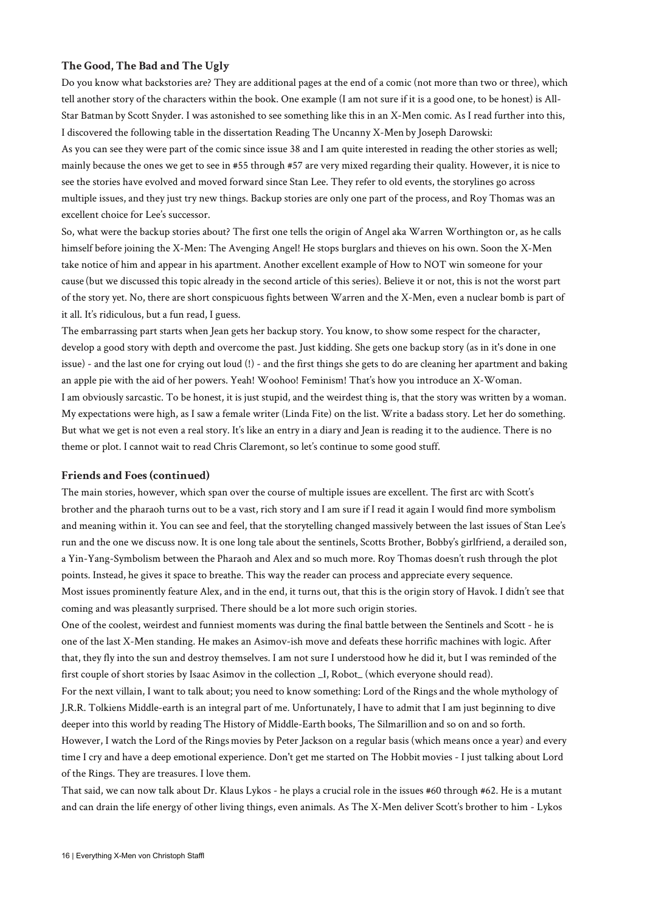### The Good, The Bad and The Ugly

Do you know what backstories are? They are additional pages at the end of a comic (not more than two or three), which tell another story of the characters within the book. One example (I am not sure if it is a good one, to be honest) is All-Star Batman by Scott Snyder. I was astonished to see something like this in an X-Men comic. As I read further into this, I discovered the following table in the dissertation Reading The Uncanny X-Men by Joseph Darowski:

As you can see they were part of the comic since issue 38 and I am quite interested in reading the other stories as well; mainly because the ones we get to see in #55 through #57 are very mixed regarding their quality. However, it is nice to see the stories have evolved and moved forward since Stan Lee. They refer to old events, the storylines go across multiple issues, and they just try new things. Backup stories are only one part of the process, and Roy Thomas was an excellent choice for Lee's successor.

So, what were the backup stories about? The first one tells the origin of Angel aka Warren Worthington or, as he calls himself before joining the X-Men: The Avenging Angel! He stops burglars and thieves on his own. Soon the X-Men take notice of him and appear in his apartment. Another excellent example of How to NOT win someone for your cause (but we discussed this topic already in the second article of this series). Believe it or not, this is not the worst part of the story yet. No, there are short conspicuous fights between Warren and the X-Men, even a nuclear bomb is part of it all. It's ridiculous, but a fun read, I guess.

The embarrassing part starts when Jean gets her backup story. You know, to show some respect for the character, develop a good story with depth and overcome the past. Just kidding. She gets one backup story (as in it's done in one issue) - and the last one for crying out loud (!) - and the first things she gets to do are cleaning her apartment and baking an apple pie with the aid of her powers. Yeah! Woohoo! Feminism! That's how you introduce an X-Woman.

I am obviously sarcastic. To be honest, it is just stupid, and the weirdest thing is, that the story was written by a woman. My expectations were high, as I saw a female writer (Linda Fite) on the list. Write a badass story. Let her do something. But what we get is not even a real story. It's like an entry in a diary and Jean is reading it to the audience. There is no theme or plot. I cannot wait to read Chris Claremont, so let's continue to some good stuff.

### Friends and Foes (continued)

The main stories, however, which span over the course of multiple issues are excellent. The first arc with Scott's brother and the pharaoh turns out to be a vast, rich story and I am sure if I read it again I would find more symbolism and meaning within it. You can see and feel, that the storytelling changed massively between the last issues of Stan Lee's run and the one we discuss now. It is one long tale about the sentinels, Scotts Brother, Bobby's girlfriend, a derailed son, a Yin-Yang-Symbolism between the Pharaoh and Alex and so much more. Roy Thomas doesn't rush through the plot points. Instead, he gives it space to breathe. This way the reader can process and appreciate every sequence.

Most issues prominently feature Alex, and in the end, it turns out, that this is the origin story of Havok. I didn't see that coming and was pleasantly surprised. There should be a lot more such origin stories.

One of the coolest, weirdest and funniest moments was during the final battle between the Sentinels and Scott - he is one of the last X-Men standing. He makes an Asimov-ish move and defeats these horrific machines with logic. After that, they fly into the sun and destroy themselves. I am not sure I understood how he did it, but I was reminded of the first couple of short stories by Isaac Asimov in the collection _I, Robot_ (which everyone should read).

For the next villain, I want to talk about; you need to know something: Lord of the Rings and the whole mythology of J.R.R. Tolkiens Middle-earth is an integral part of me. Unfortunately, I have to admit that I am just beginning to dive deeper into this world by reading The History of Middle-Earth books, The Silmarillion and so on and so forth. However, I watch the Lord of the Rings movies by Peter Jackson on a regular basis (which means once a year) and every time I cry and have a deep emotional experience. Don't get me started on The Hobbit movies - I just talking about Lord of the Rings. They are treasures. I love them.

That said, we can now talk about Dr. Klaus Lykos - he plays a crucial role in the issues #60 through #62. He is a mutant and can drain the life energy of other living things, even animals. As The X-Men deliver Scott's brother to him - Lykos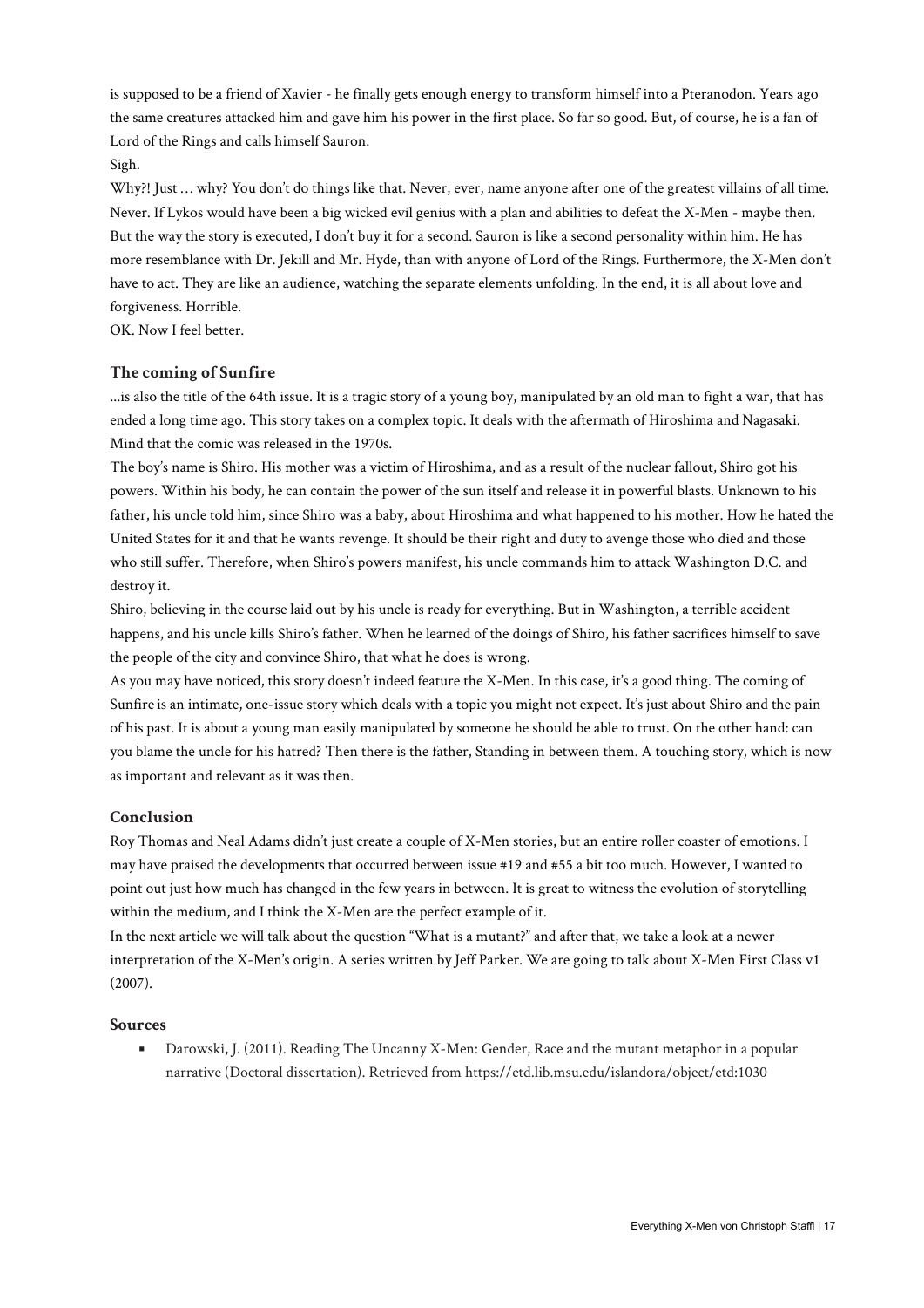is supposed to be a friend of Xavier - he finally gets enough energy to transform himself into a Pteranodon. Years ago the same creatures attacked him and gave him his power in the first place. So far so good. But, of course, he is a fan of Lord of the Rings and calls himself Sauron.

Sigh.

Why?! Just … why? You don't do things like that. Never, ever, name anyone after one of the greatest villains of all time. Never. If Lykos would have been a big wicked evil genius with a plan and abilities to defeat the X-Men - maybe then. But the way the story is executed, I don't buy it for a second. Sauron is like a second personality within him. He has more resemblance with Dr. Jekill and Mr. Hyde, than with anyone of Lord of the Rings. Furthermore, the X-Men don't have to act. They are like an audience, watching the separate elements unfolding. In the end, it is all about love and forgiveness. Horrible.

OK. Now I feel better.

### The coming of Sunfire

...is also the title of the 64th issue. It is a tragic story of a young boy, manipulated by an old man to fight a war, that has ended a long time ago. This story takes on a complex topic. It deals with the aftermath of Hiroshima and Nagasaki. Mind that the comic was released in the 1970s.

The boy's name is Shiro. His mother was a victim of Hiroshima, and as a result of the nuclear fallout, Shiro got his powers. Within his body, he can contain the power of the sun itself and release it in powerful blasts. Unknown to his father, his uncle told him, since Shiro was a baby, about Hiroshima and what happened to his mother. How he hated the United States for it and that he wants revenge. It should be their right and duty to avenge those who died and those who still suffer. Therefore, when Shiro's powers manifest, his uncle commands him to attack Washington D.C. and destroy it.

Shiro, believing in the course laid out by his uncle is ready for everything. But in Washington, a terrible accident happens, and his uncle kills Shiro's father. When he learned of the doings of Shiro, his father sacrifices himself to save the people of the city and convince Shiro, that what he does is wrong.

As you may have noticed, this story doesn't indeed feature the X-Men. In this case, it's a good thing. The coming of Sunfire is an intimate, one-issue story which deals with a topic you might not expect. It's just about Shiro and the pain of his past. It is about a young man easily manipulated by someone he should be able to trust. On the other hand: can you blame the uncle for his hatred? Then there is the father, Standing in between them. A touching story, which is now as important and relevant as it was then.

### Conclusion

Roy Thomas and Neal Adams didn't just create a couple of X-Men stories, but an entire roller coaster of emotions. I may have praised the developments that occurred between issue #19 and #55 a bit too much. However, I wanted to point out just how much has changed in the few years in between. It is great to witness the evolution of storytelling within the medium, and I think the X-Men are the perfect example of it.

In the next article we will talk about the question "What is a mutant?" and after that, we take a look at a newer interpretation of the X-Men's origin. A series written by Jeff Parker. We are going to talk about X-Men First Class v1 (2007).

### Sources

- Darowski, J. (2011). Reading The Uncanny X-Men: Gender, Race and the mutant metaphor in a popular narrative (Doctoral dissertation). Retrieved from https://etd.lib.msu.edu/islandora/object/etd:1030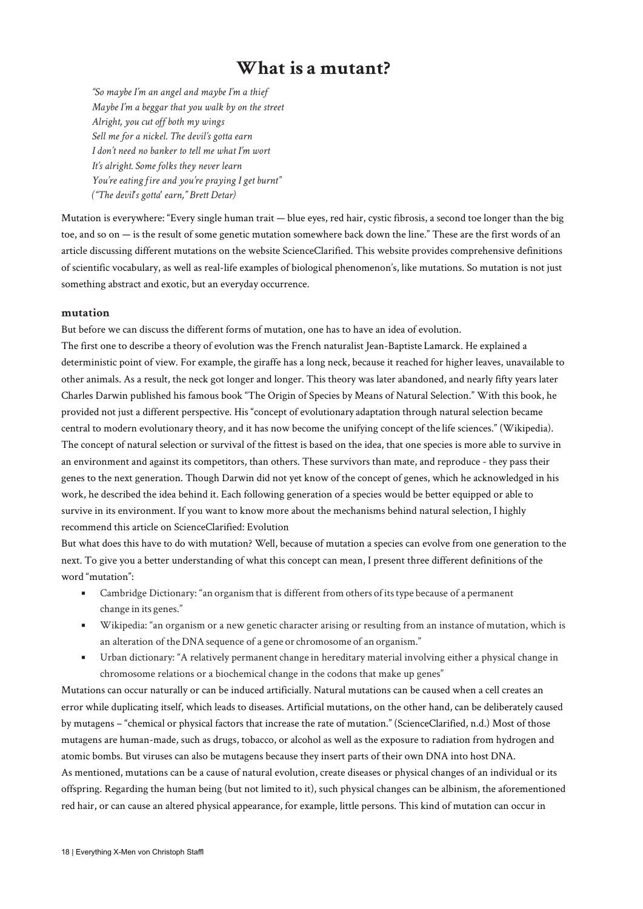# What is a mutant?

*"So maybe I'm an angel and maybe I'm a thief*
*Maybe I'm a beggar that you walk by on the street*
*Alright, you cut off both my wings*
*Sell me for a nickel. The devil's gotta earn*
*I don't need no banker to tell me what I'm wort*
*It's alright. Some folks they never learn*
*You're eating fire and you're praying I get burnt"*
*("The devil's gotta' earn," Brett Detar)*

Mutation is everywhere: "Every single human trait — blue eyes, red hair, cystic fibrosis, a second toe longer than the big toe, and so on — is the result of some genetic mutation somewhere back down the line." These are the first words of an article discussing different mutations on the website ScienceClarified. This website provides comprehensive definitions of scientific vocabulary, as well as real-life examples of biological phenomenon's, like mutations. So mutation is not just something abstract and exotic, but an everyday occurrence.

### mutation

But before we can discuss the different forms of mutation, one has to have an idea of evolution.

The first one to describe a theory of evolution was the French naturalist Jean-Baptiste Lamarck. He explained a deterministic point of view. For example, the giraffe has a long neck, because it reached for higher leaves, unavailable to other animals. As a result, the neck got longer and longer. This theory was later abandoned, and nearly fifty years later Charles Darwin published his famous book "The Origin of Species by Means of Natural Selection." With this book, he provided not just a different perspective. His "concept of evolutionary adaptation through natural selection became central to modern evolutionary theory, and it has now become the unifying concept of the life sciences." (Wikipedia). The concept of natural selection or survival of the fittest is based on the idea, that one species is more able to survive in an environment and against its competitors, than others. These survivors than mate, and reproduce - they pass their genes to the next generation. Though Darwin did not yet know of the concept of genes, which he acknowledged in his work, he described the idea behind it. Each following generation of a species would be better equipped or able to survive in its environment. If you want to know more about the mechanisms behind natural selection, I highly recommend this article on ScienceClarified: Evolution

But what does this have to do with mutation? Well, because of mutation a species can evolve from one generation to the next. To give you a better understanding of what this concept can mean, I present three different definitions of the word "mutation":

- Cambridge Dictionary: "an organism that is different from others of its type because of a permanent change in its genes."
- Wikipedia: "an organism or a new genetic character arising or resulting from an instance of mutation, which is an alteration of the DNA sequence of a gene or chromosome of an organism."
- Urban dictionary: "A relatively permanent change in hereditary material involving either a physical change in chromosome relations or a biochemical change in the codons that make up genes"

Mutations can occur naturally or can be induced artificially. Natural mutations can be caused when a cell creates an error while duplicating itself, which leads to diseases. Artificial mutations, on the other hand, can be deliberately caused by mutagens – "chemical or physical factors that increase the rate of mutation." (ScienceClarified, n.d.) Most of those mutagens are human-made, such as drugs, tobacco, or alcohol as well as the exposure to radiation from hydrogen and atomic bombs. But viruses can also be mutagens because they insert parts of their own DNA into host DNA.

As mentioned, mutations can be a cause of natural evolution, create diseases or physical changes of an individual or its offspring. Regarding the human being (but not limited to it), such physical changes can be albinism, the aforementioned red hair, or can cause an altered physical appearance, for example, little persons. This kind of mutation can occur in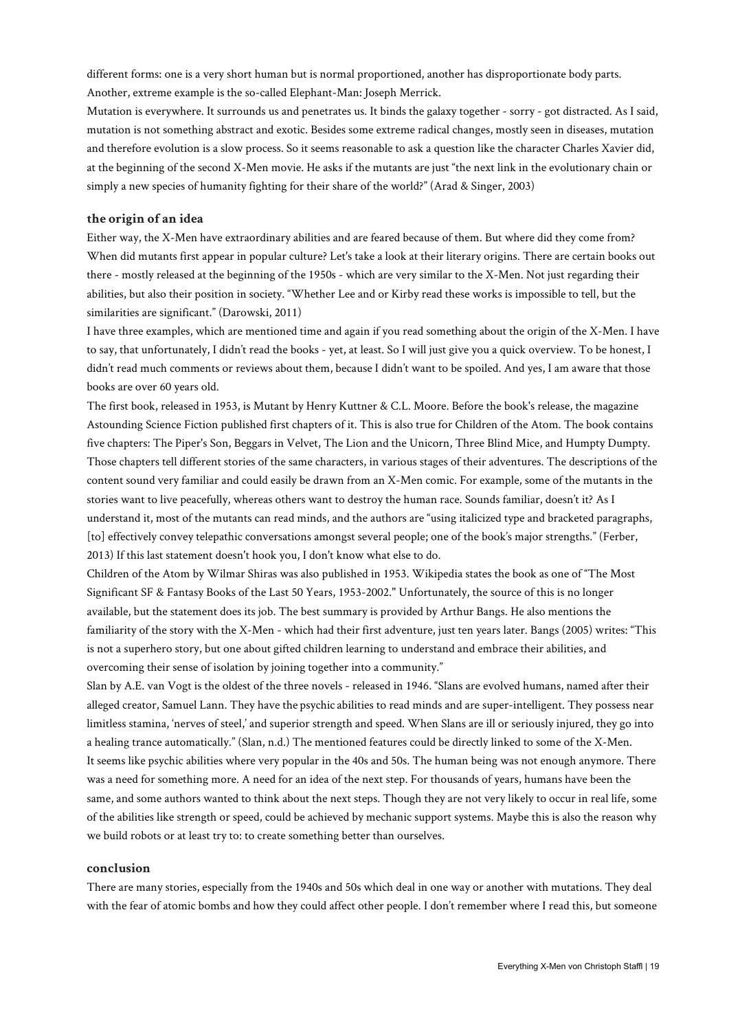different forms: one is a very short human but is normal proportioned, another has disproportionate body parts. Another, extreme example is the so-called Elephant-Man: Joseph Merrick.

Mutation is everywhere. It surrounds us and penetrates us. It binds the galaxy together - sorry - got distracted. As I said, mutation is not something abstract and exotic. Besides some extreme radical changes, mostly seen in diseases, mutation and therefore evolution is a slow process. So it seems reasonable to ask a question like the character Charles Xavier did, at the beginning of the second X-Men movie. He asks if the mutants are just "the next link in the evolutionary chain or simply a new species of humanity fighting for their share of the world?" (Arad & Singer, 2003)

### the origin of an idea

Either way, the X-Men have extraordinary abilities and are feared because of them. But where did they come from? When did mutants first appear in popular culture? Let's take a look at their literary origins. There are certain books out there - mostly released at the beginning of the 1950s - which are very similar to the X-Men. Not just regarding their abilities, but also their position in society. "Whether Lee and or Kirby read these works is impossible to tell, but the similarities are significant." (Darowski, 2011)

I have three examples, which are mentioned time and again if you read something about the origin of the X-Men. I have to say, that unfortunately, I didn't read the books - yet, at least. So I will just give you a quick overview. To be honest, I didn't read much comments or reviews about them, because I didn't want to be spoiled. And yes, I am aware that those books are over 60 years old.

The first book, released in 1953, is Mutant by Henry Kuttner & C.L. Moore. Before the book's release, the magazine Astounding Science Fiction published first chapters of it. This is also true for Children of the Atom. The book contains five chapters: The Piper's Son, Beggars in Velvet, The Lion and the Unicorn, Three Blind Mice, and Humpty Dumpty. Those chapters tell different stories of the same characters, in various stages of their adventures. The descriptions of the content sound very familiar and could easily be drawn from an X-Men comic. For example, some of the mutants in the stories want to live peacefully, whereas others want to destroy the human race. Sounds familiar, doesn't it? As I understand it, most of the mutants can read minds, and the authors are "using italicized type and bracketed paragraphs, [to] effectively convey telepathic conversations amongst several people; one of the book's major strengths." (Ferber, 2013) If this last statement doesn't hook you, I don't know what else to do.

Children of the Atom by Wilmar Shiras was also published in 1953. Wikipedia states the book as one of "The Most Significant SF & Fantasy Books of the Last 50 Years, 1953-2002." Unfortunately, the source of this is no longer available, but the statement does its job. The best summary is provided by Arthur Bangs. He also mentions the familiarity of the story with the X-Men - which had their first adventure, just ten years later. Bangs (2005) writes: "This is not a superhero story, but one about gifted children learning to understand and embrace their abilities, and overcoming their sense of isolation by joining together into a community."

Slan by A.E. van Vogt is the oldest of the three novels - released in 1946. "Slans are evolved humans, named after their alleged creator, Samuel Lann. They have the psychic abilities to read minds and are super-intelligent. They possess near limitless stamina, 'nerves of steel,' and superior strength and speed. When Slans are ill or seriously injured, they go into a healing trance automatically." (Slan, n.d.) The mentioned features could be directly linked to some of the X-Men.

It seems like psychic abilities where very popular in the 40s and 50s. The human being was not enough anymore. There was a need for something more. A need for an idea of the next step. For thousands of years, humans have been the same, and some authors wanted to think about the next steps. Though they are not very likely to occur in real life, some of the abilities like strength or speed, could be achieved by mechanic support systems. Maybe this is also the reason why we build robots or at least try to: to create something better than ourselves.

### conclusion

There are many stories, especially from the 1940s and 50s which deal in one way or another with mutations. They deal with the fear of atomic bombs and how they could affect other people. I don't remember where I read this, but someone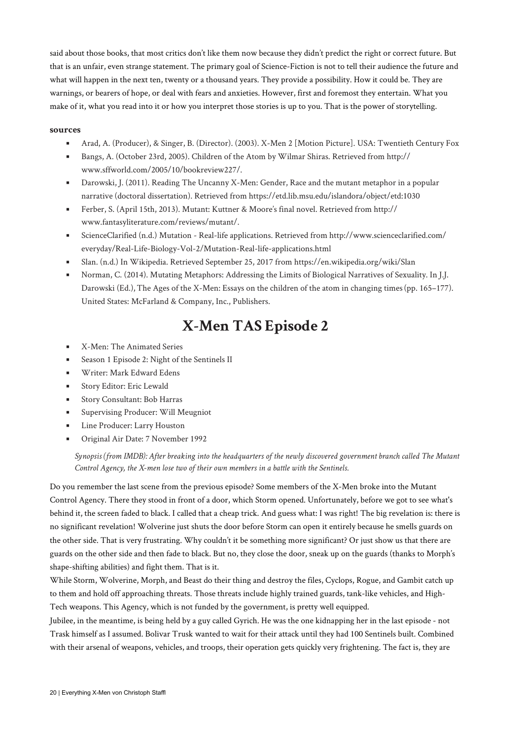said about those books, that most critics don't like them now because they didn't predict the right or correct future. But that is an unfair, even strange statement. The primary goal of Science-Fiction is not to tell their audience the future and what will happen in the next ten, twenty or a thousand years. They provide a possibility. How it could be. They are warnings, or bearers of hope, or deal with fears and anxieties. However, first and foremost they entertain. What you make of it, what you read into it or how you interpret those stories is up to you. That is the power of storytelling.

**sources**

- Arad, A. (Producer), & Singer, B. (Director). (2003). X-Men 2 [Motion Picture]. USA: Twentieth Century Fox
- Bangs, A. (October 23rd, 2005). Children of the Atom by Wilmar Shiras. Retrieved from http://www.sffworld.com/2005/10/bookreview227/.
- Darowski, J. (2011). Reading The Uncanny X-Men: Gender, Race and the mutant metaphor in a popular narrative (doctoral dissertation). Retrieved from https://etd.lib.msu.edu/islandora/object/etd:1030
- Ferber, S. (April 15th, 2013). Mutant: Kuttner & Moore's final novel. Retrieved from http://www.fantasyliterature.com/reviews/mutant/.
- ScienceClarified (n.d.) Mutation - Real-life applications. Retrieved from http://www.scienceclarified.com/everyday/Real-Life-Biology-Vol-2/Mutation-Real-life-applications.html
- Slan. (n.d.) In Wikipedia. Retrieved September 25, 2017 from https://en.wikipedia.org/wiki/Slan
- Norman, C. (2014). Mutating Metaphors: Addressing the Limits of Biological Narratives of Sexuality. In J.J. Darowski (Ed.), The Ages of the X-Men: Essays on the children of the atom in changing times (pp. 165–177). United States: McFarland & Company, Inc., Publishers.

# X-Men TAS Episode 2

- X-Men: The Animated Series
- Season 1 Episode 2: Night of the Sentinels II
- Writer: Mark Edward Edens
- Story Editor: Eric Lewald
- Story Consultant: Bob Harras
- Supervising Producer: Will Meugniot
- Line Producer: Larry Houston
- Original Air Date: 7 November 1992

*Synopsis (from IMDB): After breaking into the headquarters of the newly discovered government branch called The Mutant Control Agency, the X-men lose two of their own members in a battle with the Sentinels.*

Do you remember the last scene from the previous episode? Some members of the X-Men broke into the Mutant Control Agency. There they stood in front of a door, which Storm opened. Unfortunately, before we got to see what's behind it, the screen faded to black. I called that a cheap trick. And guess what: I was right! The big revelation is: there is no significant revelation! Wolverine just shuts the door before Storm can open it entirely because he smells guards on the other side. That is very frustrating. Why couldn't it be something more significant? Or just show us that there are guards on the other side and then fade to black. But no, they close the door, sneak up on the guards (thanks to Morph's shape-shifting abilities) and fight them. That is it.

While Storm, Wolverine, Morph, and Beast do their thing and destroy the files, Cyclops, Rogue, and Gambit catch up to them and hold off approaching threats. Those threats include highly trained guards, tank-like vehicles, and High-Tech weapons. This Agency, which is not funded by the government, is pretty well equipped.

Jubilee, in the meantime, is being held by a guy called Gyrich. He was the one kidnapping her in the last episode - not Trask himself as I assumed. Bolivar Trusk wanted to wait for their attack until they had 100 Sentinels built. Combined with their arsenal of weapons, vehicles, and troops, their operation gets quickly very frightening. The fact is, they are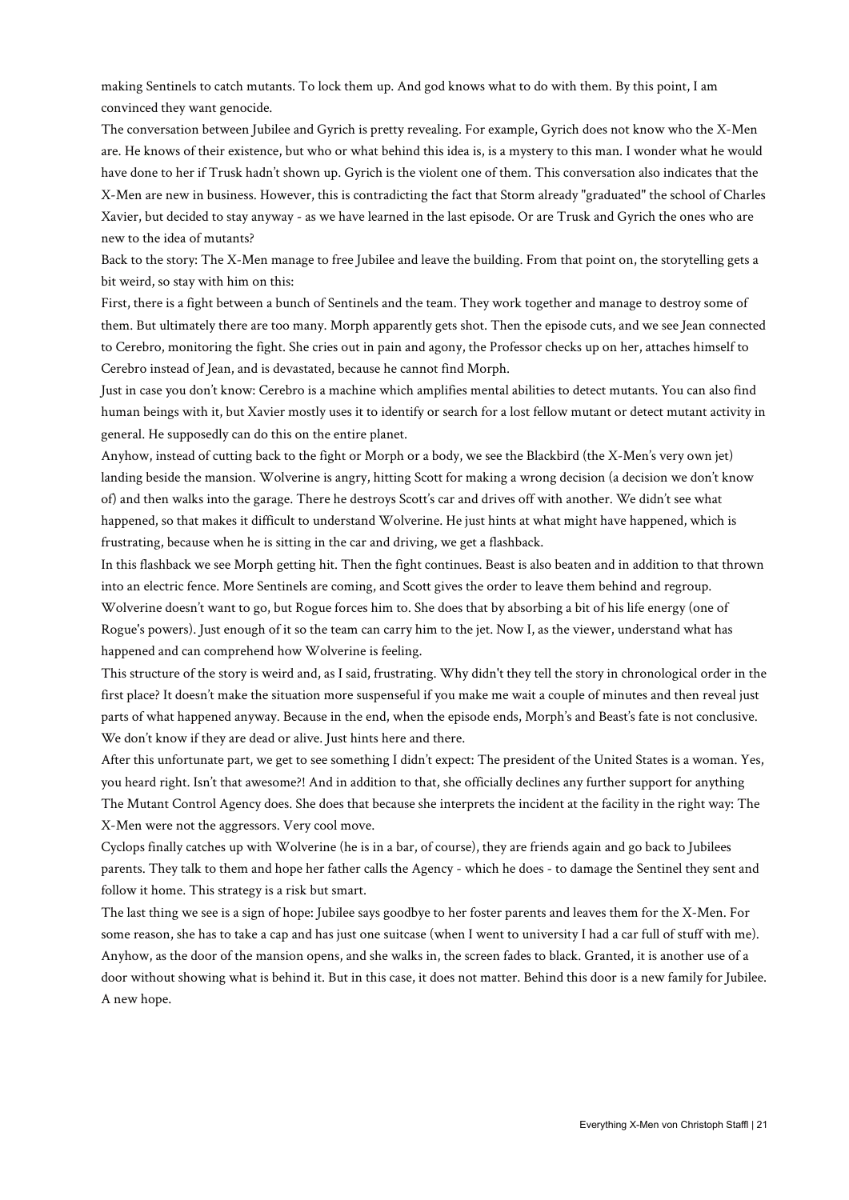making Sentinels to catch mutants. To lock them up. And god knows what to do with them. By this point, I am convinced they want genocide.

The conversation between Jubilee and Gyrich is pretty revealing. For example, Gyrich does not know who the X-Men are. He knows of their existence, but who or what behind this idea is, is a mystery to this man. I wonder what he would have done to her if Trusk hadn't shown up. Gyrich is the violent one of them. This conversation also indicates that the X-Men are new in business. However, this is contradicting the fact that Storm already "graduated" the school of Charles Xavier, but decided to stay anyway - as we have learned in the last episode. Or are Trusk and Gyrich the ones who are new to the idea of mutants?

Back to the story: The X-Men manage to free Jubilee and leave the building. From that point on, the storytelling gets a bit weird, so stay with him on this:

First, there is a fight between a bunch of Sentinels and the team. They work together and manage to destroy some of them. But ultimately there are too many. Morph apparently gets shot. Then the episode cuts, and we see Jean connected to Cerebro, monitoring the fight. She cries out in pain and agony, the Professor checks up on her, attaches himself to Cerebro instead of Jean, and is devastated, because he cannot find Morph.

Just in case you don't know: Cerebro is a machine which amplifies mental abilities to detect mutants. You can also find human beings with it, but Xavier mostly uses it to identify or search for a lost fellow mutant or detect mutant activity in general. He supposedly can do this on the entire planet.

Anyhow, instead of cutting back to the fight or Morph or a body, we see the Blackbird (the X-Men's very own jet) landing beside the mansion. Wolverine is angry, hitting Scott for making a wrong decision (a decision we don't know of) and then walks into the garage. There he destroys Scott's car and drives off with another. We didn't see what happened, so that makes it difficult to understand Wolverine. He just hints at what might have happened, which is frustrating, because when he is sitting in the car and driving, we get a flashback.

In this flashback we see Morph getting hit. Then the fight continues. Beast is also beaten and in addition to that thrown into an electric fence. More Sentinels are coming, and Scott gives the order to leave them behind and regroup. Wolverine doesn't want to go, but Rogue forces him to. She does that by absorbing a bit of his life energy (one of Rogue's powers). Just enough of it so the team can carry him to the jet. Now I, as the viewer, understand what has happened and can comprehend how Wolverine is feeling.

This structure of the story is weird and, as I said, frustrating. Why didn't they tell the story in chronological order in the first place? It doesn't make the situation more suspenseful if you make me wait a couple of minutes and then reveal just parts of what happened anyway. Because in the end, when the episode ends, Morph's and Beast's fate is not conclusive. We don't know if they are dead or alive. Just hints here and there.

After this unfortunate part, we get to see something I didn't expect: The president of the United States is a woman. Yes, you heard right. Isn't that awesome?! And in addition to that, she officially declines any further support for anything The Mutant Control Agency does. She does that because she interprets the incident at the facility in the right way: The X-Men were not the aggressors. Very cool move.

Cyclops finally catches up with Wolverine (he is in a bar, of course), they are friends again and go back to Jubilees parents. They talk to them and hope her father calls the Agency - which he does - to damage the Sentinel they sent and follow it home. This strategy is a risk but smart.

The last thing we see is a sign of hope: Jubilee says goodbye to her foster parents and leaves them for the X-Men. For some reason, she has to take a cap and has just one suitcase (when I went to university I had a car full of stuff with me). Anyhow, as the door of the mansion opens, and she walks in, the screen fades to black. Granted, it is another use of a door without showing what is behind it. But in this case, it does not matter. Behind this door is a new family for Jubilee. A new hope.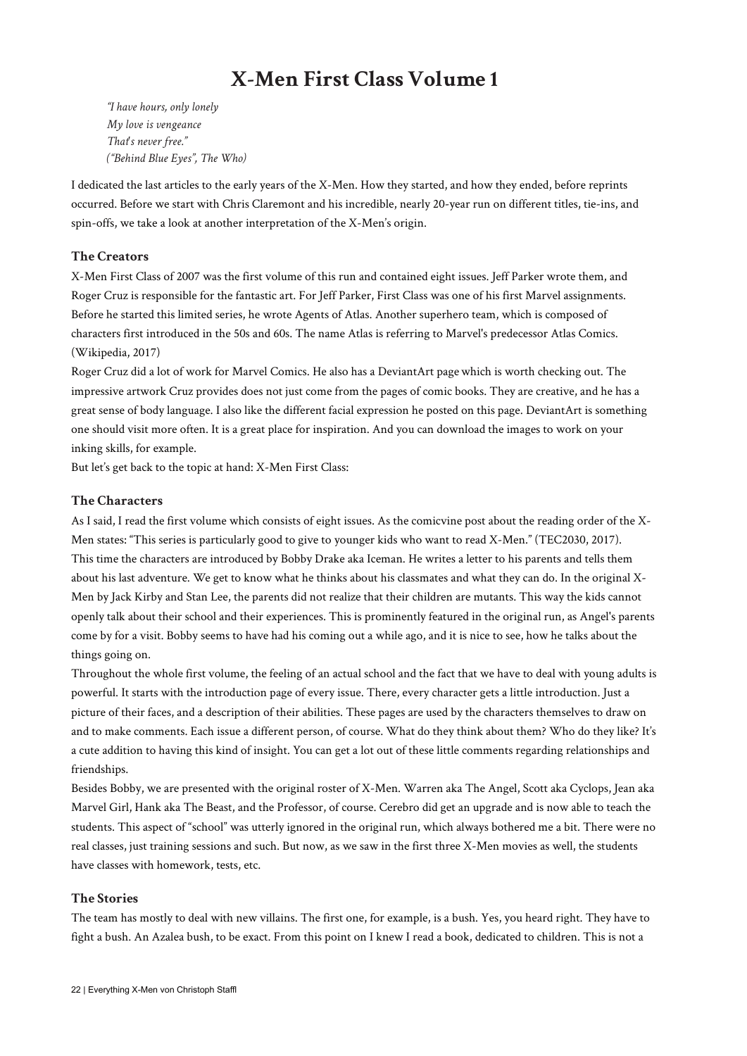# X-Men First Class Volume 1

*"I have hours, only lonely*
*My love is vengeance*
*That's never free."*
*("Behind Blue Eyes", The Who)*

I dedicated the last articles to the early years of the X-Men. How they started, and how they ended, before reprints occurred. Before we start with Chris Claremont and his incredible, nearly 20-year run on different titles, tie-ins, and spin-offs, we take a look at another interpretation of the X-Men's origin.

### The Creators

X-Men First Class of 2007 was the first volume of this run and contained eight issues. Jeff Parker wrote them, and Roger Cruz is responsible for the fantastic art. For Jeff Parker, First Class was one of his first Marvel assignments. Before he started this limited series, he wrote Agents of Atlas. Another superhero team, which is composed of characters first introduced in the 50s and 60s. The name Atlas is referring to Marvel's predecessor Atlas Comics. (Wikipedia, 2017)

Roger Cruz did a lot of work for Marvel Comics. He also has a DeviantArt page which is worth checking out. The impressive artwork Cruz provides does not just come from the pages of comic books. They are creative, and he has a great sense of body language. I also like the different facial expression he posted on this page. DeviantArt is something one should visit more often. It is a great place for inspiration. And you can download the images to work on your inking skills, for example.

But let's get back to the topic at hand: X-Men First Class:

### The Characters

As I said, I read the first volume which consists of eight issues. As the comicvine post about the reading order of the X-Men states: "This series is particularly good to give to younger kids who want to read X-Men." (TEC2030, 2017).

This time the characters are introduced by Bobby Drake aka Iceman. He writes a letter to his parents and tells them about his last adventure. We get to know what he thinks about his classmates and what they can do. In the original X-Men by Jack Kirby and Stan Lee, the parents did not realize that their children are mutants. This way the kids cannot openly talk about their school and their experiences. This is prominently featured in the original run, as Angel's parents come by for a visit. Bobby seems to have had his coming out a while ago, and it is nice to see, how he talks about the things going on.

Throughout the whole first volume, the feeling of an actual school and the fact that we have to deal with young adults is powerful. It starts with the introduction page of every issue. There, every character gets a little introduction. Just a picture of their faces, and a description of their abilities. These pages are used by the characters themselves to draw on and to make comments. Each issue a different person, of course. What do they think about them? Who do they like? It's a cute addition to having this kind of insight. You can get a lot out of these little comments regarding relationships and friendships.

Besides Bobby, we are presented with the original roster of X-Men. Warren aka The Angel, Scott aka Cyclops, Jean aka Marvel Girl, Hank aka The Beast, and the Professor, of course. Cerebro did get an upgrade and is now able to teach the students. This aspect of "school" was utterly ignored in the original run, which always bothered me a bit. There were no real classes, just training sessions and such. But now, as we saw in the first three X-Men movies as well, the students have classes with homework, tests, etc.

### The Stories

The team has mostly to deal with new villains. The first one, for example, is a bush. Yes, you heard right. They have to fight a bush. An Azalea bush, to be exact. From this point on I knew I read a book, dedicated to children. This is not a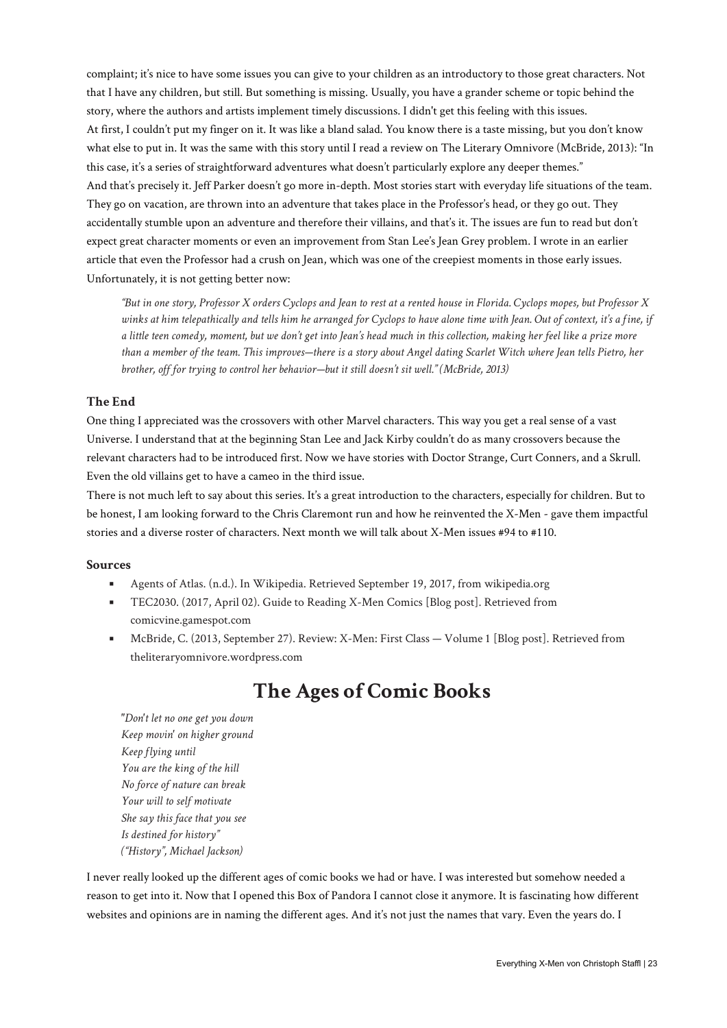complaint; it's nice to have some issues you can give to your children as an introductory to those great characters. Not that I have any children, but still. But something is missing. Usually, you have a grander scheme or topic behind the story, where the authors and artists implement timely discussions. I didn't get this feeling with this issues.
At first, I couldn't put my finger on it. It was like a bland salad. You know there is a taste missing, but you don't know what else to put in. It was the same with this story until I read a review on The Literary Omnivore (McBride, 2013): "In this case, it's a series of straightforward adventures what doesn't particularly explore any deeper themes."
And that's precisely it. Jeff Parker doesn't go more in-depth. Most stories start with everyday life situations of the team. They go on vacation, are thrown into an adventure that takes place in the Professor's head, or they go out. They accidentally stumble upon an adventure and therefore their villains, and that's it. The issues are fun to read but don't expect great character moments or even an improvement from Stan Lee's Jean Grey problem. I wrote in an earlier article that even the Professor had a crush on Jean, which was one of the creepiest moments in those early issues. Unfortunately, it is not getting better now:

> *"But in one story, Professor X orders Cyclops and Jean to rest at a rented house in Florida. Cyclops mopes, but Professor X winks at him telepathically and tells him he arranged for Cyclops to have alone time with Jean. Out of context, it's a fine, if a little teen comedy, moment, but we don't get into Jean's head much in this collection, making her feel like a prize more than a member of the team. This improves—there is a story about Angel dating Scarlet Witch where Jean tells Pietro, her brother, off for trying to control her behavior—but it still doesn't sit well." (McBride, 2013)*

### The End

One thing I appreciated was the crossovers with other Marvel characters. This way you get a real sense of a vast Universe. I understand that at the beginning Stan Lee and Jack Kirby couldn't do as many crossovers because the relevant characters had to be introduced first. Now we have stories with Doctor Strange, Curt Conners, and a Skrull. Even the old villains get to have a cameo in the third issue.
There is not much left to say about this series. It's a great introduction to the characters, especially for children. But to be honest, I am looking forward to the Chris Claremont run and how he reinvented the X-Men - gave them impactful stories and a diverse roster of characters. Next month we will talk about X-Men issues #94 to #110.

### Sources

- Agents of Atlas. (n.d.). In Wikipedia. Retrieved September 19, 2017, from wikipedia.org
- TEC2030. (2017, April 02). Guide to Reading X-Men Comics [Blog post]. Retrieved from comicvine.gamespot.com
- McBride, C. (2013, September 27). Review: X-Men: First Class — Volume 1 [Blog post]. Retrieved from theliteraryomnivore.wordpress.com

## The Ages of Comic Books

> *"Don't let no one get you down*
> *Keep movin' on higher ground*
> *Keep flying until*
> *You are the king of the hill*
> *No force of nature can break*
> *Your will to self motivate*
> *She say this face that you see*
> *Is destined for history"*
> *("History", Michael Jackson)*

I never really looked up the different ages of comic books we had or have. I was interested but somehow needed a reason to get into it. Now that I opened this Box of Pandora I cannot close it anymore. It is fascinating how different websites and opinions are in naming the different ages. And it's not just the names that vary. Even the years do. I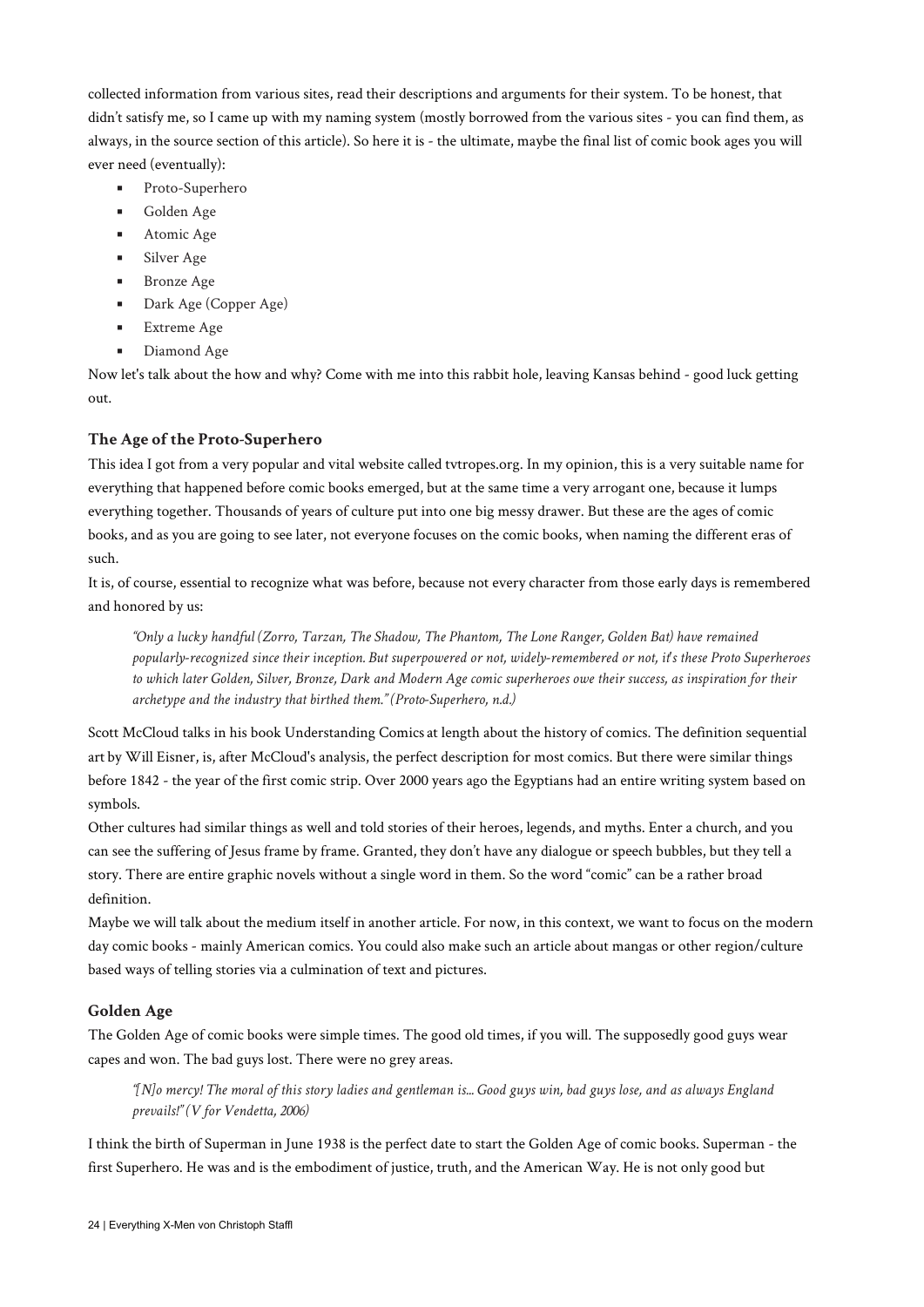collected information from various sites, read their descriptions and arguments for their system. To be honest, that didn't satisfy me, so I came up with my naming system (mostly borrowed from the various sites - you can find them, as always, in the source section of this article). So here it is - the ultimate, maybe the final list of comic book ages you will ever need (eventually):

- Proto-Superhero
- Golden Age
- Atomic Age
- Silver Age
- Bronze Age
- Dark Age (Copper Age)
- Extreme Age
- Diamond Age

Now let's talk about the how and why? Come with me into this rabbit hole, leaving Kansas behind - good luck getting out.

### The Age of the Proto-Superhero

This idea I got from a very popular and vital website called tvtropes.org. In my opinion, this is a very suitable name for everything that happened before comic books emerged, but at the same time a very arrogant one, because it lumps everything together. Thousands of years of culture put into one big messy drawer. But these are the ages of comic books, and as you are going to see later, not everyone focuses on the comic books, when naming the different eras of such.

It is, of course, essential to recognize what was before, because not every character from those early days is remembered and honored by us:

> *"Only a lucky handful (Zorro, Tarzan, The Shadow, The Phantom, The Lone Ranger, Golden Bat) have remained popularly-recognized since their inception. But superpowered or not, widely-remembered or not, it's these Proto Superheroes to which later Golden, Silver, Bronze, Dark and Modern Age comic superheroes owe their success, as inspiration for their archetype and the industry that birthed them." (Proto-Superhero, n.d.)*

Scott McCloud talks in his book Understanding Comics at length about the history of comics. The definition sequential art by Will Eisner, is, after McCloud's analysis, the perfect description for most comics. But there were similar things before 1842 - the year of the first comic strip. Over 2000 years ago the Egyptians had an entire writing system based on symbols.

Other cultures had similar things as well and told stories of their heroes, legends, and myths. Enter a church, and you can see the suffering of Jesus frame by frame. Granted, they don't have any dialogue or speech bubbles, but they tell a story. There are entire graphic novels without a single word in them. So the word "comic" can be a rather broad definition.

Maybe we will talk about the medium itself in another article. For now, in this context, we want to focus on the modern day comic books - mainly American comics. You could also make such an article about mangas or other region/culture based ways of telling stories via a culmination of text and pictures.

### Golden Age

The Golden Age of comic books were simple times. The good old times, if you will. The supposedly good guys wear capes and won. The bad guys lost. There were no grey areas.

> *"[N]o mercy! The moral of this story ladies and gentleman is... Good guys win, bad guys lose, and as always England prevails!" (V for Vendetta, 2006)*

I think the birth of Superman in June 1938 is the perfect date to start the Golden Age of comic books. Superman - the first Superhero. He was and is the embodiment of justice, truth, and the American Way. He is not only good but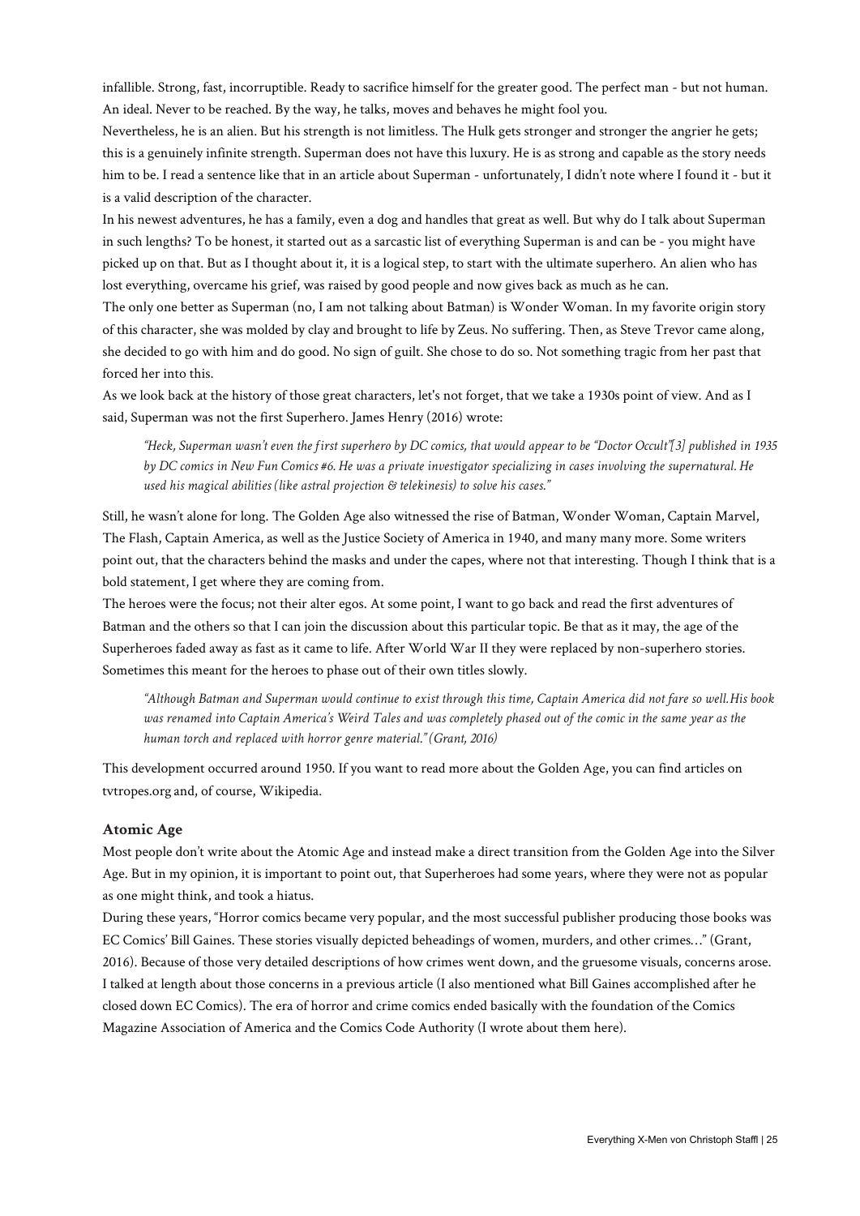infallible. Strong, fast, incorruptible. Ready to sacrifice himself for the greater good. The perfect man - but not human. An ideal. Never to be reached. By the way, he talks, moves and behaves he might fool you.

Nevertheless, he is an alien. But his strength is not limitless. The Hulk gets stronger and stronger the angrier he gets; this is a genuinely infinite strength. Superman does not have this luxury. He is as strong and capable as the story needs him to be. I read a sentence like that in an article about Superman - unfortunately, I didn't note where I found it - but it is a valid description of the character.

In his newest adventures, he has a family, even a dog and handles that great as well. But why do I talk about Superman in such lengths? To be honest, it started out as a sarcastic list of everything Superman is and can be - you might have picked up on that. But as I thought about it, it is a logical step, to start with the ultimate superhero. An alien who has lost everything, overcame his grief, was raised by good people and now gives back as much as he can.

The only one better as Superman (no, I am not talking about Batman) is Wonder Woman. In my favorite origin story of this character, she was molded by clay and brought to life by Zeus. No suffering. Then, as Steve Trevor came along, she decided to go with him and do good. No sign of guilt. She chose to do so. Not something tragic from her past that forced her into this.

As we look back at the history of those great characters, let's not forget, that we take a 1930s point of view. And as I said, Superman was not the first Superhero. James Henry (2016) wrote:

> *"Heck, Superman wasn't even the first superhero by DC comics, that would appear to be "Doctor Occult"[3] published in 1935 by DC comics in New Fun Comics #6. He was a private investigator specializing in cases involving the supernatural. He used his magical abilities (like astral projection & telekinesis) to solve his cases."*

Still, he wasn't alone for long. The Golden Age also witnessed the rise of Batman, Wonder Woman, Captain Marvel, The Flash, Captain America, as well as the Justice Society of America in 1940, and many many more. Some writers point out, that the characters behind the masks and under the capes, where not that interesting. Though I think that is a bold statement, I get where they are coming from.

The heroes were the focus; not their alter egos. At some point, I want to go back and read the first adventures of Batman and the others so that I can join the discussion about this particular topic. Be that as it may, the age of the Superheroes faded away as fast as it came to life. After World War II they were replaced by non-superhero stories. Sometimes this meant for the heroes to phase out of their own titles slowly.

> *"Although Batman and Superman would continue to exist through this time, Captain America did not fare so well.His book was renamed into Captain America's Weird Tales and was completely phased out of the comic in the same year as the human torch and replaced with horror genre material." (Grant, 2016)*

This development occurred around 1950. If you want to read more about the Golden Age, you can find articles on tvtropes.org and, of course, Wikipedia.

### Atomic Age

Most people don't write about the Atomic Age and instead make a direct transition from the Golden Age into the Silver Age. But in my opinion, it is important to point out, that Superheroes had some years, where they were not as popular as one might think, and took a hiatus.

During these years, "Horror comics became very popular, and the most successful publisher producing those books was EC Comics' Bill Gaines. These stories visually depicted beheadings of women, murders, and other crimes…" (Grant, 2016). Because of those very detailed descriptions of how crimes went down, and the gruesome visuals, concerns arose. I talked at length about those concerns in a previous article (I also mentioned what Bill Gaines accomplished after he closed down EC Comics). The era of horror and crime comics ended basically with the foundation of the Comics Magazine Association of America and the Comics Code Authority (I wrote about them here).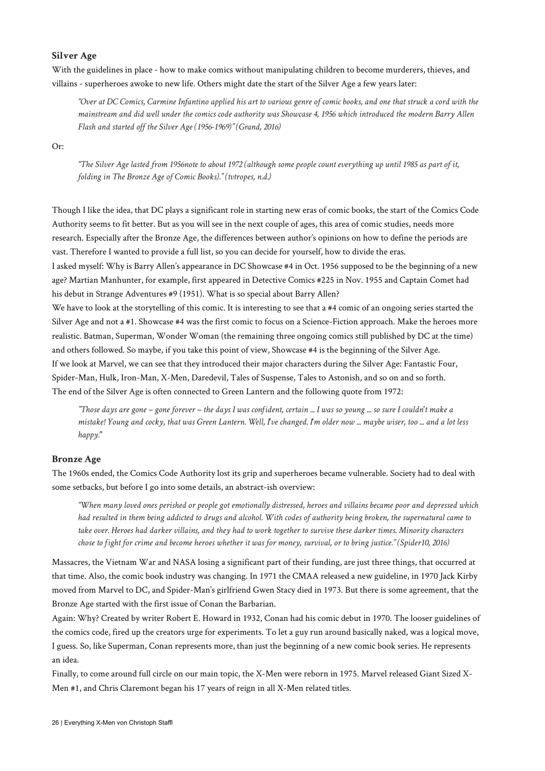### Silver Age

With the guidelines in place - how to make comics without manipulating children to become murderers, thieves, and villains - superheroes awoke to new life. Others might date the start of the Silver Age a few years later:

> *"Over at DC Comics, Carmine Infantino applied his art to various genre of comic books, and one that struck a cord with the mainstream and did well under the comics code authority was Showcase 4, 1956 which introduced the modern Barry Allen Flash and started off the Silver Age (1956-1969)" (Grand, 2016)*

Or:

> *"The Silver Age lasted from 1956note to about 1972 (although some people count everything up until 1985 as part of it, folding in The Bronze Age of Comic Books)." (tvtropes, n.d.)*

Though I like the idea, that DC plays a significant role in starting new eras of comic books, the start of the Comics Code Authority seems to fit better. But as you will see in the next couple of ages, this area of comic studies, needs more research. Especially after the Bronze Age, the differences between author's opinions on how to define the periods are vast. Therefore I wanted to provide a full list, so you can decide for yourself, how to divide the eras.

I asked myself: Why is Barry Allen's appearance in DC Showcase #4 in Oct. 1956 supposed to be the beginning of a new age? Martian Manhunter, for example, first appeared in Detective Comics #225 in Nov. 1955 and Captain Comet had his debut in Strange Adventures #9 (1951). What is so special about Barry Allen?

We have to look at the storytelling of this comic. It is interesting to see that a #4 comic of an ongoing series started the Silver Age and not a #1. Showcase #4 was the first comic to focus on a Science-Fiction approach. Make the heroes more realistic. Batman, Superman, Wonder Woman (the remaining three ongoing comics still published by DC at the time) and others followed. So maybe, if you take this point of view, Showcase #4 is the beginning of the Silver Age.

If we look at Marvel, we can see that they introduced their major characters during the Silver Age: Fantastic Four, Spider-Man, Hulk, Iron-Man, X-Men, Daredevil, Tales of Suspense, Tales to Astonish, and so on and so forth.

The end of the Silver Age is often connected to Green Lantern and the following quote from 1972:

> *"Those days are gone – gone forever – the days I was confident, certain ... I was so young ... so sure I couldn't make a mistake! Young and cocky, that was Green Lantern. Well, I've changed. I'm older now ... maybe wiser, too ... and a lot less happy."*

### Bronze Age

The 1960s ended, the Comics Code Authority lost its grip and superheroes became vulnerable. Society had to deal with some setbacks, but before I go into some details, an abstract-ish overview:

> *"When many loved ones perished or people got emotionally distressed, heroes and villains became poor and depressed which had resulted in them being addicted to drugs and alcohol. With codes of authority being broken, the supernatural came to take over. Heroes had darker villains, and they had to work together to survive these darker times. Minority characters chose to fight for crime and become heroes whether it was for money, survival, or to bring justice." (Spider10, 2016)*

Massacres, the Vietnam War and NASA losing a significant part of their funding, are just three things, that occurred at that time. Also, the comic book industry was changing. In 1971 the CMAA released a new guideline, in 1970 Jack Kirby moved from Marvel to DC, and Spider-Man's girlfriend Gwen Stacy died in 1973. But there is some agreement, that the Bronze Age started with the first issue of Conan the Barbarian.

Again: Why? Created by writer Robert E. Howard in 1932, Conan had his comic debut in 1970. The looser guidelines of the comics code, fired up the creators urge for experiments. To let a guy run around basically naked, was a logical move, I guess. So, like Superman, Conan represents more, than just the beginning of a new comic book series. He represents an idea.

Finally, to come around full circle on our main topic, the X-Men were reborn in 1975. Marvel released Giant Sized X-Men #1, and Chris Claremont began his 17 years of reign in all X-Men related titles.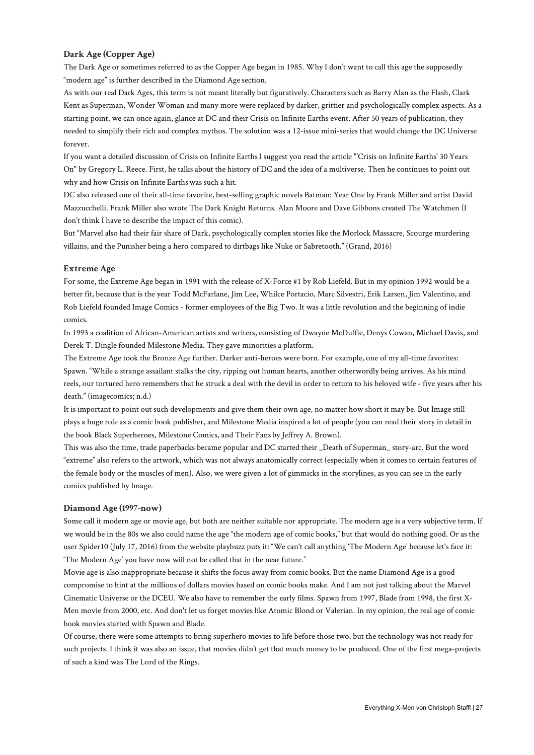### Dark Age (Copper Age)

The Dark Age or sometimes referred to as the Copper Age began in 1985. Why I don't want to call this age the supposedly "modern age" is further described in the Diamond Age section.

As with our real Dark Ages, this term is not meant literally but figuratively. Characters such as Barry Alan as the Flash, Clark Kent as Superman, Wonder Woman and many more were replaced by darker, grittier and psychologically complex aspects. As a starting point, we can once again, glance at DC and their Crisis on Infinite Earths event. After 50 years of publication, they needed to simplify their rich and complex mythos. The solution was a 12-issue mini-series that would change the DC Universe forever.

If you want a detailed discussion of Crisis on Infinite Earths I suggest you read the article "'Crisis on Infinite Earths' 30 Years On" by Gregory L. Reece. First, he talks about the history of DC and the idea of a multiverse. Then he continues to point out why and how Crisis on Infinite Earths was such a hit.

DC also released one of their all-time favorite, best-selling graphic novels Batman: Year One by Frank Miller and artist David Mazzucchelli. Frank Miller also wrote The Dark Knight Returns. Alan Moore and Dave Gibbons created The Watchmen (I don't think I have to describe the impact of this comic).

But "Marvel also had their fair share of Dark, psychologically complex stories like the Morlock Massacre, Scourge murdering villains, and the Punisher being a hero compared to dirtbags like Nuke or Sabretooth." (Grand, 2016)

### Extreme Age

For some, the Extreme Age began in 1991 with the release of X-Force #1 by Rob Liefeld. But in my opinion 1992 would be a better fit, because that is the year Todd McFarlane, Jim Lee, Whilce Portacio, Marc Silvestri, Erik Larsen, Jim Valentino, and Rob Liefeld founded Image Comics - former employees of the Big Two. It was a little revolution and the beginning of indie comics.

In 1993 a coalition of African-American artists and writers, consisting of Dwayne McDuffie, Denys Cowan, Michael Davis, and Derek T. Dingle founded Milestone Media. They gave minorities a platform.

The Extreme Age took the Bronze Age further. Darker anti-heroes were born. For example, one of my all-time favorites: Spawn. "While a strange assailant stalks the city, ripping out human hearts, another otherwordly being arrives. As his mind reels, our tortured hero remembers that he struck a deal with the devil in order to return to his beloved wife - five years after his death." (imagecomics; n.d.)

It is important to point out such developments and give them their own age, no matter how short it may be. But Image still plays a huge role as a comic book publisher, and Milestone Media inspired a lot of people (you can read their story in detail in the book Black Superheroes, Milestone Comics, and Their Fans by Jeffrey A. Brown).

This was also the time, trade paperbacks became popular and DC started their _Death of Superman_ story-arc. But the word "extreme" also refers to the artwork, which was not always anatomically correct (especially when it comes to certain features of the female body or the muscles of men). Also, we were given a lot of gimmicks in the storylines, as you can see in the early comics published by Image.

### Diamond Age (1997-now)

Some call it modern age or movie age, but both are neither suitable nor appropriate. The modern age is a very subjective term. If we would be in the 80s we also could name the age "the modern age of comic books," but that would do nothing good. Or as the user Spider10 (July 17, 2016) from the website playbuzz puts it: "We can't call anything 'The Modern Age' because let's face it: 'The Modern Age' you have now will not be called that in the near future."

Movie age is also inappropriate because it shifts the focus away from comic books. But the name Diamond Age is a good compromise to hint at the millions of dollars movies based on comic books make. And I am not just talking about the Marvel Cinematic Universe or the DCEU. We also have to remember the early films. Spawn from 1997, Blade from 1998, the first X-Men movie from 2000, etc. And don't let us forget movies like Atomic Blond or Valerian. In my opinion, the real age of comic book movies started with Spawn and Blade.

Of course, there were some attempts to bring superhero movies to life before those two, but the technology was not ready for such projects. I think it was also an issue, that movies didn't get that much money to be produced. One of the first mega-projects of such a kind was The Lord of the Rings.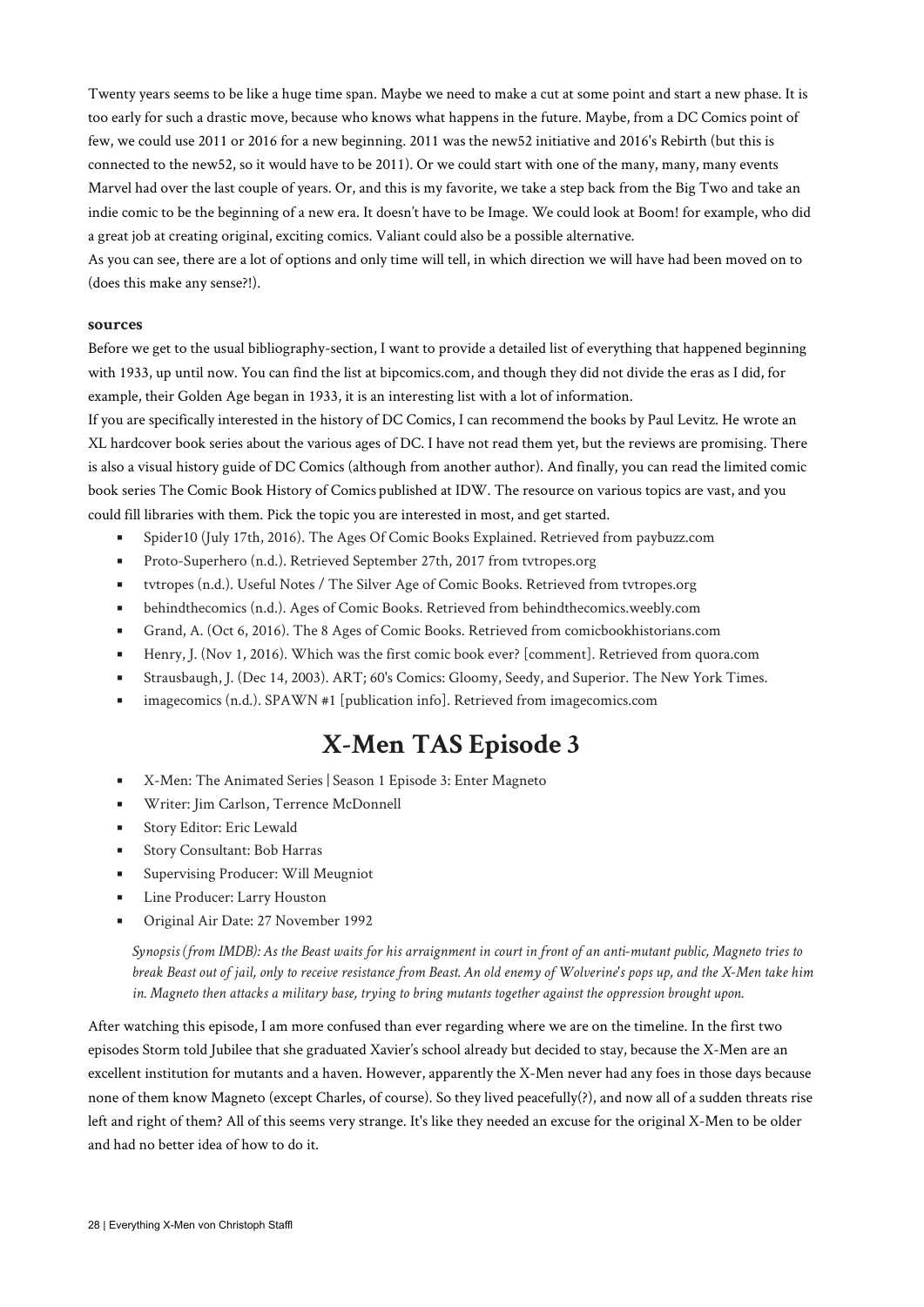Twenty years seems to be like a huge time span. Maybe we need to make a cut at some point and start a new phase. It is too early for such a drastic move, because who knows what happens in the future. Maybe, from a DC Comics point of few, we could use 2011 or 2016 for a new beginning. 2011 was the new52 initiative and 2016's Rebirth (but this is connected to the new52, so it would have to be 2011). Or we could start with one of the many, many, many events Marvel had over the last couple of years. Or, and this is my favorite, we take a step back from the Big Two and take an indie comic to be the beginning of a new era. It doesn't have to be Image. We could look at Boom! for example, who did a great job at creating original, exciting comics. Valiant could also be a possible alternative.
As you can see, there are a lot of options and only time will tell, in which direction we will have had been moved on to (does this make any sense?!).

**sources**

Before we get to the usual bibliography-section, I want to provide a detailed list of everything that happened beginning with 1933, up until now. You can find the list at bipcomics.com, and though they did not divide the eras as I did, for example, their Golden Age began in 1933, it is an interesting list with a lot of information.
If you are specifically interested in the history of DC Comics, I can recommend the books by Paul Levitz. He wrote an XL hardcover book series about the various ages of DC. I have not read them yet, but the reviews are promising. There is also a visual history guide of DC Comics (although from another author). And finally, you can read the limited comic book series The Comic Book History of Comics published at IDW. The resource on various topics are vast, and you could fill libraries with them. Pick the topic you are interested in most, and get started.

- Spider10 (July 17th, 2016). The Ages Of Comic Books Explained. Retrieved from paybuzz.com
- Proto-Superhero (n.d.). Retrieved September 27th, 2017 from tvtropes.org
- tvtropes (n.d.). Useful Notes / The Silver Age of Comic Books. Retrieved from tvtropes.org
- behindthecomics (n.d.). Ages of Comic Books. Retrieved from behindthecomics.weebly.com
- Grand, A. (Oct 6, 2016). The 8 Ages of Comic Books. Retrieved from comicbookhistorians.com
- Henry, J. (Nov 1, 2016). Which was the first comic book ever? [comment]. Retrieved from quora.com
- Strausbaugh, J. (Dec 14, 2003). ART; 60's Comics: Gloomy, Seedy, and Superior. The New York Times.
- imagecomics (n.d.). SPAWN #1 [publication info]. Retrieved from imagecomics.com

# X-Men TAS Episode 3

- X-Men: The Animated Series | Season 1 Episode 3: Enter Magneto
- Writer: Jim Carlson, Terrence McDonnell
- Story Editor: Eric Lewald
- Story Consultant: Bob Harras
- Supervising Producer: Will Meugniot
- Line Producer: Larry Houston
- Original Air Date: 27 November 1992

> *Synopsis (from IMDB): As the Beast waits for his arraignment in court in front of an anti-mutant public, Magneto tries to break Beast out of jail, only to receive resistance from Beast. An old enemy of Wolverine's pops up, and the X-Men take him in. Magneto then attacks a military base, trying to bring mutants together against the oppression brought upon.*

After watching this episode, I am more confused than ever regarding where we are on the timeline. In the first two episodes Storm told Jubilee that she graduated Xavier's school already but decided to stay, because the X-Men are an excellent institution for mutants and a haven. However, apparently the X-Men never had any foes in those days because none of them know Magneto (except Charles, of course). So they lived peacefully(?), and now all of a sudden threats rise left and right of them? All of this seems very strange. It's like they needed an excuse for the original X-Men to be older and had no better idea of how to do it.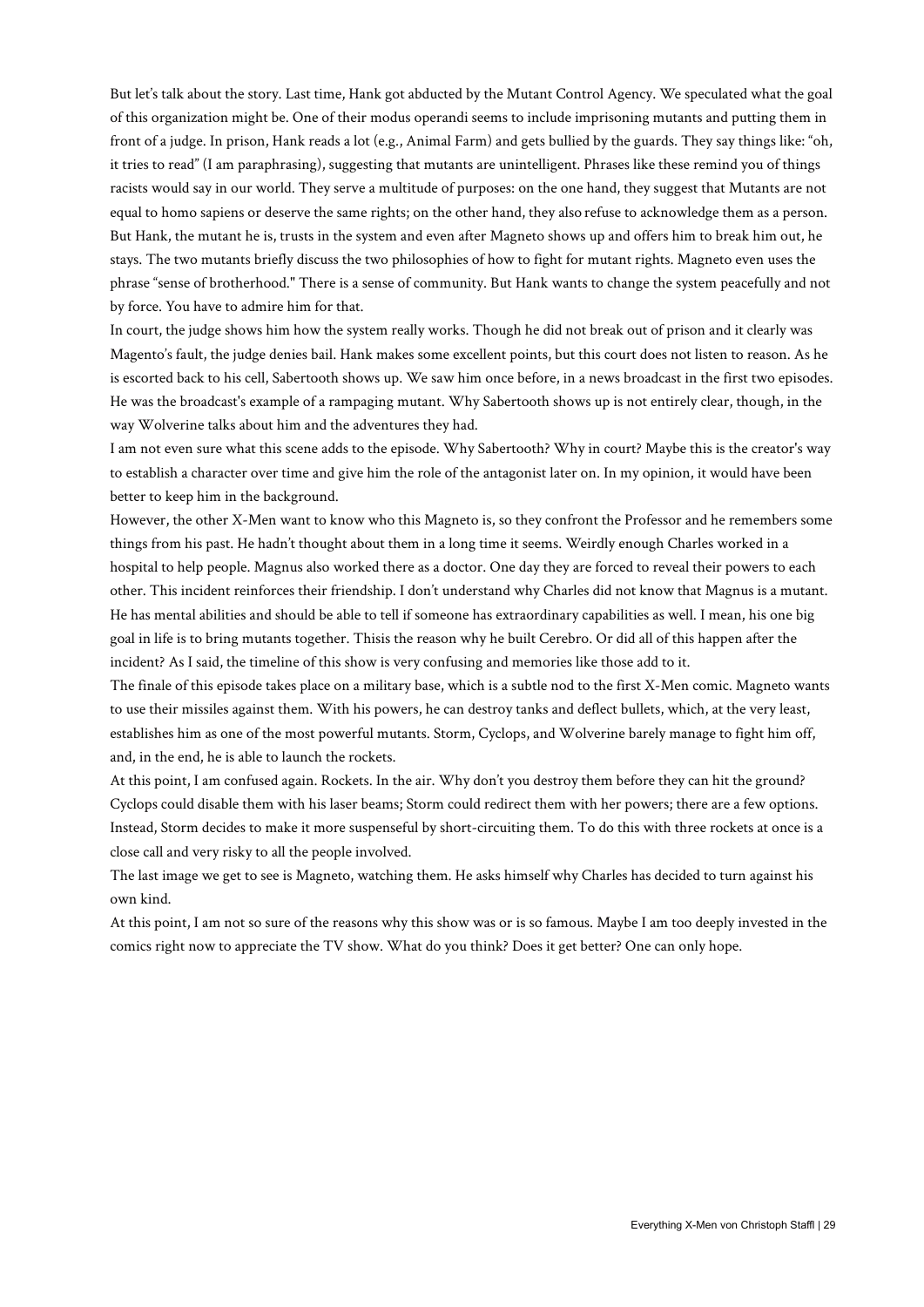But let's talk about the story. Last time, Hank got abducted by the Mutant Control Agency. We speculated what the goal of this organization might be. One of their modus operandi seems to include imprisoning mutants and putting them in front of a judge. In prison, Hank reads a lot (e.g., Animal Farm) and gets bullied by the guards. They say things like: "oh, it tries to read" (I am paraphrasing), suggesting that mutants are unintelligent. Phrases like these remind you of things racists would say in our world. They serve a multitude of purposes: on the one hand, they suggest that Mutants are not equal to homo sapiens or deserve the same rights; on the other hand, they also refuse to acknowledge them as a person. But Hank, the mutant he is, trusts in the system and even after Magneto shows up and offers him to break him out, he stays. The two mutants briefly discuss the two philosophies of how to fight for mutant rights. Magneto even uses the phrase "sense of brotherhood." There is a sense of community. But Hank wants to change the system peacefully and not by force. You have to admire him for that.

In court, the judge shows him how the system really works. Though he did not break out of prison and it clearly was Magento's fault, the judge denies bail. Hank makes some excellent points, but this court does not listen to reason. As he is escorted back to his cell, Sabertooth shows up. We saw him once before, in a news broadcast in the first two episodes. He was the broadcast's example of a rampaging mutant. Why Sabertooth shows up is not entirely clear, though, in the way Wolverine talks about him and the adventures they had.

I am not even sure what this scene adds to the episode. Why Sabertooth? Why in court? Maybe this is the creator's way to establish a character over time and give him the role of the antagonist later on. In my opinion, it would have been better to keep him in the background.

However, the other X-Men want to know who this Magneto is, so they confront the Professor and he remembers some things from his past. He hadn't thought about them in a long time it seems. Weirdly enough Charles worked in a hospital to help people. Magnus also worked there as a doctor. One day they are forced to reveal their powers to each other. This incident reinforces their friendship. I don't understand why Charles did not know that Magnus is a mutant. He has mental abilities and should be able to tell if someone has extraordinary capabilities as well. I mean, his one big goal in life is to bring mutants together. Thisis the reason why he built Cerebro. Or did all of this happen after the incident? As I said, the timeline of this show is very confusing and memories like those add to it.

The finale of this episode takes place on a military base, which is a subtle nod to the first X-Men comic. Magneto wants to use their missiles against them. With his powers, he can destroy tanks and deflect bullets, which, at the very least, establishes him as one of the most powerful mutants. Storm, Cyclops, and Wolverine barely manage to fight him off, and, in the end, he is able to launch the rockets.

At this point, I am confused again. Rockets. In the air. Why don't you destroy them before they can hit the ground? Cyclops could disable them with his laser beams; Storm could redirect them with her powers; there are a few options. Instead, Storm decides to make it more suspenseful by short-circuiting them. To do this with three rockets at once is a close call and very risky to all the people involved.

The last image we get to see is Magneto, watching them. He asks himself why Charles has decided to turn against his own kind.

At this point, I am not so sure of the reasons why this show was or is so famous. Maybe I am too deeply invested in the comics right now to appreciate the TV show. What do you think? Does it get better? One can only hope.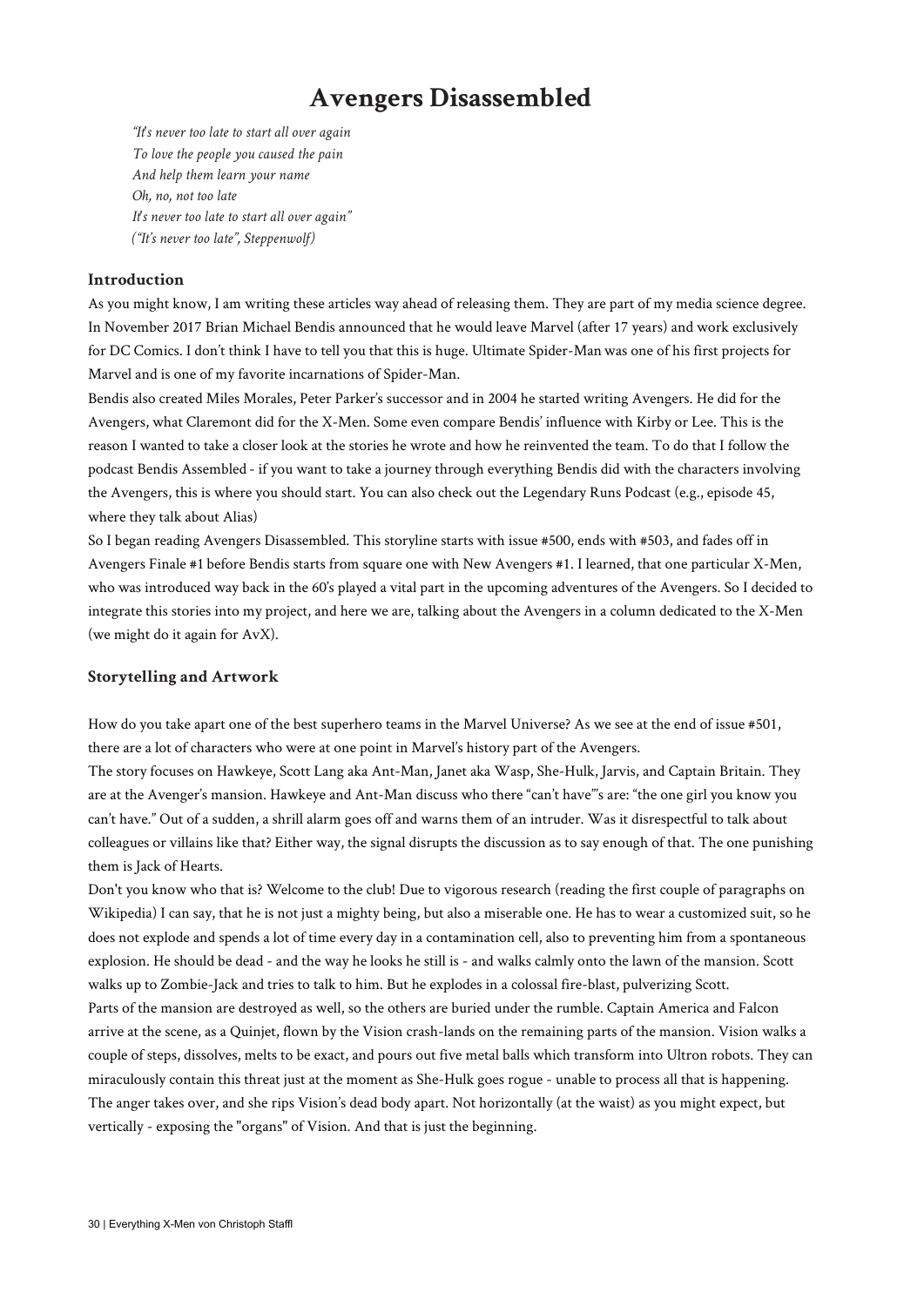# Avengers Disassembled

*"It's never too late to start all over again*
*To love the people you caused the pain*
*And help them learn your name*
*Oh, no, not too late*
*It's never too late to start all over again"*
*("It's never too late", Steppenwolf)*

### Introduction

As you might know, I am writing these articles way ahead of releasing them. They are part of my media science degree. In November 2017 Brian Michael Bendis announced that he would leave Marvel (after 17 years) and work exclusively for DC Comics. I don't think I have to tell you that this is huge. Ultimate Spider-Man was one of his first projects for Marvel and is one of my favorite incarnations of Spider-Man.

Bendis also created Miles Morales, Peter Parker's successor and in 2004 he started writing Avengers. He did for the Avengers, what Claremont did for the X-Men. Some even compare Bendis' influence with Kirby or Lee. This is the reason I wanted to take a closer look at the stories he wrote and how he reinvented the team. To do that I follow the podcast Bendis Assembled - if you want to take a journey through everything Bendis did with the characters involving the Avengers, this is where you should start. You can also check out the Legendary Runs Podcast (e.g., episode 45, where they talk about Alias)

So I began reading Avengers Disassembled. This storyline starts with issue #500, ends with #503, and fades off in Avengers Finale #1 before Bendis starts from square one with New Avengers #1. I learned, that one particular X-Men, who was introduced way back in the 60's played a vital part in the upcoming adventures of the Avengers. So I decided to integrate this stories into my project, and here we are, talking about the Avengers in a column dedicated to the X-Men (we might do it again for AvX).

### Storytelling and Artwork

How do you take apart one of the best superhero teams in the Marvel Universe? As we see at the end of issue #501, there are a lot of characters who were at one point in Marvel's history part of the Avengers.

The story focuses on Hawkeye, Scott Lang aka Ant-Man, Janet aka Wasp, She-Hulk, Jarvis, and Captain Britain. They are at the Avenger's mansion. Hawkeye and Ant-Man discuss who there "can't have"'s are: "the one girl you know you can't have." Out of a sudden, a shrill alarm goes off and warns them of an intruder. Was it disrespectful to talk about colleagues or villains like that? Either way, the signal disrupts the discussion as to say enough of that. The one punishing them is Jack of Hearts.

Don't you know who that is? Welcome to the club! Due to vigorous research (reading the first couple of paragraphs on Wikipedia) I can say, that he is not just a mighty being, but also a miserable one. He has to wear a customized suit, so he does not explode and spends a lot of time every day in a contamination cell, also to preventing him from a spontaneous explosion. He should be dead - and the way he looks he still is - and walks calmly onto the lawn of the mansion. Scott walks up to Zombie-Jack and tries to talk to him. But he explodes in a colossal fire-blast, pulverizing Scott.

Parts of the mansion are destroyed as well, so the others are buried under the rumble. Captain America and Falcon arrive at the scene, as a Quinjet, flown by the Vision crash-lands on the remaining parts of the mansion. Vision walks a couple of steps, dissolves, melts to be exact, and pours out five metal balls which transform into Ultron robots. They can miraculously contain this threat just at the moment as She-Hulk goes rogue - unable to process all that is happening. The anger takes over, and she rips Vision's dead body apart. Not horizontally (at the waist) as you might expect, but vertically - exposing the "organs" of Vision. And that is just the beginning.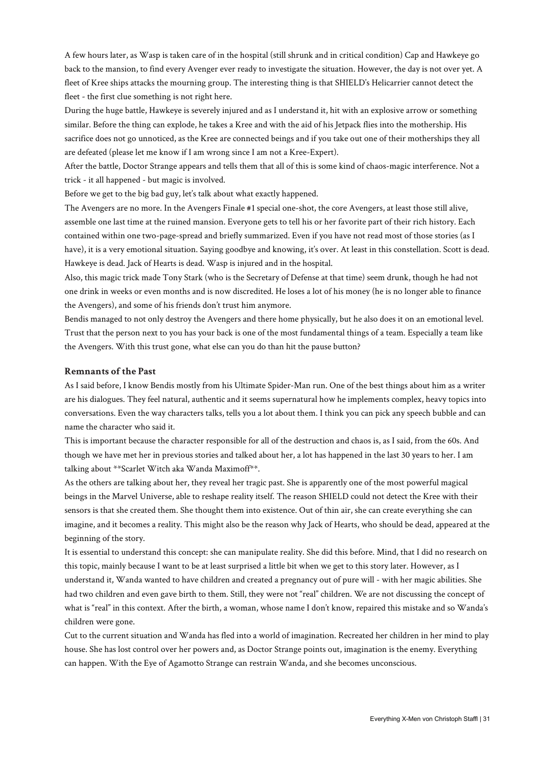A few hours later, as Wasp is taken care of in the hospital (still shrunk and in critical condition) Cap and Hawkeye go back to the mansion, to find every Avenger ever ready to investigate the situation. However, the day is not over yet. A fleet of Kree ships attacks the mourning group. The interesting thing is that SHIELD's Helicarrier cannot detect the fleet - the first clue something is not right here.

During the huge battle, Hawkeye is severely injured and as I understand it, hit with an explosive arrow or something similar. Before the thing can explode, he takes a Kree and with the aid of his Jetpack flies into the mothership. His sacrifice does not go unnoticed, as the Kree are connected beings and if you take out one of their motherships they all are defeated (please let me know if I am wrong since I am not a Kree-Expert).

After the battle, Doctor Strange appears and tells them that all of this is some kind of chaos-magic interference. Not a trick - it all happened - but magic is involved.

Before we get to the big bad guy, let's talk about what exactly happened.

The Avengers are no more. In the Avengers Finale #1 special one-shot, the core Avengers, at least those still alive, assemble one last time at the ruined mansion. Everyone gets to tell his or her favorite part of their rich history. Each contained within one two-page-spread and briefly summarized. Even if you have not read most of those stories (as I have), it is a very emotional situation. Saying goodbye and knowing, it's over. At least in this constellation. Scott is dead. Hawkeye is dead. Jack of Hearts is dead. Wasp is injured and in the hospital.

Also, this magic trick made Tony Stark (who is the Secretary of Defense at that time) seem drunk, though he had not one drink in weeks or even months and is now discredited. He loses a lot of his money (he is no longer able to finance the Avengers), and some of his friends don't trust him anymore.

Bendis managed to not only destroy the Avengers and there home physically, but he also does it on an emotional level. Trust that the person next to you has your back is one of the most fundamental things of a team. Especially a team like the Avengers. With this trust gone, what else can you do than hit the pause button?

### Remnants of the Past

As I said before, I know Bendis mostly from his Ultimate Spider-Man run. One of the best things about him as a writer are his dialogues. They feel natural, authentic and it seems supernatural how he implements complex, heavy topics into conversations. Even the way characters talks, tells you a lot about them. I think you can pick any speech bubble and can name the character who said it.

This is important because the character responsible for all of the destruction and chaos is, as I said, from the 60s. And though we have met her in previous stories and talked about her, a lot has happened in the last 30 years to her. I am talking about **Scarlet Witch aka Wanda Maximoff**.

As the others are talking about her, they reveal her tragic past. She is apparently one of the most powerful magical beings in the Marvel Universe, able to reshape reality itself. The reason SHIELD could not detect the Kree with their sensors is that she created them. She thought them into existence. Out of thin air, she can create everything she can imagine, and it becomes a reality. This might also be the reason why Jack of Hearts, who should be dead, appeared at the beginning of the story.

It is essential to understand this concept: she can manipulate reality. She did this before. Mind, that I did no research on this topic, mainly because I want to be at least surprised a little bit when we get to this story later. However, as I understand it, Wanda wanted to have children and created a pregnancy out of pure will - with her magic abilities. She had two children and even gave birth to them. Still, they were not "real" children. We are not discussing the concept of what is "real" in this context. After the birth, a woman, whose name I don't know, repaired this mistake and so Wanda's children were gone.

Cut to the current situation and Wanda has fled into a world of imagination. Recreated her children in her mind to play house. She has lost control over her powers and, as Doctor Strange points out, imagination is the enemy. Everything can happen. With the Eye of Agamotto Strange can restrain Wanda, and she becomes unconscious.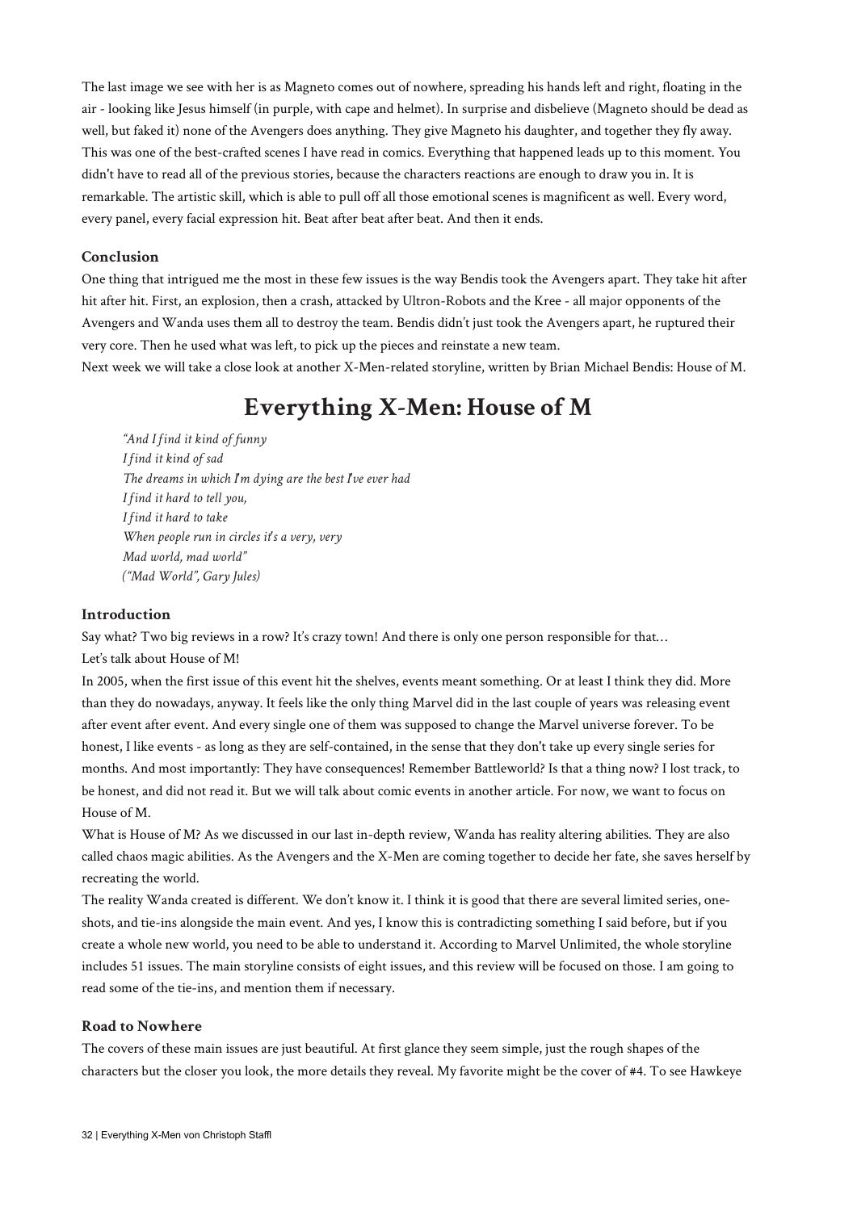The last image we see with her is as Magneto comes out of nowhere, spreading his hands left and right, floating in the air - looking like Jesus himself (in purple, with cape and helmet). In surprise and disbelieve (Magneto should be dead as well, but faked it) none of the Avengers does anything. They give Magneto his daughter, and together they fly away. This was one of the best-crafted scenes I have read in comics. Everything that happened leads up to this moment. You didn't have to read all of the previous stories, because the characters reactions are enough to draw you in. It is remarkable. The artistic skill, which is able to pull off all those emotional scenes is magnificent as well. Every word, every panel, every facial expression hit. Beat after beat after beat. And then it ends.

### Conclusion

One thing that intrigued me the most in these few issues is the way Bendis took the Avengers apart. They take hit after hit after hit. First, an explosion, then a crash, attacked by Ultron-Robots and the Kree - all major opponents of the Avengers and Wanda uses them all to destroy the team. Bendis didn't just took the Avengers apart, he ruptured their very core. Then he used what was left, to pick up the pieces and reinstate a new team.

Next week we will take a close look at another X-Men-related storyline, written by Brian Michael Bendis: House of M.

# Everything X-Men: House of M

*"And I find it kind of funny*
*I find it kind of sad*
*The dreams in which I'm dying are the best I've ever had*
*I find it hard to tell you,*
*I find it hard to take*
*When people run in circles it's a very, very*
*Mad world, mad world"*
*("Mad World", Gary Jules)*

### Introduction

Say what? Two big reviews in a row? It's crazy town! And there is only one person responsible for that…

Let's talk about House of M!

In 2005, when the first issue of this event hit the shelves, events meant something. Or at least I think they did. More than they do nowadays, anyway. It feels like the only thing Marvel did in the last couple of years was releasing event after event after event. And every single one of them was supposed to change the Marvel universe forever. To be honest, I like events - as long as they are self-contained, in the sense that they don't take up every single series for months. And most importantly: They have consequences! Remember Battleworld? Is that a thing now? I lost track, to be honest, and did not read it. But we will talk about comic events in another article. For now, we want to focus on House of M.

What is House of M? As we discussed in our last in-depth review, Wanda has reality altering abilities. They are also called chaos magic abilities. As the Avengers and the X-Men are coming together to decide her fate, she saves herself by recreating the world.

The reality Wanda created is different. We don't know it. I think it is good that there are several limited series, one-shots, and tie-ins alongside the main event. And yes, I know this is contradicting something I said before, but if you create a whole new world, you need to be able to understand it. According to Marvel Unlimited, the whole storyline includes 51 issues. The main storyline consists of eight issues, and this review will be focused on those. I am going to read some of the tie-ins, and mention them if necessary.

### Road to Nowhere

The covers of these main issues are just beautiful. At first glance they seem simple, just the rough shapes of the characters but the closer you look, the more details they reveal. My favorite might be the cover of #4. To see Hawkeye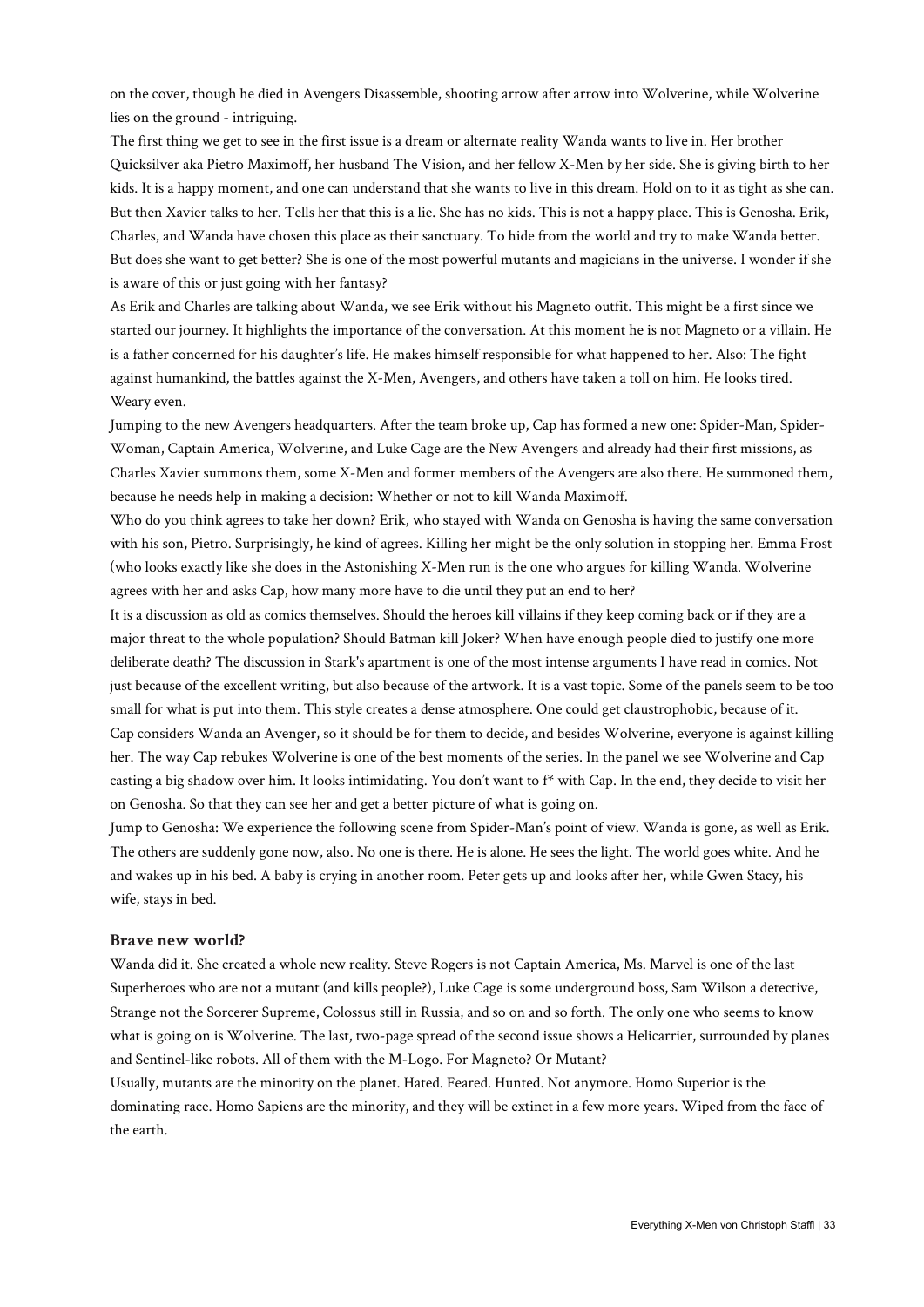on the cover, though he died in Avengers Disassemble, shooting arrow after arrow into Wolverine, while Wolverine lies on the ground - intriguing.

The first thing we get to see in the first issue is a dream or alternate reality Wanda wants to live in. Her brother Quicksilver aka Pietro Maximoff, her husband The Vision, and her fellow X-Men by her side. She is giving birth to her kids. It is a happy moment, and one can understand that she wants to live in this dream. Hold on to it as tight as she can. But then Xavier talks to her. Tells her that this is a lie. She has no kids. This is not a happy place. This is Genosha. Erik, Charles, and Wanda have chosen this place as their sanctuary. To hide from the world and try to make Wanda better. But does she want to get better? She is one of the most powerful mutants and magicians in the universe. I wonder if she is aware of this or just going with her fantasy?

As Erik and Charles are talking about Wanda, we see Erik without his Magneto outfit. This might be a first since we started our journey. It highlights the importance of the conversation. At this moment he is not Magneto or a villain. He is a father concerned for his daughter's life. He makes himself responsible for what happened to her. Also: The fight against humankind, the battles against the X-Men, Avengers, and others have taken a toll on him. He looks tired. Weary even.

Jumping to the new Avengers headquarters. After the team broke up, Cap has formed a new one: Spider-Man, Spider-Woman, Captain America, Wolverine, and Luke Cage are the New Avengers and already had their first missions, as Charles Xavier summons them, some X-Men and former members of the Avengers are also there. He summoned them, because he needs help in making a decision: Whether or not to kill Wanda Maximoff.

Who do you think agrees to take her down? Erik, who stayed with Wanda on Genosha is having the same conversation with his son, Pietro. Surprisingly, he kind of agrees. Killing her might be the only solution in stopping her. Emma Frost (who looks exactly like she does in the Astonishing X-Men run is the one who argues for killing Wanda. Wolverine agrees with her and asks Cap, how many more have to die until they put an end to her?

It is a discussion as old as comics themselves. Should the heroes kill villains if they keep coming back or if they are a major threat to the whole population? Should Batman kill Joker? When have enough people died to justify one more deliberate death? The discussion in Stark's apartment is one of the most intense arguments I have read in comics. Not just because of the excellent writing, but also because of the artwork. It is a vast topic. Some of the panels seem to be too small for what is put into them. This style creates a dense atmosphere. One could get claustrophobic, because of it.

Cap considers Wanda an Avenger, so it should be for them to decide, and besides Wolverine, everyone is against killing her. The way Cap rebukes Wolverine is one of the best moments of the series. In the panel we see Wolverine and Cap casting a big shadow over him. It looks intimidating. You don't want to f* with Cap. In the end, they decide to visit her on Genosha. So that they can see her and get a better picture of what is going on.

Jump to Genosha: We experience the following scene from Spider-Man's point of view. Wanda is gone, as well as Erik. The others are suddenly gone now, also. No one is there. He is alone. He sees the light. The world goes white. And he and wakes up in his bed. A baby is crying in another room. Peter gets up and looks after her, while Gwen Stacy, his wife, stays in bed.

### Brave new world?

Wanda did it. She created a whole new reality. Steve Rogers is not Captain America, Ms. Marvel is one of the last Superheroes who are not a mutant (and kills people?), Luke Cage is some underground boss, Sam Wilson a detective, Strange not the Sorcerer Supreme, Colossus still in Russia, and so on and so forth. The only one who seems to know what is going on is Wolverine. The last, two-page spread of the second issue shows a Helicarrier, surrounded by planes and Sentinel-like robots. All of them with the M-Logo. For Magneto? Or Mutant?

Usually, mutants are the minority on the planet. Hated. Feared. Hunted. Not anymore. Homo Superior is the dominating race. Homo Sapiens are the minority, and they will be extinct in a few more years. Wiped from the face of the earth.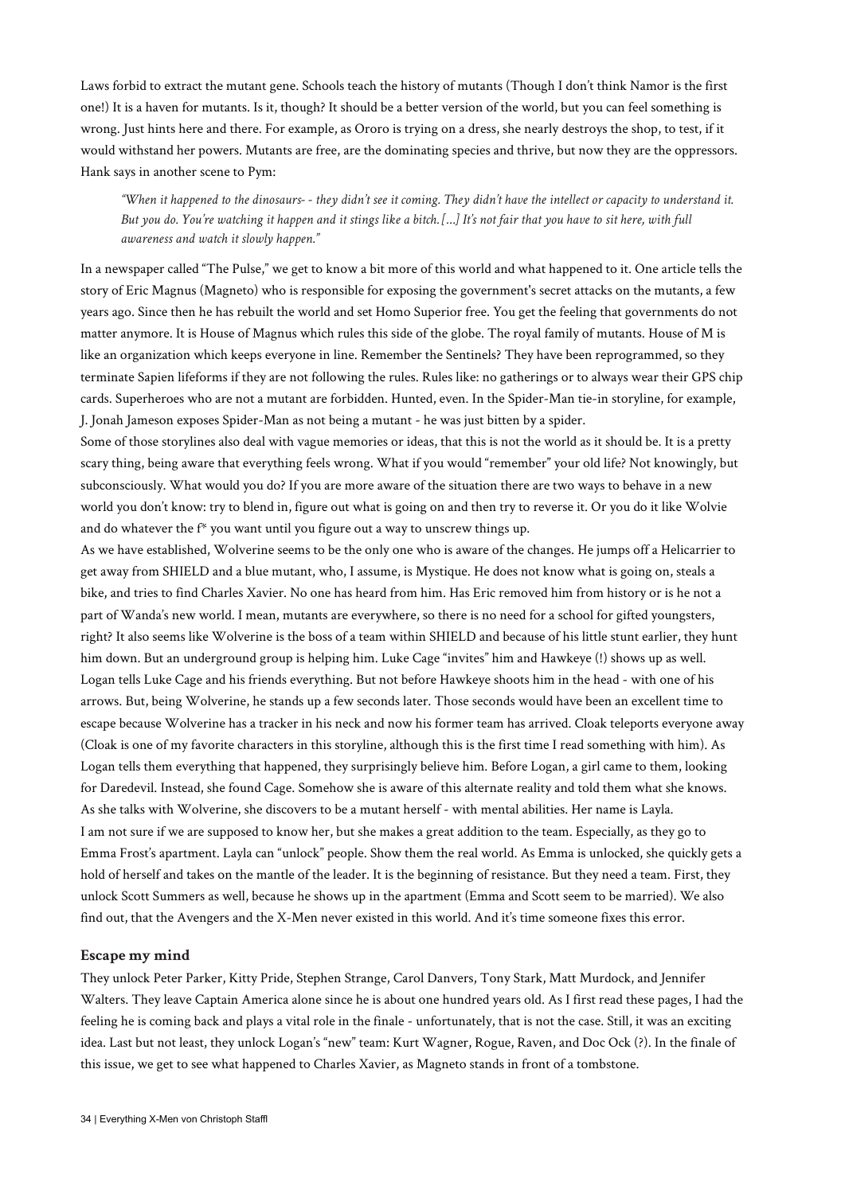Laws forbid to extract the mutant gene. Schools teach the history of mutants (Though I don't think Namor is the first one!) It is a haven for mutants. Is it, though? It should be a better version of the world, but you can feel something is wrong. Just hints here and there. For example, as Ororo is trying on a dress, she nearly destroys the shop, to test, if it would withstand her powers. Mutants are free, are the dominating species and thrive, but now they are the oppressors. Hank says in another scene to Pym:

> *"When it happened to the dinosaurs- - they didn't see it coming. They didn't have the intellect or capacity to understand it. But you do. You're watching it happen and it stings like a bitch.[...] It's not fair that you have to sit here, with full awareness and watch it slowly happen."*

In a newspaper called "The Pulse," we get to know a bit more of this world and what happened to it. One article tells the story of Eric Magnus (Magneto) who is responsible for exposing the government's secret attacks on the mutants, a few years ago. Since then he has rebuilt the world and set Homo Superior free. You get the feeling that governments do not matter anymore. It is House of Magnus which rules this side of the globe. The royal family of mutants. House of M is like an organization which keeps everyone in line. Remember the Sentinels? They have been reprogrammed, so they terminate Sapien lifeforms if they are not following the rules. Rules like: no gatherings or to always wear their GPS chip cards. Superheroes who are not a mutant are forbidden. Hunted, even. In the Spider-Man tie-in storyline, for example, J. Jonah Jameson exposes Spider-Man as not being a mutant - he was just bitten by a spider.

Some of those storylines also deal with vague memories or ideas, that this is not the world as it should be. It is a pretty scary thing, being aware that everything feels wrong. What if you would "remember" your old life? Not knowingly, but subconsciously. What would you do? If you are more aware of the situation there are two ways to behave in a new world you don't know: try to blend in, figure out what is going on and then try to reverse it. Or you do it like Wolvie and do whatever the f* you want until you figure out a way to unscrew things up.

As we have established, Wolverine seems to be the only one who is aware of the changes. He jumps off a Helicarrier to get away from SHIELD and a blue mutant, who, I assume, is Mystique. He does not know what is going on, steals a bike, and tries to find Charles Xavier. No one has heard from him. Has Eric removed him from history or is he not a part of Wanda's new world. I mean, mutants are everywhere, so there is no need for a school for gifted youngsters, right? It also seems like Wolverine is the boss of a team within SHIELD and because of his little stunt earlier, they hunt him down. But an underground group is helping him. Luke Cage "invites" him and Hawkeye (!) shows up as well. Logan tells Luke Cage and his friends everything. But not before Hawkeye shoots him in the head - with one of his arrows. But, being Wolverine, he stands up a few seconds later. Those seconds would have been an excellent time to escape because Wolverine has a tracker in his neck and now his former team has arrived. Cloak teleports everyone away (Cloak is one of my favorite characters in this storyline, although this is the first time I read something with him). As Logan tells them everything that happened, they surprisingly believe him. Before Logan, a girl came to them, looking for Daredevil. Instead, she found Cage. Somehow she is aware of this alternate reality and told them what she knows. As she talks with Wolverine, she discovers to be a mutant herself - with mental abilities. Her name is Layla.

I am not sure if we are supposed to know her, but she makes a great addition to the team. Especially, as they go to Emma Frost's apartment. Layla can "unlock" people. Show them the real world. As Emma is unlocked, she quickly gets a hold of herself and takes on the mantle of the leader. It is the beginning of resistance. But they need a team. First, they unlock Scott Summers as well, because he shows up in the apartment (Emma and Scott seem to be married). We also find out, that the Avengers and the X-Men never existed in this world. And it's time someone fixes this error.

### Escape my mind

They unlock Peter Parker, Kitty Pride, Stephen Strange, Carol Danvers, Tony Stark, Matt Murdock, and Jennifer Walters. They leave Captain America alone since he is about one hundred years old. As I first read these pages, I had the feeling he is coming back and plays a vital role in the finale - unfortunately, that is not the case. Still, it was an exciting idea. Last but not least, they unlock Logan's "new" team: Kurt Wagner, Rogue, Raven, and Doc Ock (?). In the finale of this issue, we get to see what happened to Charles Xavier, as Magneto stands in front of a tombstone.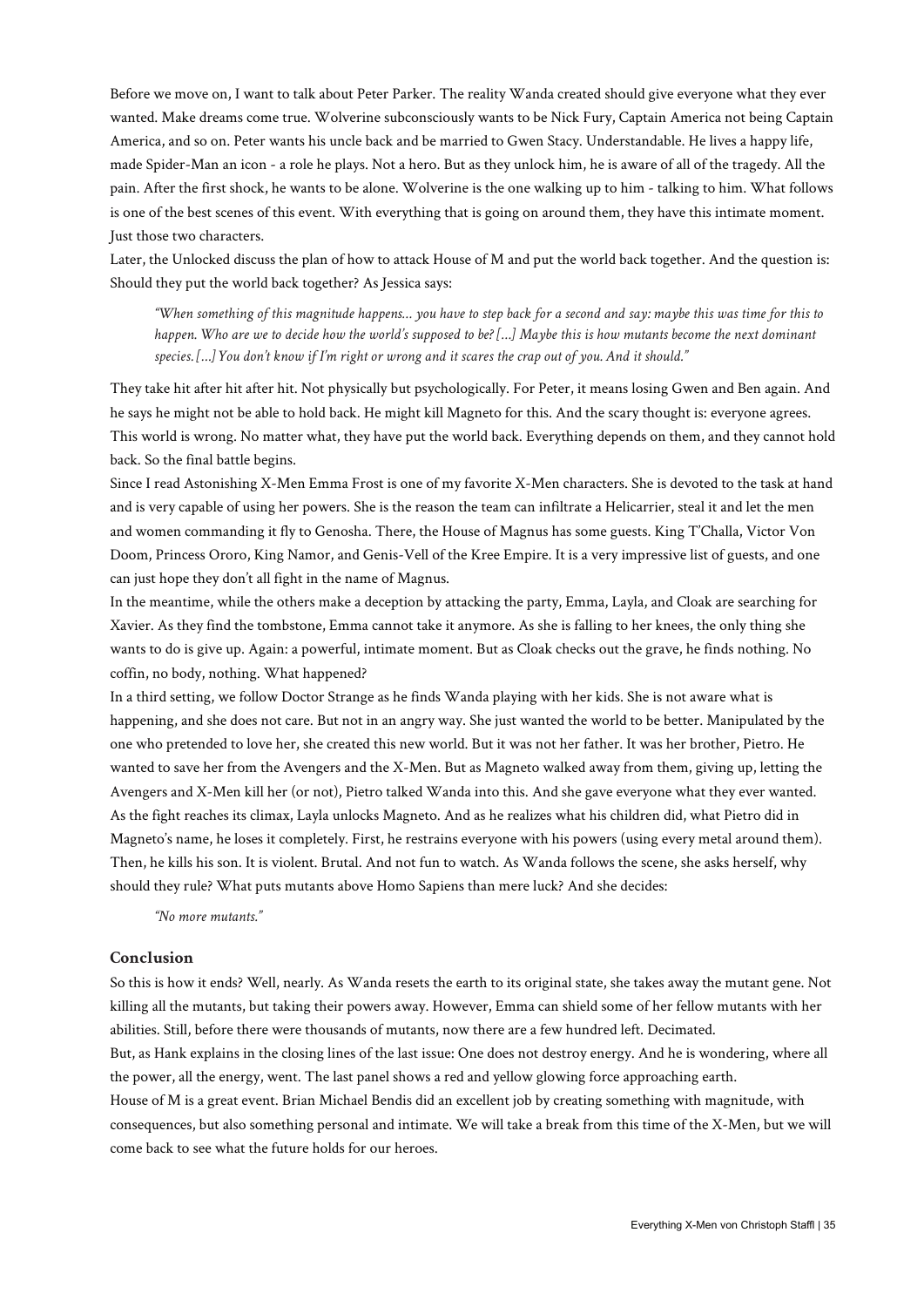Before we move on, I want to talk about Peter Parker. The reality Wanda created should give everyone what they ever wanted. Make dreams come true. Wolverine subconsciously wants to be Nick Fury, Captain America not being Captain America, and so on. Peter wants his uncle back and be married to Gwen Stacy. Understandable. He lives a happy life, made Spider-Man an icon - a role he plays. Not a hero. But as they unlock him, he is aware of all of the tragedy. All the pain. After the first shock, he wants to be alone. Wolverine is the one walking up to him - talking to him. What follows is one of the best scenes of this event. With everything that is going on around them, they have this intimate moment. Just those two characters.

Later, the Unlocked discuss the plan of how to attack House of M and put the world back together. And the question is: Should they put the world back together? As Jessica says:

> *"When something of this magnitude happens... you have to step back for a second and say: maybe this was time for this to happen. Who are we to decide how the world's supposed to be? [...] Maybe this is how mutants become the next dominant species. [...] You don't know if I'm right or wrong and it scares the crap out of you. And it should."*

They take hit after hit after hit. Not physically but psychologically. For Peter, it means losing Gwen and Ben again. And he says he might not be able to hold back. He might kill Magneto for this. And the scary thought is: everyone agrees. This world is wrong. No matter what, they have put the world back. Everything depends on them, and they cannot hold back. So the final battle begins.

Since I read Astonishing X-Men Emma Frost is one of my favorite X-Men characters. She is devoted to the task at hand and is very capable of using her powers. She is the reason the team can infiltrate a Helicarrier, steal it and let the men and women commanding it fly to Genosha. There, the House of Magnus has some guests. King T'Challa, Victor Von Doom, Princess Ororo, King Namor, and Genis-Vell of the Kree Empire. It is a very impressive list of guests, and one can just hope they don't all fight in the name of Magnus.

In the meantime, while the others make a deception by attacking the party, Emma, Layla, and Cloak are searching for Xavier. As they find the tombstone, Emma cannot take it anymore. As she is falling to her knees, the only thing she wants to do is give up. Again: a powerful, intimate moment. But as Cloak checks out the grave, he finds nothing. No coffin, no body, nothing. What happened?

In a third setting, we follow Doctor Strange as he finds Wanda playing with her kids. She is not aware what is happening, and she does not care. But not in an angry way. She just wanted the world to be better. Manipulated by the one who pretended to love her, she created this new world. But it was not her father. It was her brother, Pietro. He wanted to save her from the Avengers and the X-Men. But as Magneto walked away from them, giving up, letting the Avengers and X-Men kill her (or not), Pietro talked Wanda into this. And she gave everyone what they ever wanted.

As the fight reaches its climax, Layla unlocks Magneto. And as he realizes what his children did, what Pietro did in Magneto's name, he loses it completely. First, he restrains everyone with his powers (using every metal around them). Then, he kills his son. It is violent. Brutal. And not fun to watch. As Wanda follows the scene, she asks herself, why should they rule? What puts mutants above Homo Sapiens than mere luck? And she decides:

> *"No more mutants."*

### Conclusion

So this is how it ends? Well, nearly. As Wanda resets the earth to its original state, she takes away the mutant gene. Not killing all the mutants, but taking their powers away. However, Emma can shield some of her fellow mutants with her abilities. Still, before there were thousands of mutants, now there are a few hundred left. Decimated.

But, as Hank explains in the closing lines of the last issue: One does not destroy energy. And he is wondering, where all the power, all the energy, went. The last panel shows a red and yellow glowing force approaching earth.

House of M is a great event. Brian Michael Bendis did an excellent job by creating something with magnitude, with consequences, but also something personal and intimate. We will take a break from this time of the X-Men, but we will come back to see what the future holds for our heroes.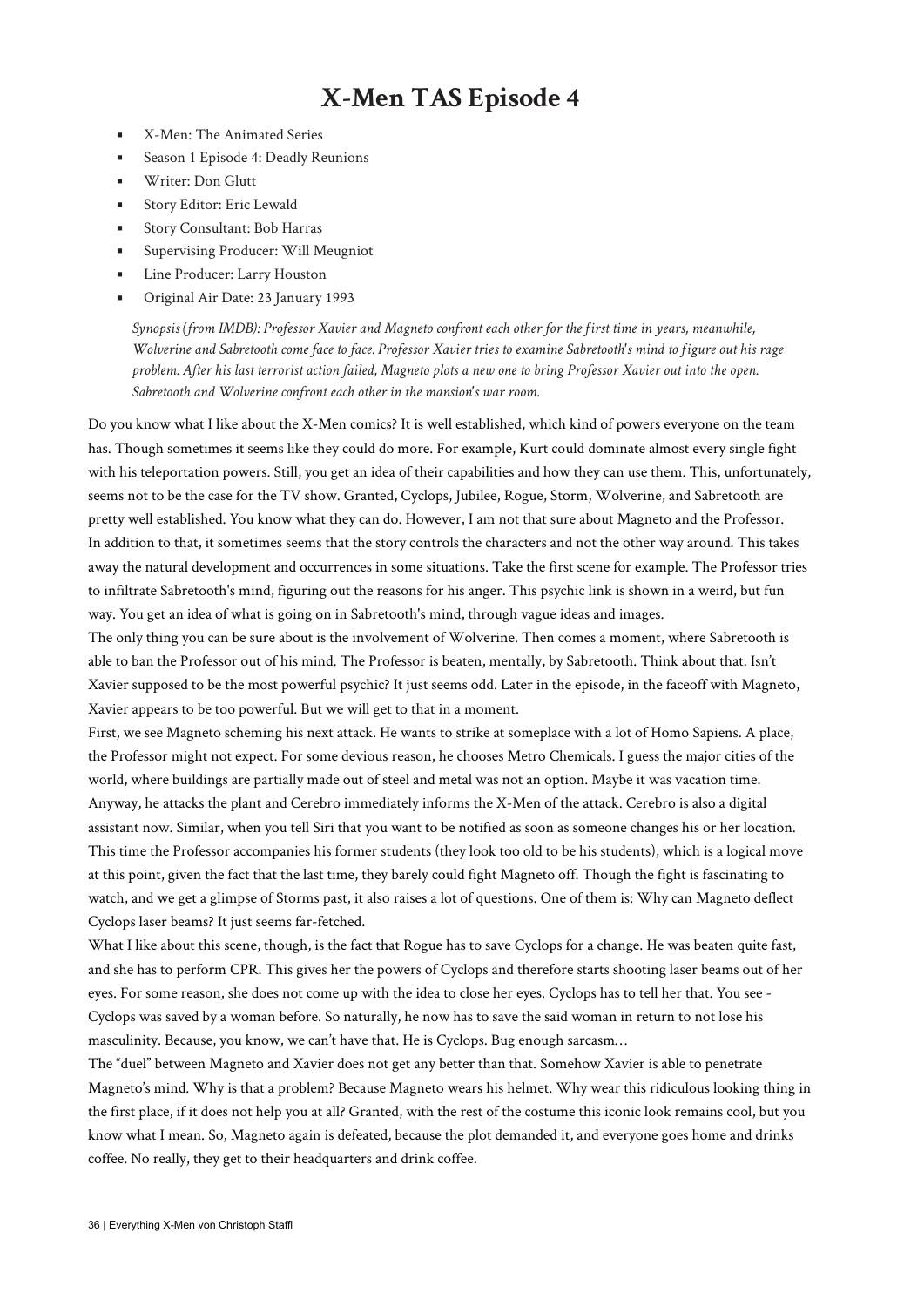# X-Men TAS Episode 4

- X-Men: The Animated Series
- Season 1 Episode 4: Deadly Reunions
- Writer: Don Glutt
- Story Editor: Eric Lewald
- Story Consultant: Bob Harras
- Supervising Producer: Will Meugniot
- Line Producer: Larry Houston
- Original Air Date: 23 January 1993

*Synopsis (from IMDB): Professor Xavier and Magneto confront each other for the first time in years, meanwhile, Wolverine and Sabretooth come face to face. Professor Xavier tries to examine Sabretooth's mind to figure out his rage problem. After his last terrorist action failed, Magneto plots a new one to bring Professor Xavier out into the open. Sabretooth and Wolverine confront each other in the mansion's war room.*

Do you know what I like about the X-Men comics? It is well established, which kind of powers everyone on the team has. Though sometimes it seems like they could do more. For example, Kurt could dominate almost every single fight with his teleportation powers. Still, you get an idea of their capabilities and how they can use them. This, unfortunately, seems not to be the case for the TV show. Granted, Cyclops, Jubilee, Rogue, Storm, Wolverine, and Sabretooth are pretty well established. You know what they can do. However, I am not that sure about Magneto and the Professor. In addition to that, it sometimes seems that the story controls the characters and not the other way around. This takes away the natural development and occurrences in some situations. Take the first scene for example. The Professor tries to infiltrate Sabretooth's mind, figuring out the reasons for his anger. This psychic link is shown in a weird, but fun way. You get an idea of what is going on in Sabretooth's mind, through vague ideas and images.

The only thing you can be sure about is the involvement of Wolverine. Then comes a moment, where Sabretooth is able to ban the Professor out of his mind. The Professor is beaten, mentally, by Sabretooth. Think about that. Isn't Xavier supposed to be the most powerful psychic? It just seems odd. Later in the episode, in the faceoff with Magneto, Xavier appears to be too powerful. But we will get to that in a moment.

First, we see Magneto scheming his next attack. He wants to strike at someplace with a lot of Homo Sapiens. A place, the Professor might not expect. For some devious reason, he chooses Metro Chemicals. I guess the major cities of the world, where buildings are partially made out of steel and metal was not an option. Maybe it was vacation time. Anyway, he attacks the plant and Cerebro immediately informs the X-Men of the attack. Cerebro is also a digital assistant now. Similar, when you tell Siri that you want to be notified as soon as someone changes his or her location. This time the Professor accompanies his former students (they look too old to be his students), which is a logical move at this point, given the fact that the last time, they barely could fight Magneto off. Though the fight is fascinating to watch, and we get a glimpse of Storms past, it also raises a lot of questions. One of them is: Why can Magneto deflect Cyclops laser beams? It just seems far-fetched.

What I like about this scene, though, is the fact that Rogue has to save Cyclops for a change. He was beaten quite fast, and she has to perform CPR. This gives her the powers of Cyclops and therefore starts shooting laser beams out of her eyes. For some reason, she does not come up with the idea to close her eyes. Cyclops has to tell her that. You see - Cyclops was saved by a woman before. So naturally, he now has to save the said woman in return to not lose his masculinity. Because, you know, we can't have that. He is Cyclops. Bug enough sarcasm…

The "duel" between Magneto and Xavier does not get any better than that. Somehow Xavier is able to penetrate Magneto's mind. Why is that a problem? Because Magneto wears his helmet. Why wear this ridiculous looking thing in the first place, if it does not help you at all? Granted, with the rest of the costume this iconic look remains cool, but you know what I mean. So, Magneto again is defeated, because the plot demanded it, and everyone goes home and drinks coffee. No really, they get to their headquarters and drink coffee.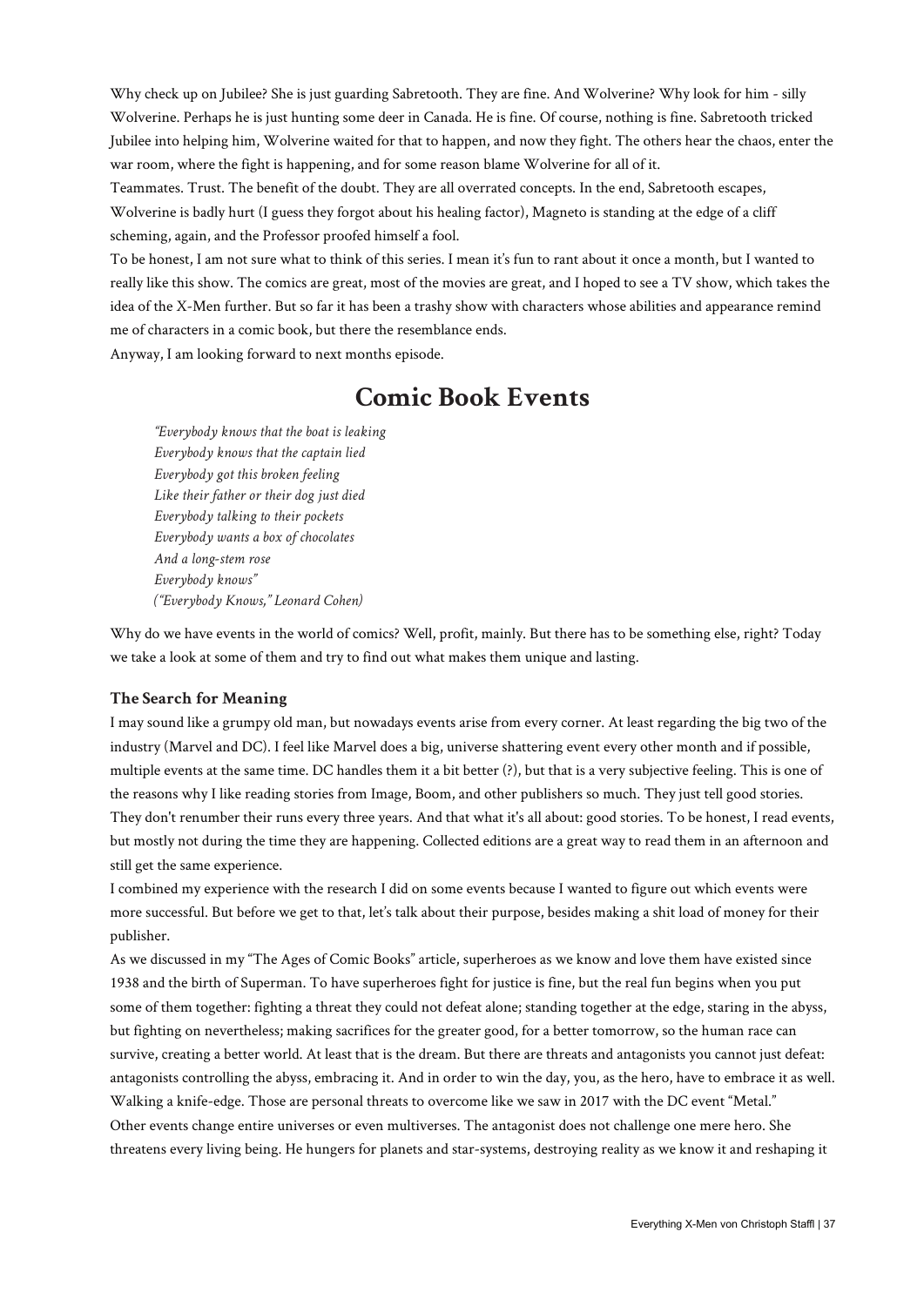Why check up on Jubilee? She is just guarding Sabretooth. They are fine. And Wolverine? Why look for him - silly Wolverine. Perhaps he is just hunting some deer in Canada. He is fine. Of course, nothing is fine. Sabretooth tricked Jubilee into helping him, Wolverine waited for that to happen, and now they fight. The others hear the chaos, enter the war room, where the fight is happening, and for some reason blame Wolverine for all of it.

Teammates. Trust. The benefit of the doubt. They are all overrated concepts. In the end, Sabretooth escapes, Wolverine is badly hurt (I guess they forgot about his healing factor), Magneto is standing at the edge of a cliff scheming, again, and the Professor proofed himself a fool.

To be honest, I am not sure what to think of this series. I mean it's fun to rant about it once a month, but I wanted to really like this show. The comics are great, most of the movies are great, and I hoped to see a TV show, which takes the idea of the X-Men further. But so far it has been a trashy show with characters whose abilities and appearance remind me of characters in a comic book, but there the resemblance ends.

Anyway, I am looking forward to next months episode.

# Comic Book Events

> *"Everybody knows that the boat is leaking*
> *Everybody knows that the captain lied*
> *Everybody got this broken feeling*
> *Like their father or their dog just died*
> *Everybody talking to their pockets*
> *Everybody wants a box of chocolates*
> *And a long-stem rose*
> *Everybody knows"*
> *("Everybody Knows," Leonard Cohen)*

Why do we have events in the world of comics? Well, profit, mainly. But there has to be something else, right? Today we take a look at some of them and try to find out what makes them unique and lasting.

### The Search for Meaning

I may sound like a grumpy old man, but nowadays events arise from every corner. At least regarding the big two of the industry (Marvel and DC). I feel like Marvel does a big, universe shattering event every other month and if possible, multiple events at the same time. DC handles them it a bit better (?), but that is a very subjective feeling. This is one of the reasons why I like reading stories from Image, Boom, and other publishers so much. They just tell good stories. They don't renumber their runs every three years. And that what it's all about: good stories. To be honest, I read events, but mostly not during the time they are happening. Collected editions are a great way to read them in an afternoon and still get the same experience.

I combined my experience with the research I did on some events because I wanted to figure out which events were more successful. But before we get to that, let's talk about their purpose, besides making a shit load of money for their publisher.

As we discussed in my "The Ages of Comic Books" article, superheroes as we know and love them have existed since 1938 and the birth of Superman. To have superheroes fight for justice is fine, but the real fun begins when you put some of them together: fighting a threat they could not defeat alone; standing together at the edge, staring in the abyss, but fighting on nevertheless; making sacrifices for the greater good, for a better tomorrow, so the human race can survive, creating a better world. At least that is the dream. But there are threats and antagonists you cannot just defeat: antagonists controlling the abyss, embracing it. And in order to win the day, you, as the hero, have to embrace it as well. Walking a knife-edge. Those are personal threats to overcome like we saw in 2017 with the DC event "Metal."

Other events change entire universes or even multiverses. The antagonist does not challenge one mere hero. She threatens every living being. He hungers for planets and star-systems, destroying reality as we know it and reshaping it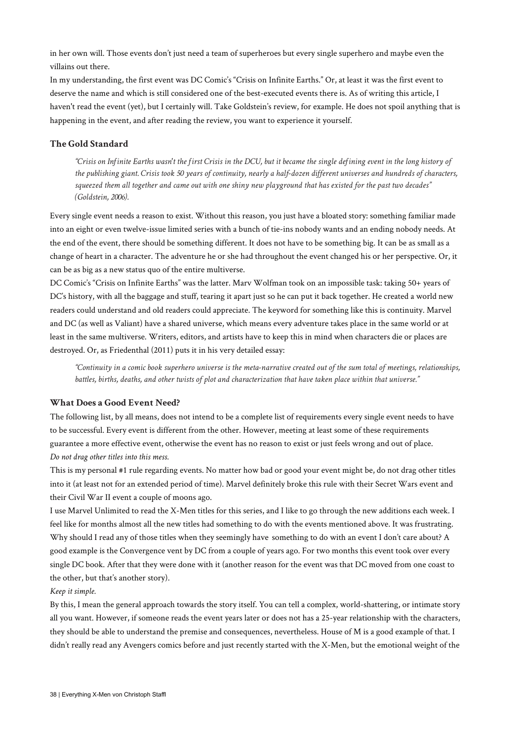in her own will. Those events don't just need a team of superheroes but every single superhero and maybe even the villains out there.

In my understanding, the first event was DC Comic's "Crisis on Infinite Earths." Or, at least it was the first event to deserve the name and which is still considered one of the best-executed events there is. As of writing this article, I haven't read the event (yet), but I certainly will. Take Goldstein's review, for example. He does not spoil anything that is happening in the event, and after reading the review, you want to experience it yourself.

### The Gold Standard

> *"Crisis on Infinite Earths wasn't the first Crisis in the DCU, but it became the single defining event in the long history of the publishing giant. Crisis took 50 years of continuity, nearly a half-dozen different universes and hundreds of characters, squeezed them all together and came out with one shiny new playground that has existed for the past two decades" (Goldstein, 2006).*

Every single event needs a reason to exist. Without this reason, you just have a bloated story: something familiar made into an eight or even twelve-issue limited series with a bunch of tie-ins nobody wants and an ending nobody needs. At the end of the event, there should be something different. It does not have to be something big. It can be as small as a change of heart in a character. The adventure he or she had throughout the event changed his or her perspective. Or, it can be as big as a new status quo of the entire multiverse.

DC Comic's "Crisis on Infinite Earths" was the latter. Marv Wolfman took on an impossible task: taking 50+ years of DC's history, with all the baggage and stuff, tearing it apart just so he can put it back together. He created a world new readers could understand and old readers could appreciate. The keyword for something like this is continuity. Marvel and DC (as well as Valiant) have a shared universe, which means every adventure takes place in the same world or at least in the same multiverse. Writers, editors, and artists have to keep this in mind when characters die or places are destroyed. Or, as Friedenthal (2011) puts it in his very detailed essay:

> *"Continuity in a comic book superhero universe is the meta-narrative created out of the sum total of meetings, relationships, battles, births, deaths, and other twists of plot and characterization that have taken place within that universe."*

### What Does a Good Event Need?

The following list, by all means, does not intend to be a complete list of requirements every single event needs to have to be successful. Every event is different from the other. However, meeting at least some of these requirements guarantee a more effective event, otherwise the event has no reason to exist or just feels wrong and out of place.

*Do not drag other titles into this mess.*

This is my personal #1 rule regarding events. No matter how bad or good your event might be, do not drag other titles into it (at least not for an extended period of time). Marvel definitely broke this rule with their Secret Wars event and their Civil War II event a couple of moons ago.

I use Marvel Unlimited to read the X-Men titles for this series, and I like to go through the new additions each week. I feel like for months almost all the new titles had something to do with the events mentioned above. It was frustrating. Why should I read any of those titles when they seemingly have something to do with an event I don't care about? A good example is the Convergence vent by DC from a couple of years ago. For two months this event took over every single DC book. After that they were done with it (another reason for the event was that DC moved from one coast to the other, but that's another story).

*Keep it simple.*

By this, I mean the general approach towards the story itself. You can tell a complex, world-shattering, or intimate story all you want. However, if someone reads the event years later or does not has a 25-year relationship with the characters, they should be able to understand the premise and consequences, nevertheless. House of M is a good example of that. I didn't really read any Avengers comics before and just recently started with the X-Men, but the emotional weight of the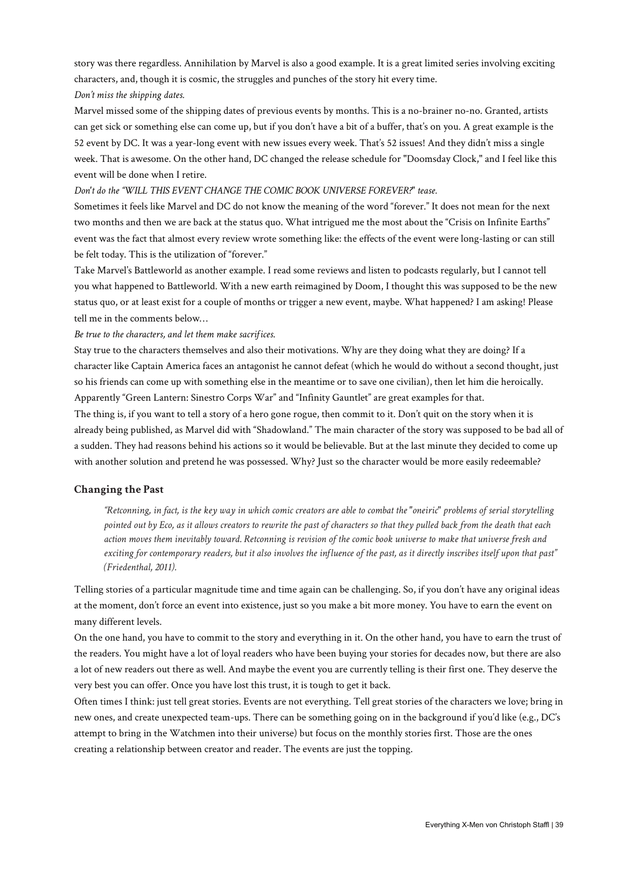story was there regardless. Annihilation by Marvel is also a good example. It is a great limited series involving exciting characters, and, though it is cosmic, the struggles and punches of the story hit every time.

*Don't miss the shipping dates.*

Marvel missed some of the shipping dates of previous events by months. This is a no-brainer no-no. Granted, artists can get sick or something else can come up, but if you don't have a bit of a buffer, that's on you. A great example is the 52 event by DC. It was a year-long event with new issues every week. That's 52 issues! And they didn't miss a single week. That is awesome. On the other hand, DC changed the release schedule for "Doomsday Clock," and I feel like this event will be done when I retire.

*Don't do the "WILL THIS EVENT CHANGE THE COMIC BOOK UNIVERSE FOREVER?" tease.*

Sometimes it feels like Marvel and DC do not know the meaning of the word "forever." It does not mean for the next two months and then we are back at the status quo. What intrigued me the most about the "Crisis on Infinite Earths" event was the fact that almost every review wrote something like: the effects of the event were long-lasting or can still be felt today. This is the utilization of "forever."

Take Marvel's Battleworld as another example. I read some reviews and listen to podcasts regularly, but I cannot tell you what happened to Battleworld. With a new earth reimagined by Doom, I thought this was supposed to be the new status quo, or at least exist for a couple of months or trigger a new event, maybe. What happened? I am asking! Please tell me in the comments below…

*Be true to the characters, and let them make sacrifices.*

Stay true to the characters themselves and also their motivations. Why are they doing what they are doing? If a character like Captain America faces an antagonist he cannot defeat (which he would do without a second thought, just so his friends can come up with something else in the meantime or to save one civilian), then let him die heroically. Apparently "Green Lantern: Sinestro Corps War" and "Infinity Gauntlet" are great examples for that.

The thing is, if you want to tell a story of a hero gone rogue, then commit to it. Don't quit on the story when it is already being published, as Marvel did with "Shadowland." The main character of the story was supposed to be bad all of a sudden. They had reasons behind his actions so it would be believable. But at the last minute they decided to come up with another solution and pretend he was possessed. Why? Just so the character would be more easily redeemable?

### Changing the Past

> *"Retconning, in fact, is the key way in which comic creators are able to combat the "oneiric" problems of serial storytelling pointed out by Eco, as it allows creators to rewrite the past of characters so that they pulled back from the death that each action moves them inevitably toward. Retconning is revision of the comic book universe to make that universe fresh and exciting for contemporary readers, but it also involves the influence of the past, as it directly inscribes itself upon that past" (Friedenthal, 2011).*

Telling stories of a particular magnitude time and time again can be challenging. So, if you don't have any original ideas at the moment, don't force an event into existence, just so you make a bit more money. You have to earn the event on many different levels.

On the one hand, you have to commit to the story and everything in it. On the other hand, you have to earn the trust of the readers. You might have a lot of loyal readers who have been buying your stories for decades now, but there are also a lot of new readers out there as well. And maybe the event you are currently telling is their first one. They deserve the very best you can offer. Once you have lost this trust, it is tough to get it back.

Often times I think: just tell great stories. Events are not everything. Tell great stories of the characters we love; bring in new ones, and create unexpected team-ups. There can be something going on in the background if you'd like (e.g., DC's attempt to bring in the Watchmen into their universe) but focus on the monthly stories first. Those are the ones creating a relationship between creator and reader. The events are just the topping.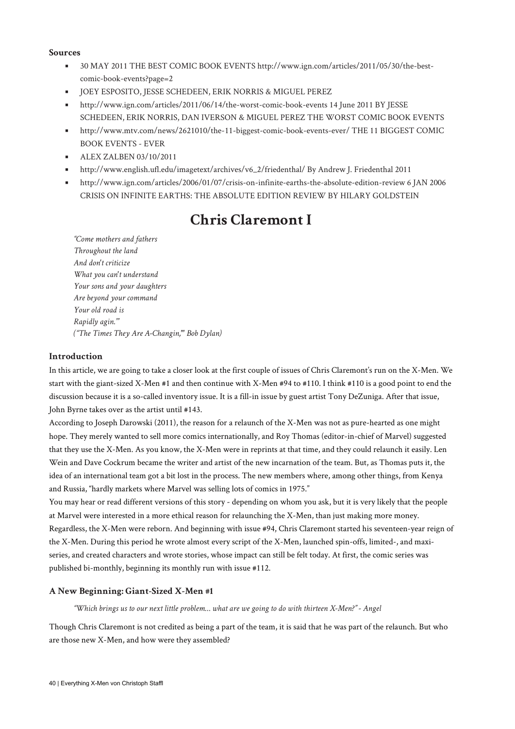### Sources

- 30 MAY 2011 THE BEST COMIC BOOK EVENTS http://www.ign.com/articles/2011/05/30/the-best-comic-book-events?page=2
- JOEY ESPOSITO, JESSE SCHEDEEN, ERIK NORRIS & MIGUEL PEREZ
- http://www.ign.com/articles/2011/06/14/the-worst-comic-book-events 14 June 2011 BY JESSE SCHEDEEN, ERIK NORRIS, DAN IVERSON & MIGUEL PEREZ THE WORST COMIC BOOK EVENTS
- http://www.mtv.com/news/2621010/the-11-biggest-comic-book-events-ever/ THE 11 BIGGEST COMIC BOOK EVENTS - EVER
- ALEX ZALBEN 03/10/2011
- http://www.english.ufl.edu/imagetext/archives/v6_2/friedenthal/ By Andrew J. Friedenthal 2011
- http://www.ign.com/articles/2006/01/07/crisis-on-infinite-earths-the-absolute-edition-review 6 JAN 2006 CRISIS ON INFINITE EARTHS: THE ABSOLUTE EDITION REVIEW BY HILARY GOLDSTEIN

# Chris Claremont I

*"Come mothers and fathers*
*Throughout the land*
*And don't criticize*
*What you can't understand*
*Your sons and your daughters*
*Are beyond your command*
*Your old road is*
*Rapidly agin.'"*
*("The Times They Are A-Changin,'" Bob Dylan)*

### Introduction

In this article, we are going to take a closer look at the first couple of issues of Chris Claremont's run on the X-Men. We start with the giant-sized X-Men #1 and then continue with X-Men #94 to #110. I think #110 is a good point to end the discussion because it is a so-called inventory issue. It is a fill-in issue by guest artist Tony DeZuniga. After that issue, John Byrne takes over as the artist until #143.

According to Joseph Darowski (2011), the reason for a relaunch of the X-Men was not as pure-hearted as one might hope. They merely wanted to sell more comics internationally, and Roy Thomas (editor-in-chief of Marvel) suggested that they use the X-Men. As you know, the X-Men were in reprints at that time, and they could relaunch it easily. Len Wein and Dave Cockrum became the writer and artist of the new incarnation of the team. But, as Thomas puts it, the idea of an international team got a bit lost in the process. The new members where, among other things, from Kenya and Russia, "hardly markets where Marvel was selling lots of comics in 1975."

You may hear or read different versions of this story - depending on whom you ask, but it is very likely that the people at Marvel were interested in a more ethical reason for relaunching the X-Men, than just making more money. Regardless, the X-Men were reborn. And beginning with issue #94, Chris Claremont started his seventeen-year reign of the X-Men. During this period he wrote almost every script of the X-Men, launched spin-offs, limited-, and maxi-series, and created characters and wrote stories, whose impact can still be felt today. At first, the comic series was published bi-monthly, beginning its monthly run with issue #112.

### A New Beginning: Giant-Sized X-Men #1

*"Which brings us to our next little problem... what are we going to do with thirteen X-Men?" - Angel*

Though Chris Claremont is not credited as being a part of the team, it is said that he was part of the relaunch. But who are those new X-Men, and how were they assembled?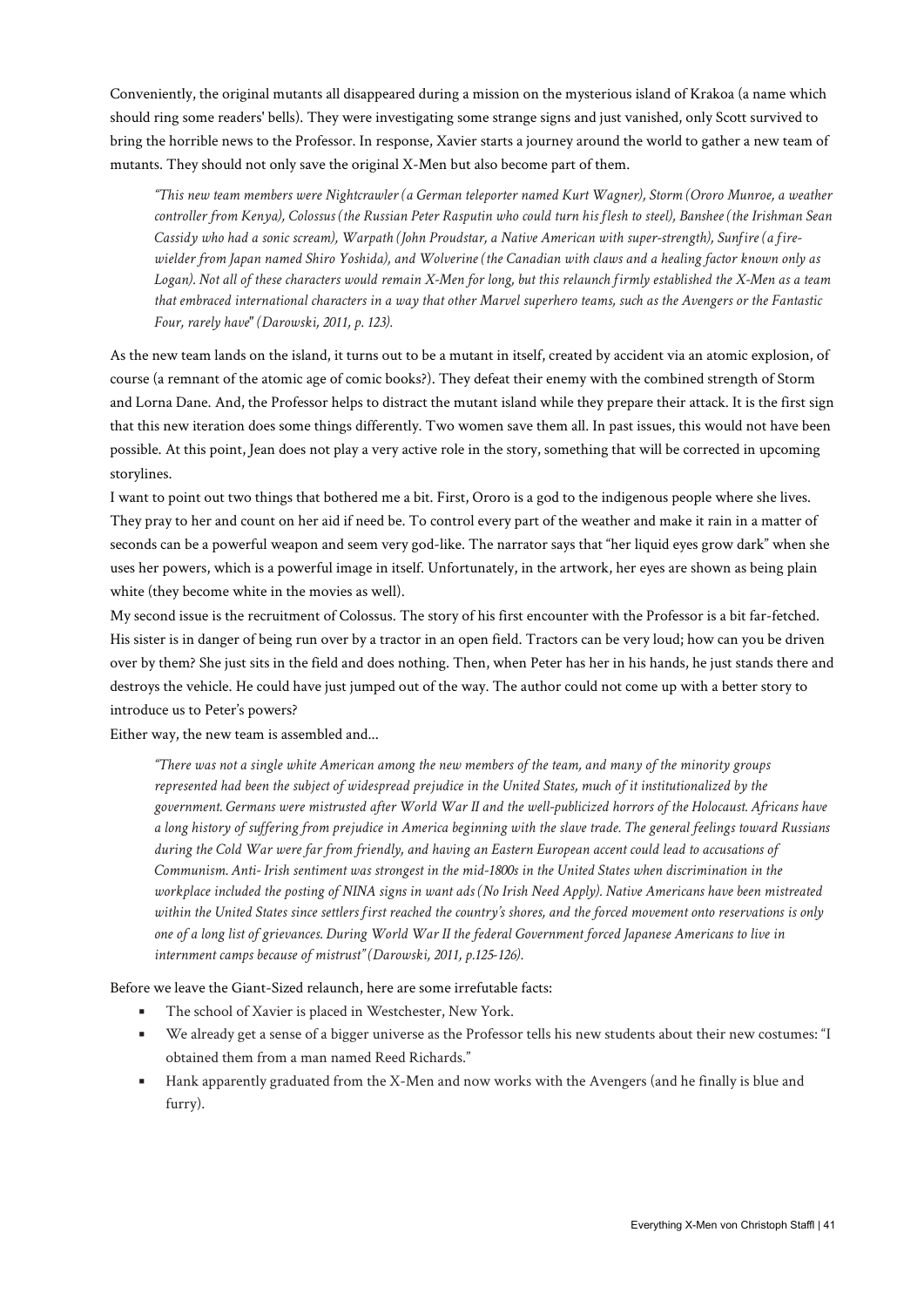Conveniently, the original mutants all disappeared during a mission on the mysterious island of Krakoa (a name which should ring some readers' bells). They were investigating some strange signs and just vanished, only Scott survived to bring the horrible news to the Professor. In response, Xavier starts a journey around the world to gather a new team of mutants. They should not only save the original X-Men but also become part of them.

> *"This new team members were Nightcrawler (a German teleporter named Kurt Wagner), Storm (Ororo Munroe, a weather controller from Kenya), Colossus (the Russian Peter Rasputin who could turn his flesh to steel), Banshee (the Irishman Sean Cassidy who had a sonic scream), Warpath (John Proudstar, a Native American with super-strength), Sunfire (a fire-wielder from Japan named Shiro Yoshida), and Wolverine (the Canadian with claws and a healing factor known only as Logan). Not all of these characters would remain X-Men for long, but this relaunch firmly established the X-Men as a team that embraced international characters in a way that other Marvel superhero teams, such as the Avengers or the Fantastic Four, rarely have" (Darowski, 2011, p. 123).*

As the new team lands on the island, it turns out to be a mutant in itself, created by accident via an atomic explosion, of course (a remnant of the atomic age of comic books?). They defeat their enemy with the combined strength of Storm and Lorna Dane. And, the Professor helps to distract the mutant island while they prepare their attack. It is the first sign that this new iteration does some things differently. Two women save them all. In past issues, this would not have been possible. At this point, Jean does not play a very active role in the story, something that will be corrected in upcoming storylines.

I want to point out two things that bothered me a bit. First, Ororo is a god to the indigenous people where she lives. They pray to her and count on her aid if need be. To control every part of the weather and make it rain in a matter of seconds can be a powerful weapon and seem very god-like. The narrator says that "her liquid eyes grow dark" when she uses her powers, which is a powerful image in itself. Unfortunately, in the artwork, her eyes are shown as being plain white (they become white in the movies as well).

My second issue is the recruitment of Colossus. The story of his first encounter with the Professor is a bit far-fetched. His sister is in danger of being run over by a tractor in an open field. Tractors can be very loud; how can you be driven over by them? She just sits in the field and does nothing. Then, when Peter has her in his hands, he just stands there and destroys the vehicle. He could have just jumped out of the way. The author could not come up with a better story to introduce us to Peter's powers?

Either way, the new team is assembled and...

> *"There was not a single white American among the new members of the team, and many of the minority groups represented had been the subject of widespread prejudice in the United States, much of it institutionalized by the government. Germans were mistrusted after World War II and the well-publicized horrors of the Holocaust. Africans have a long history of suffering from prejudice in America beginning with the slave trade. The general feelings toward Russians during the Cold War were far from friendly, and having an Eastern European accent could lead to accusations of Communism. Anti- Irish sentiment was strongest in the mid-1800s in the United States when discrimination in the workplace included the posting of NINA signs in want ads (No Irish Need Apply). Native Americans have been mistreated within the United States since settlers first reached the country's shores, and the forced movement onto reservations is only one of a long list of grievances. During World War II the federal Government forced Japanese Americans to live in internment camps because of mistrust" (Darowski, 2011, p.125-126).*

Before we leave the Giant-Sized relaunch, here are some irrefutable facts:

- The school of Xavier is placed in Westchester, New York.
- We already get a sense of a bigger universe as the Professor tells his new students about their new costumes: "I obtained them from a man named Reed Richards."
- Hank apparently graduated from the X-Men and now works with the Avengers (and he finally is blue and furry).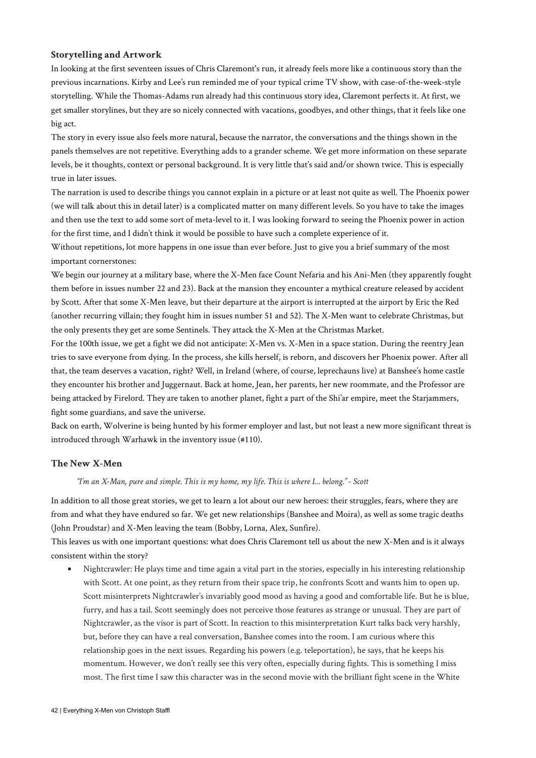### Storytelling and Artwork

In looking at the first seventeen issues of Chris Claremont's run, it already feels more like a continuous story than the previous incarnations. Kirby and Lee's run reminded me of your typical crime TV show, with case-of-the-week-style storytelling. While the Thomas-Adams run already had this continuous story idea, Claremont perfects it. At first, we get smaller storylines, but they are so nicely connected with vacations, goodbyes, and other things, that it feels like one big act.

The story in every issue also feels more natural, because the narrator, the conversations and the things shown in the panels themselves are not repetitive. Everything adds to a grander scheme. We get more information on these separate levels, be it thoughts, context or personal background. It is very little that's said and/or shown twice. This is especially true in later issues.

The narration is used to describe things you cannot explain in a picture or at least not quite as well. The Phoenix power (we will talk about this in detail later) is a complicated matter on many different levels. So you have to take the images and then use the text to add some sort of meta-level to it. I was looking forward to seeing the Phoenix power in action for the first time, and I didn't think it would be possible to have such a complete experience of it.

Without repetitions, lot more happens in one issue than ever before. Just to give you a brief summary of the most important cornerstones:

We begin our journey at a military base, where the X-Men face Count Nefaria and his Ani-Men (they apparently fought them before in issues number 22 and 23). Back at the mansion they encounter a mythical creature released by accident by Scott. After that some X-Men leave, but their departure at the airport is interrupted at the airport by Eric the Red (another recurring villain; they fought him in issues number 51 and 52). The X-Men want to celebrate Christmas, but the only presents they get are some Sentinels. They attack the X-Men at the Christmas Market.

For the 100th issue, we get a fight we did not anticipate: X-Men vs. X-Men in a space station. During the reentry Jean tries to save everyone from dying. In the process, she kills herself, is reborn, and discovers her Phoenix power. After all that, the team deserves a vacation, right? Well, in Ireland (where, of course, leprechauns live) at Banshee's home castle they encounter his brother and Juggernaut. Back at home, Jean, her parents, her new roommate, and the Professor are being attacked by Firelord. They are taken to another planet, fight a part of the Shi'ar empire, meet the Starjammers, fight some guardians, and save the universe.

Back on earth, Wolverine is being hunted by his former employer and last, but not least a new more significant threat is introduced through Warhawk in the inventory issue (#110).

### The New X-Men

*"I'm an X-Man, pure and simple. This is my home, my life. This is where I... belong." - Scott*

In addition to all those great stories, we get to learn a lot about our new heroes: their struggles, fears, where they are from and what they have endured so far. We get new relationships (Banshee and Moira), as well as some tragic deaths (John Proudstar) and X-Men leaving the team (Bobby, Lorna, Alex, Sunfire).

This leaves us with one important questions: what does Chris Claremont tell us about the new X-Men and is it always consistent within the story?

- Nightcrawler: He plays time and time again a vital part in the stories, especially in his interesting relationship with Scott. At one point, as they return from their space trip, he confronts Scott and wants him to open up. Scott misinterprets Nightcrawler's invariably good mood as having a good and comfortable life. But he is blue, furry, and has a tail. Scott seemingly does not perceive those features as strange or unusual. They are part of Nightcrawler, as the visor is part of Scott. In reaction to this misinterpretation Kurt talks back very harshly, but, before they can have a real conversation, Banshee comes into the room. I am curious where this relationship goes in the next issues. Regarding his powers (e.g. teleportation), he says, that he keeps his momentum. However, we don't really see this very often, especially during fights. This is something I miss most. The first time I saw this character was in the second movie with the brilliant fight scene in the White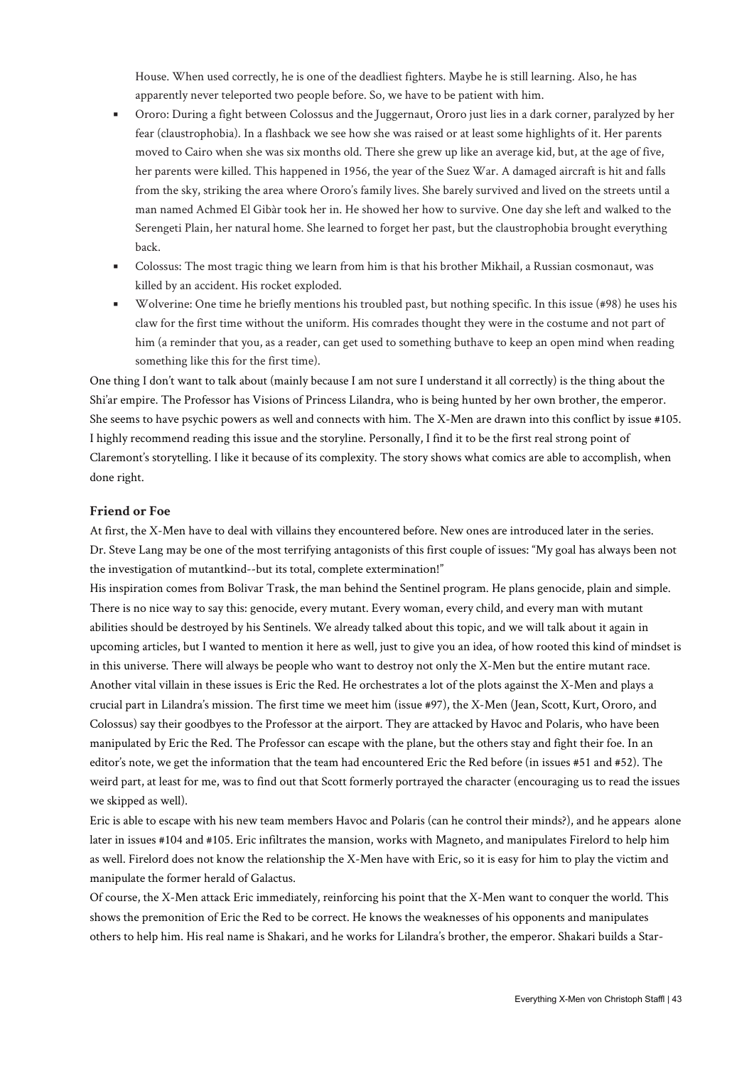House. When used correctly, he is one of the deadliest fighters. Maybe he is still learning. Also, he has apparently never teleported two people before. So, we have to be patient with him.

- Ororo: During a fight between Colossus and the Juggernaut, Ororo just lies in a dark corner, paralyzed by her fear (claustrophobia). In a flashback we see how she was raised or at least some highlights of it. Her parents moved to Cairo when she was six months old. There she grew up like an average kid, but, at the age of five, her parents were killed. This happened in 1956, the year of the Suez War. A damaged aircraft is hit and falls from the sky, striking the area where Ororo's family lives. She barely survived and lived on the streets until a man named Achmed El Gibàr took her in. He showed her how to survive. One day she left and walked to the Serengeti Plain, her natural home. She learned to forget her past, but the claustrophobia brought everything back.
- Colossus: The most tragic thing we learn from him is that his brother Mikhail, a Russian cosmonaut, was killed by an accident. His rocket exploded.
- Wolverine: One time he briefly mentions his troubled past, but nothing specific. In this issue (#98) he uses his claw for the first time without the uniform. His comrades thought they were in the costume and not part of him (a reminder that you, as a reader, can get used to something buthave to keep an open mind when reading something like this for the first time).

One thing I don't want to talk about (mainly because I am not sure I understand it all correctly) is the thing about the Shi'ar empire. The Professor has Visions of Princess Lilandra, who is being hunted by her own brother, the emperor. She seems to have psychic powers as well and connects with him. The X-Men are drawn into this conflict by issue #105. I highly recommend reading this issue and the storyline. Personally, I find it to be the first real strong point of Claremont's storytelling. I like it because of its complexity. The story shows what comics are able to accomplish, when done right.

### Friend or Foe

At first, the X-Men have to deal with villains they encountered before. New ones are introduced later in the series. Dr. Steve Lang may be one of the most terrifying antagonists of this first couple of issues: "My goal has always been not the investigation of mutantkind--but its total, complete extermination!"

His inspiration comes from Bolivar Trask, the man behind the Sentinel program. He plans genocide, plain and simple. There is no nice way to say this: genocide, every mutant. Every woman, every child, and every man with mutant abilities should be destroyed by his Sentinels. We already talked about this topic, and we will talk about it again in upcoming articles, but I wanted to mention it here as well, just to give you an idea, of how rooted this kind of mindset is in this universe. There will always be people who want to destroy not only the X-Men but the entire mutant race.

Another vital villain in these issues is Eric the Red. He orchestrates a lot of the plots against the X-Men and plays a crucial part in Lilandra's mission. The first time we meet him (issue #97), the X-Men (Jean, Scott, Kurt, Ororo, and Colossus) say their goodbyes to the Professor at the airport. They are attacked by Havoc and Polaris, who have been manipulated by Eric the Red. The Professor can escape with the plane, but the others stay and fight their foe. In an editor's note, we get the information that the team had encountered Eric the Red before (in issues #51 and #52). The weird part, at least for me, was to find out that Scott formerly portrayed the character (encouraging us to read the issues we skipped as well).

Eric is able to escape with his new team members Havoc and Polaris (can he control their minds?), and he appears alone later in issues #104 and #105. Eric infiltrates the mansion, works with Magneto, and manipulates Firelord to help him as well. Firelord does not know the relationship the X-Men have with Eric, so it is easy for him to play the victim and manipulate the former herald of Galactus.

Of course, the X-Men attack Eric immediately, reinforcing his point that the X-Men want to conquer the world. This shows the premonition of Eric the Red to be correct. He knows the weaknesses of his opponents and manipulates others to help him. His real name is Shakari, and he works for Lilandra's brother, the emperor. Shakari builds a Star-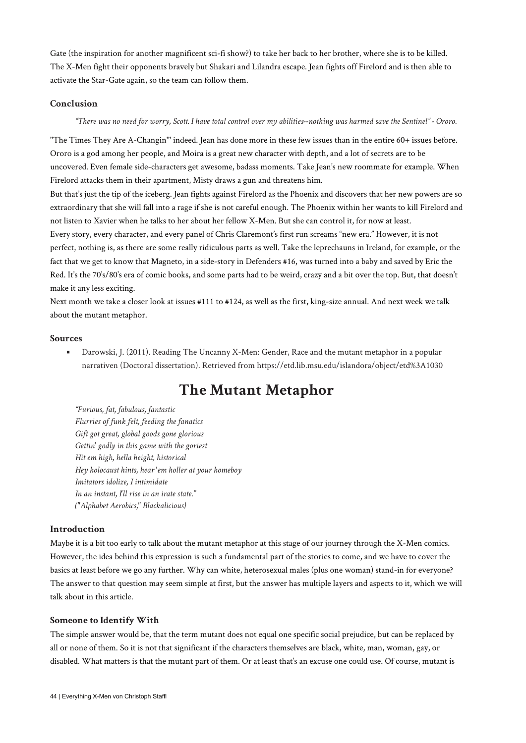Gate (the inspiration for another magnificent sci-fi show?) to take her back to her brother, where she is to be killed. The X-Men fight their opponents bravely but Shakari and Lilandra escape. Jean fights off Firelord and is then able to activate the Star-Gate again, so the team can follow them.

### Conclusion

*"There was no need for worry, Scott. I have total control over my abilities--nothing was harmed save the Sentinel" - Ororo.*

"The Times They Are A-Changin'" indeed. Jean has done more in these few issues than in the entire 60+ issues before. Ororo is a god among her people, and Moira is a great new character with depth, and a lot of secrets are to be uncovered. Even female side-characters get awesome, badass moments. Take Jean's new roommate for example. When Firelord attacks them in their apartment, Misty draws a gun and threatens him.

But that's just the tip of the iceberg. Jean fights against Firelord as the Phoenix and discovers that her new powers are so extraordinary that she will fall into a rage if she is not careful enough. The Phoenix within her wants to kill Firelord and not listen to Xavier when he talks to her about her fellow X-Men. But she can control it, for now at least.

Every story, every character, and every panel of Chris Claremont's first run screams "new era." However, it is not perfect, nothing is, as there are some really ridiculous parts as well. Take the leprechauns in Ireland, for example, or the fact that we get to know that Magneto, in a side-story in Defenders #16, was turned into a baby and saved by Eric the Red. It's the 70's/80's era of comic books, and some parts had to be weird, crazy and a bit over the top. But, that doesn't make it any less exciting.

Next month we take a closer look at issues #111 to #124, as well as the first, king-size annual. And next week we talk about the mutant metaphor.

### Sources

- Darowski, J. (2011). Reading The Uncanny X-Men: Gender, Race and the mutant metaphor in a popular narrativen (Doctoral dissertation). Retrieved from https://etd.lib.msu.edu/islandora/object/etd%3A1030

# The Mutant Metaphor

*"Furious, fat, fabulous, fantastic*
*Flurries of funk felt, feeding the fanatics*
*Gift got great, global goods gone glorious*
*Gettin' godly in this game with the goriest*
*Hit em high, hella height, historical*
*Hey holocaust hints, hear 'em holler at your homeboy*
*Imitators idolize, I intimidate*
*In an instant, I'll rise in an irate state."*
*("Alphabet Aerobics," Blackalicious)*

### Introduction

Maybe it is a bit too early to talk about the mutant metaphor at this stage of our journey through the X-Men comics. However, the idea behind this expression is such a fundamental part of the stories to come, and we have to cover the basics at least before we go any further. Why can white, heterosexual males (plus one woman) stand-in for everyone? The answer to that question may seem simple at first, but the answer has multiple layers and aspects to it, which we will talk about in this article.

### Someone to Identify With

The simple answer would be, that the term mutant does not equal one specific social prejudice, but can be replaced by all or none of them. So it is not that significant if the characters themselves are black, white, man, woman, gay, or disabled. What matters is that the mutant part of them. Or at least that's an excuse one could use. Of course, mutant is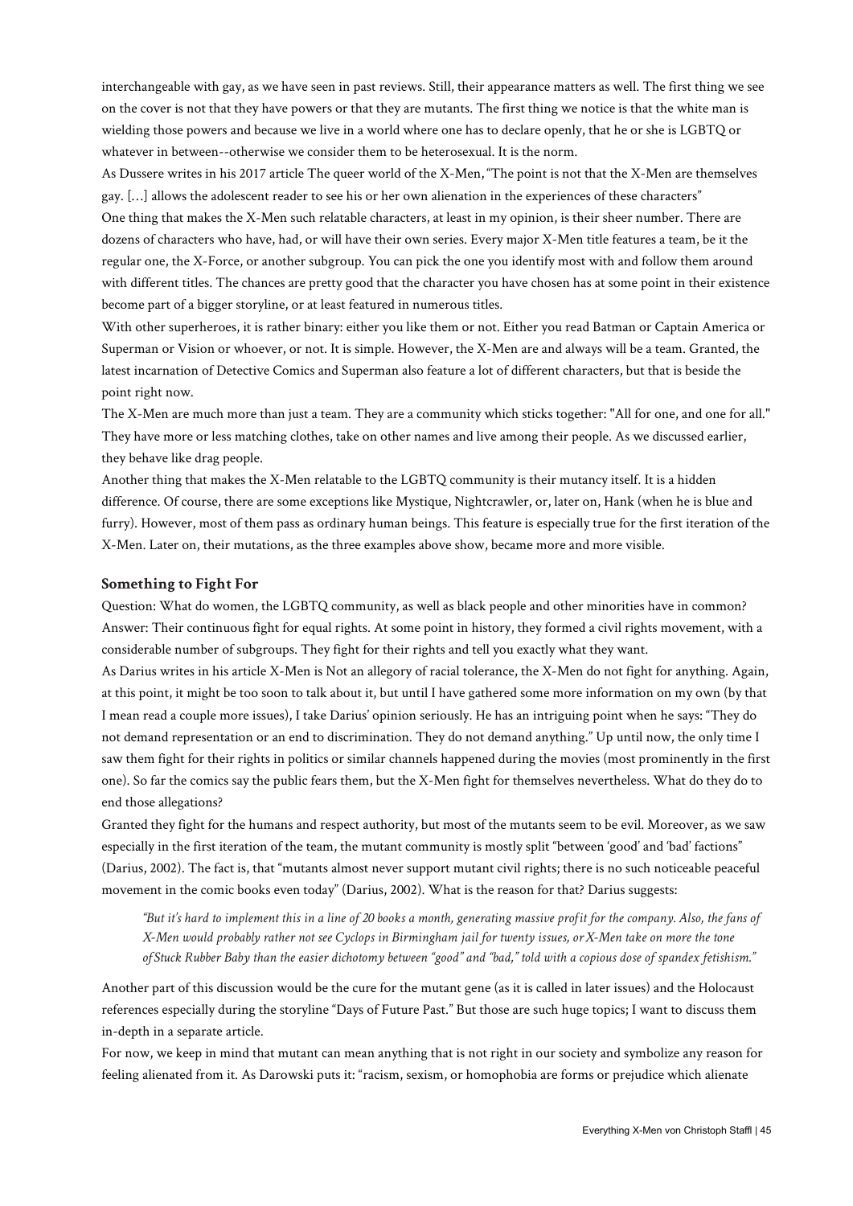interchangeable with gay, as we have seen in past reviews. Still, their appearance matters as well. The first thing we see on the cover is not that they have powers or that they are mutants. The first thing we notice is that the white man is wielding those powers and because we live in a world where one has to declare openly, that he or she is LGBTQ or whatever in between--otherwise we consider them to be heterosexual. It is the norm.

As Dussere writes in his 2017 article The queer world of the X-Men, "The point is not that the X-Men are themselves gay. […] allows the adolescent reader to see his or her own alienation in the experiences of these characters"

One thing that makes the X-Men such relatable characters, at least in my opinion, is their sheer number. There are dozens of characters who have, had, or will have their own series. Every major X-Men title features a team, be it the regular one, the X-Force, or another subgroup. You can pick the one you identify most with and follow them around with different titles. The chances are pretty good that the character you have chosen has at some point in their existence become part of a bigger storyline, or at least featured in numerous titles.

With other superheroes, it is rather binary: either you like them or not. Either you read Batman or Captain America or Superman or Vision or whoever, or not. It is simple. However, the X-Men are and always will be a team. Granted, the latest incarnation of Detective Comics and Superman also feature a lot of different characters, but that is beside the point right now.

The X-Men are much more than just a team. They are a community which sticks together: "All for one, and one for all." They have more or less matching clothes, take on other names and live among their people. As we discussed earlier, they behave like drag people.

Another thing that makes the X-Men relatable to the LGBTQ community is their mutancy itself. It is a hidden difference. Of course, there are some exceptions like Mystique, Nightcrawler, or, later on, Hank (when he is blue and furry). However, most of them pass as ordinary human beings. This feature is especially true for the first iteration of the X-Men. Later on, their mutations, as the three examples above show, became more and more visible.

### Something to Fight For

Question: What do women, the LGBTQ community, as well as black people and other minorities have in common? Answer: Their continuous fight for equal rights. At some point in history, they formed a civil rights movement, with a considerable number of subgroups. They fight for their rights and tell you exactly what they want.

As Darius writes in his article X-Men is Not an allegory of racial tolerance, the X-Men do not fight for anything. Again, at this point, it might be too soon to talk about it, but until I have gathered some more information on my own (by that I mean read a couple more issues), I take Darius' opinion seriously. He has an intriguing point when he says: "They do not demand representation or an end to discrimination. They do not demand anything." Up until now, the only time I saw them fight for their rights in politics or similar channels happened during the movies (most prominently in the first one). So far the comics say the public fears them, but the X-Men fight for themselves nevertheless. What do they do to end those allegations?

Granted they fight for the humans and respect authority, but most of the mutants seem to be evil. Moreover, as we saw especially in the first iteration of the team, the mutant community is mostly split "between 'good' and 'bad' factions" (Darius, 2002). The fact is, that "mutants almost never support mutant civil rights; there is no such noticeable peaceful movement in the comic books even today" (Darius, 2002). What is the reason for that? Darius suggests:

> *"But it's hard to implement this in a line of 20 books a month, generating massive profit for the company. Also, the fans of X-Men would probably rather not see Cyclops in Birmingham jail for twenty issues, or X-Men take on more the tone of Stuck Rubber Baby than the easier dichotomy between "good" and "bad," told with a copious dose of spandex fetishism."*

Another part of this discussion would be the cure for the mutant gene (as it is called in later issues) and the Holocaust references especially during the storyline "Days of Future Past." But those are such huge topics; I want to discuss them in-depth in a separate article.

For now, we keep in mind that mutant can mean anything that is not right in our society and symbolize any reason for feeling alienated from it. As Darowski puts it: "racism, sexism, or homophobia are forms or prejudice which alienate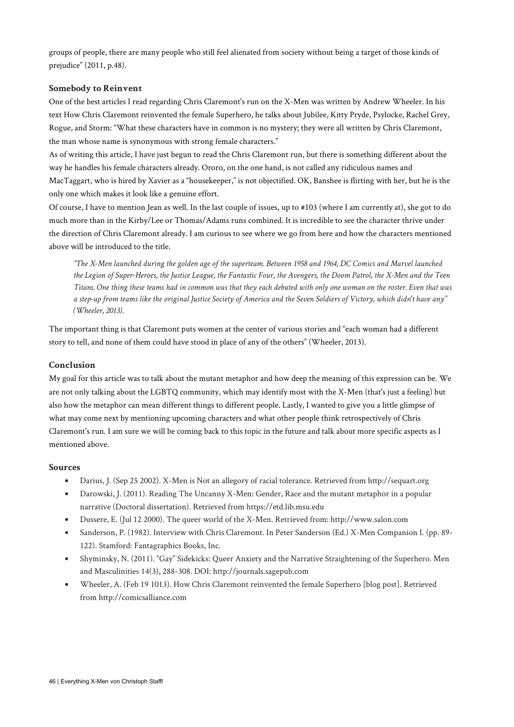groups of people, there are many people who still feel alienated from society without being a target of those kinds of prejudice" (2011, p.48).

### Somebody to Reinvent

One of the best articles I read regarding Chris Claremont's run on the X-Men was written by Andrew Wheeler. In his text How Chris Claremont reinvented the female Superhero, he talks about Jubilee, Kitty Pryde, Psylocke, Rachel Grey, Rogue, and Storm: "What these characters have in common is no mystery; they were all written by Chris Claremont, the man whose name is synonymous with strong female characters."

As of writing this article, I have just begun to read the Chris Claremont run, but there is something different about the way he handles his female characters already. Ororo, on the one hand, is not called any ridiculous names and MacTaggart, who is hired by Xavier as a "housekeeper," is not objectified. OK, Banshee is flirting with her, but he is the only one which makes it look like a genuine effort.

Of course, I have to mention Jean as well. In the last couple of issues, up to #103 (where I am currently at), she got to do much more than in the Kirby/Lee or Thomas/Adams runs combined. It is incredible to see the character thrive under the direction of Chris Claremont already. I am curious to see where we go from here and how the characters mentioned above will be introduced to the title.

> *"The X-Men launched during the golden age of the superteam. Between 1958 and 1964, DC Comics and Marvel launched the Legion of Super-Heroes, the Justice League, the Fantastic Four, the Avengers, the Doom Patrol, the X-Men and the Teen Titans. One thing these teams had in common was that they each debuted with only one woman on the roster. Even that was a step-up from teams like the original Justice Society of America and the Seven Soldiers of Victory, which didn't have any" (Wheeler, 2013).*

The important thing is that Claremont puts women at the center of various stories and "each woman had a different story to tell, and none of them could have stood in place of any of the others" (Wheeler, 2013).

### Conclusion

My goal for this article was to talk about the mutant metaphor and how deep the meaning of this expression can be. We are not only talking about the LGBTQ community, which may identify most with the X-Men (that's just a feeling) but also how the metaphor can mean different things to different people. Lastly, I wanted to give you a little glimpse of what may come next by mentioning upcoming characters and what other people think retrospectively of Chris Claremont's run. I am sure we will be coming back to this topic in the future and talk about more specific aspects as I mentioned above.

### Sources

- Darius, J. (Sep 25 2002). X-Men is Not an allegory of racial tolerance. Retrieved from http://sequart.org
- Darowski, J. (2011). Reading The Uncanny X-Men: Gender, Race and the mutant metaphor in a popular narrative (Doctoral dissertation). Retrieved from https://etd.lib.msu.edu
- Dussere, E. (Jul 12 2000). The queer world of the X-Men. Retrieved from: http://www.salon.com
- Sanderson, P. (1982). Interview with Chris Claremont. In Peter Sanderson (Ed.) X-Men Companion I. (pp. 89-122). Stamford: Fantagraphics Books, Inc.
- Shyminsky, N. (2011). "Gay" Sidekicks: Queer Anxiety and the Narrative Straightening of the Superhero. Men and Masculinities 14(3), 288-308. DOI: http://journals.sagepub.com
- Wheeler, A. (Feb 19 1013). How Chris Claremont reinvented the female Superhero [blog post]. Retrieved from http://comicsalliance.com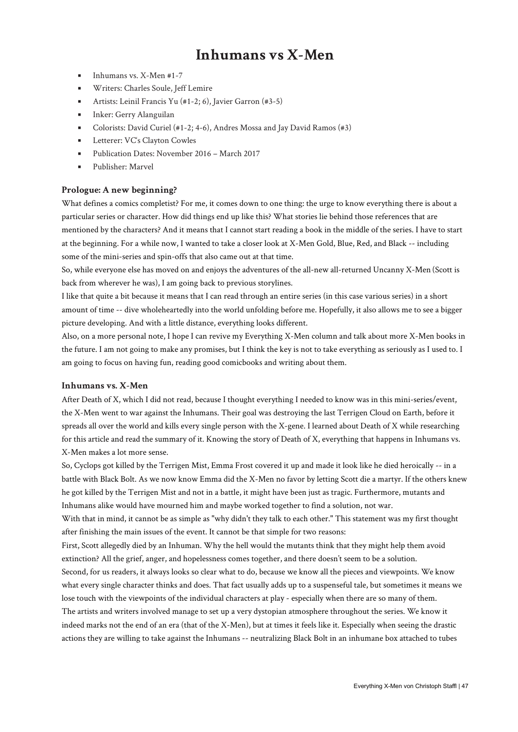# Inhumans vs X-Men

- Inhumans vs. X-Men #1-7
- Writers: Charles Soule, Jeff Lemire
- Artists: Leinil Francis Yu (#1-2; 6), Javier Garron (#3-5)
- Inker: Gerry Alanguilan
- Colorists: David Curiel (#1-2; 4-6), Andres Mossa and Jay David Ramos (#3)
- Letterer: VC's Clayton Cowles
- Publication Dates: November 2016 – March 2017
- Publisher: Marvel

### Prologue: A new beginning?

What defines a comics completist? For me, it comes down to one thing: the urge to know everything there is about a particular series or character. How did things end up like this? What stories lie behind those references that are mentioned by the characters? And it means that I cannot start reading a book in the middle of the series. I have to start at the beginning. For a while now, I wanted to take a closer look at X-Men Gold, Blue, Red, and Black -- including some of the mini-series and spin-offs that also came out at that time.

So, while everyone else has moved on and enjoys the adventures of the all-new all-returned Uncanny X-Men (Scott is back from wherever he was), I am going back to previous storylines.

I like that quite a bit because it means that I can read through an entire series (in this case various series) in a short amount of time -- dive wholeheartedly into the world unfolding before me. Hopefully, it also allows me to see a bigger picture developing. And with a little distance, everything looks different.

Also, on a more personal note, I hope I can revive my Everything X-Men column and talk about more X-Men books in the future. I am not going to make any promises, but I think the key is not to take everything as seriously as I used to. I am going to focus on having fun, reading good comicbooks and writing about them.

### Inhumans vs. X-Men

After Death of X, which I did not read, because I thought everything I needed to know was in this mini-series/event, the X-Men went to war against the Inhumans. Their goal was destroying the last Terrigen Cloud on Earth, before it spreads all over the world and kills every single person with the X-gene. I learned about Death of X while researching for this article and read the summary of it. Knowing the story of Death of X, everything that happens in Inhumans vs. X-Men makes a lot more sense.

So, Cyclops got killed by the Terrigen Mist, Emma Frost covered it up and made it look like he died heroically -- in a battle with Black Bolt. As we now know Emma did the X-Men no favor by letting Scott die a martyr. If the others knew he got killed by the Terrigen Mist and not in a battle, it might have been just as tragic. Furthermore, mutants and Inhumans alike would have mourned him and maybe worked together to find a solution, not war.

With that in mind, it cannot be as simple as "why didn't they talk to each other." This statement was my first thought after finishing the main issues of the event. It cannot be that simple for two reasons:

First, Scott allegedly died by an Inhuman. Why the hell would the mutants think that they might help them avoid extinction? All the grief, anger, and hopelessness comes together, and there doesn't seem to be a solution.

Second, for us readers, it always looks so clear what to do, because we know all the pieces and viewpoints. We know what every single character thinks and does. That fact usually adds up to a suspenseful tale, but sometimes it means we lose touch with the viewpoints of the individual characters at play - especially when there are so many of them.

The artists and writers involved manage to set up a very dystopian atmosphere throughout the series. We know it indeed marks not the end of an era (that of the X-Men), but at times it feels like it. Especially when seeing the drastic actions they are willing to take against the Inhumans -- neutralizing Black Bolt in an inhumane box attached to tubes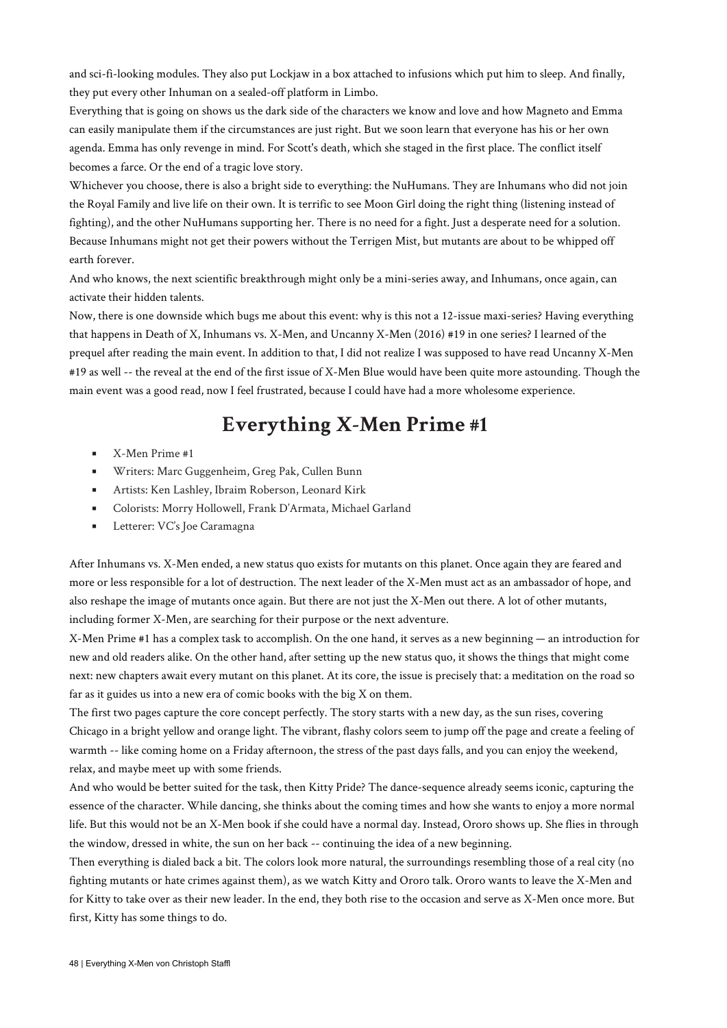and sci-fi-looking modules. They also put Lockjaw in a box attached to infusions which put him to sleep. And finally, they put every other Inhuman on a sealed-off platform in Limbo.

Everything that is going on shows us the dark side of the characters we know and love and how Magneto and Emma can easily manipulate them if the circumstances are just right. But we soon learn that everyone has his or her own agenda. Emma has only revenge in mind. For Scott's death, which she staged in the first place. The conflict itself becomes a farce. Or the end of a tragic love story.

Whichever you choose, there is also a bright side to everything: the NuHumans. They are Inhumans who did not join the Royal Family and live life on their own. It is terrific to see Moon Girl doing the right thing (listening instead of fighting), and the other NuHumans supporting her. There is no need for a fight. Just a desperate need for a solution. Because Inhumans might not get their powers without the Terrigen Mist, but mutants are about to be whipped off earth forever.

And who knows, the next scientific breakthrough might only be a mini-series away, and Inhumans, once again, can activate their hidden talents.

Now, there is one downside which bugs me about this event: why is this not a 12-issue maxi-series? Having everything that happens in Death of X, Inhumans vs. X-Men, and Uncanny X-Men (2016) #19 in one series? I learned of the prequel after reading the main event. In addition to that, I did not realize I was supposed to have read Uncanny X-Men #19 as well -- the reveal at the end of the first issue of X-Men Blue would have been quite more astounding. Though the main event was a good read, now I feel frustrated, because I could have had a more wholesome experience.

## Everything X-Men Prime #1

- X-Men Prime #1
- Writers: Marc Guggenheim, Greg Pak, Cullen Bunn
- Artists: Ken Lashley, Ibraim Roberson, Leonard Kirk
- Colorists: Morry Hollowell, Frank D'Armata, Michael Garland
- Letterer: VC's Joe Caramagna

After Inhumans vs. X-Men ended, a new status quo exists for mutants on this planet. Once again they are feared and more or less responsible for a lot of destruction. The next leader of the X-Men must act as an ambassador of hope, and also reshape the image of mutants once again. But there are not just the X-Men out there. A lot of other mutants, including former X-Men, are searching for their purpose or the next adventure.

X-Men Prime #1 has a complex task to accomplish. On the one hand, it serves as a new beginning — an introduction for new and old readers alike. On the other hand, after setting up the new status quo, it shows the things that might come next: new chapters await every mutant on this planet. At its core, the issue is precisely that: a meditation on the road so far as it guides us into a new era of comic books with the big X on them.

The first two pages capture the core concept perfectly. The story starts with a new day, as the sun rises, covering Chicago in a bright yellow and orange light. The vibrant, flashy colors seem to jump off the page and create a feeling of warmth -- like coming home on a Friday afternoon, the stress of the past days falls, and you can enjoy the weekend, relax, and maybe meet up with some friends.

And who would be better suited for the task, then Kitty Pride? The dance-sequence already seems iconic, capturing the essence of the character. While dancing, she thinks about the coming times and how she wants to enjoy a more normal life. But this would not be an X-Men book if she could have a normal day. Instead, Ororo shows up. She flies in through the window, dressed in white, the sun on her back -- continuing the idea of a new beginning.

Then everything is dialed back a bit. The colors look more natural, the surroundings resembling those of a real city (no fighting mutants or hate crimes against them), as we watch Kitty and Ororo talk. Ororo wants to leave the X-Men and for Kitty to take over as their new leader. In the end, they both rise to the occasion and serve as X-Men once more. But first, Kitty has some things to do.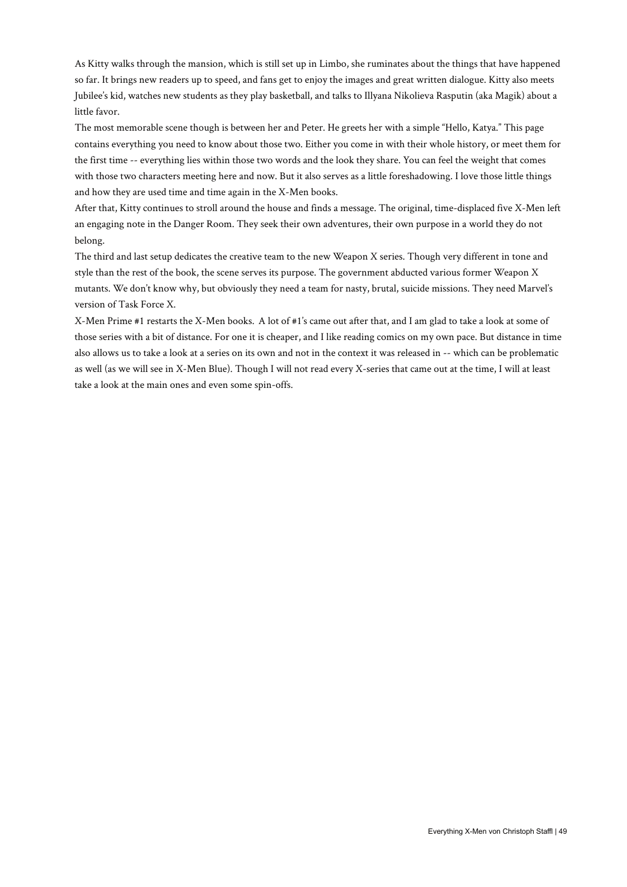As Kitty walks through the mansion, which is still set up in Limbo, she ruminates about the things that have happened so far. It brings new readers up to speed, and fans get to enjoy the images and great written dialogue. Kitty also meets Jubilee's kid, watches new students as they play basketball, and talks to Illyana Nikolieva Rasputin (aka Magik) about a little favor.

The most memorable scene though is between her and Peter. He greets her with a simple "Hello, Katya." This page contains everything you need to know about those two. Either you come in with their whole history, or meet them for the first time -- everything lies within those two words and the look they share. You can feel the weight that comes with those two characters meeting here and now. But it also serves as a little foreshadowing. I love those little things and how they are used time and time again in the X-Men books.

After that, Kitty continues to stroll around the house and finds a message. The original, time-displaced five X-Men left an engaging note in the Danger Room. They seek their own adventures, their own purpose in a world they do not belong.

The third and last setup dedicates the creative team to the new Weapon X series. Though very different in tone and style than the rest of the book, the scene serves its purpose. The government abducted various former Weapon X mutants. We don't know why, but obviously they need a team for nasty, brutal, suicide missions. They need Marvel's version of Task Force X.

X-Men Prime #1 restarts the X-Men books. A lot of #1's came out after that, and I am glad to take a look at some of those series with a bit of distance. For one it is cheaper, and I like reading comics on my own pace. But distance in time also allows us to take a look at a series on its own and not in the context it was released in -- which can be problematic as well (as we will see in X-Men Blue). Though I will not read every X-series that came out at the time, I will at least take a look at the main ones and even some spin-offs.